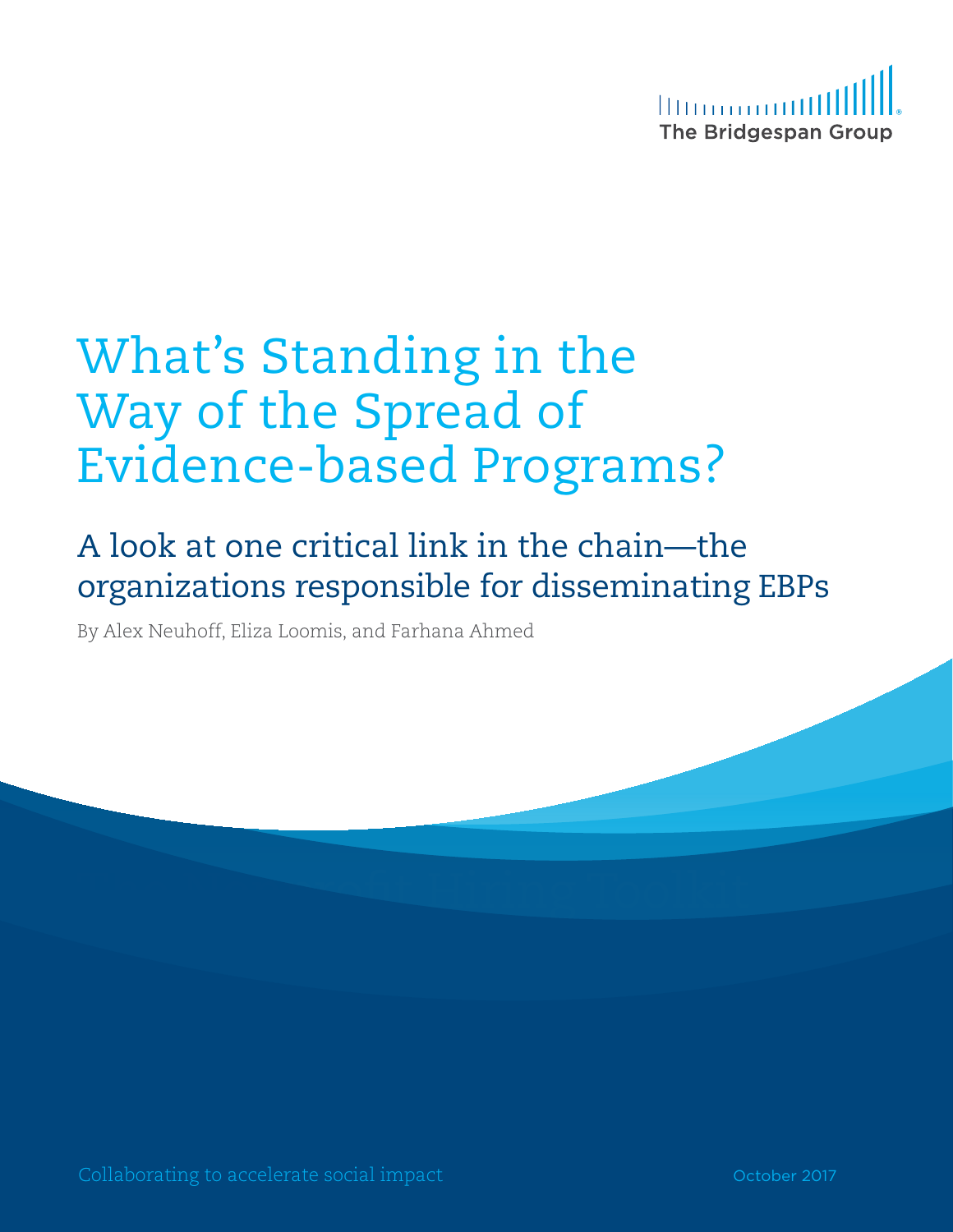The Bridgespan Group

# What's Standing in the Way of the Spread of Evidence-based Programs?

## A look at one critical link in the chain—the organizations responsible for disseminating EBPs

By Alex Neuhoff, Eliza Loomis, and Farhana Ahmed

Collaborating to accelerate social impact

October 2017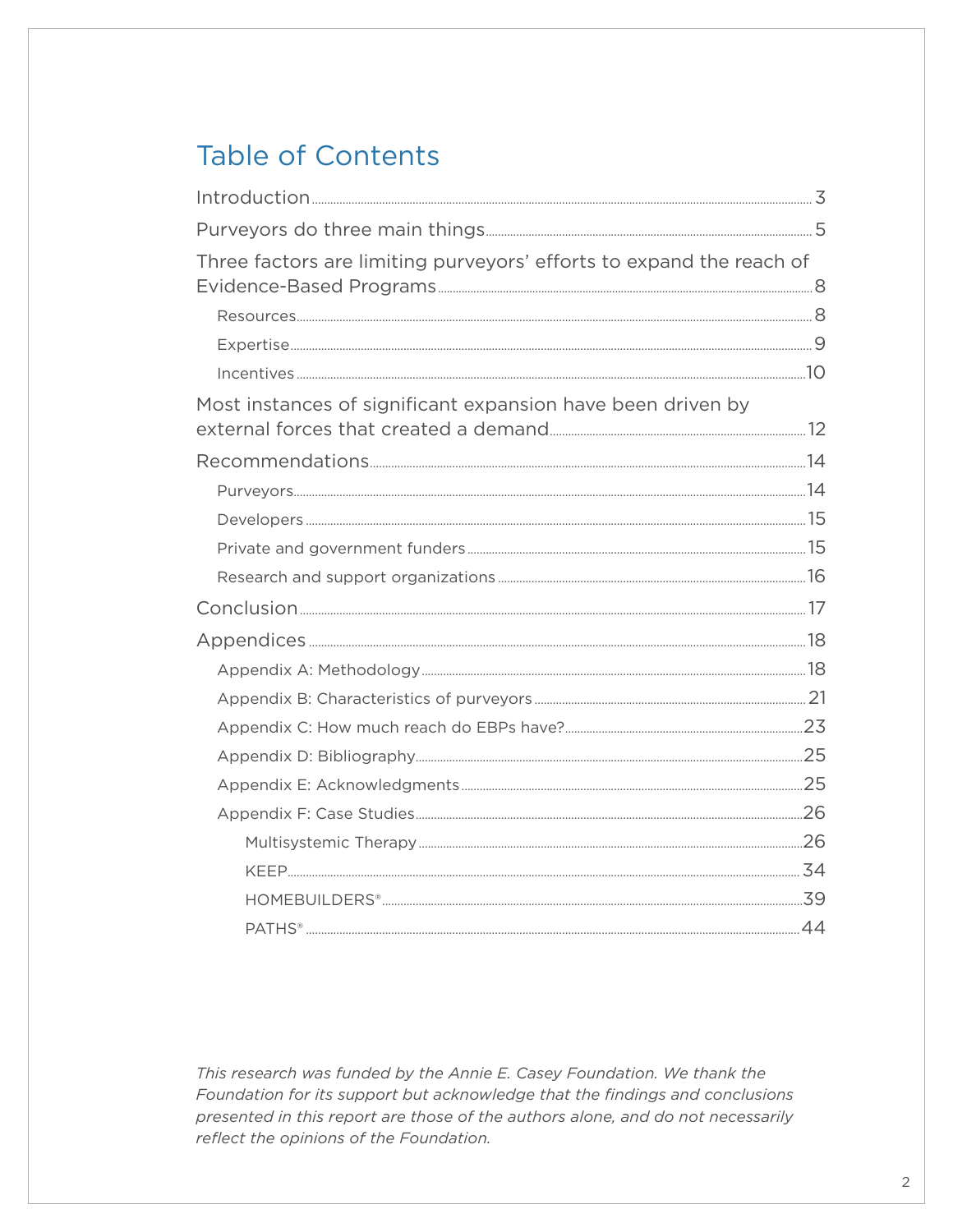# Table of Contents

- Introduction ... 3
- Purveyors do three main things ... 5
- Three factors are limiting purveyors' efforts to expand the reach of Evidence-Based Programs ... 8
  - Resources ... 8
  - Expertise ... 9
  - Incentives ... 10
- Most instances of significant expansion have been driven by external forces that created a demand ... 12
- Recommendations ... 14
  - Purveyors ... 14
  - Developers ... 15
  - Private and government funders ... 15
  - Research and support organizations ... 16
- Conclusion ... 17
- Appendices ... 18
  - Appendix A: Methodology ... 18
  - Appendix B: Characteristics of purveyors ... 21
  - Appendix C: How much reach do EBPs have? ... 23
  - Appendix D: Bibliography ... 25
  - Appendix E: Acknowledgments ... 25
  - Appendix F: Case Studies ... 26
    - Multisystemic Therapy ... 26
    - KEEP ... 34
    - HOMEBUILDERS® ... 39
    - PATHS® ... 44

*This research was funded by the Annie E. Casey Foundation. We thank the Foundation for its support but acknowledge that the findings and conclusions presented in this report are those of the authors alone, and do not necessarily reflect the opinions of the Foundation.*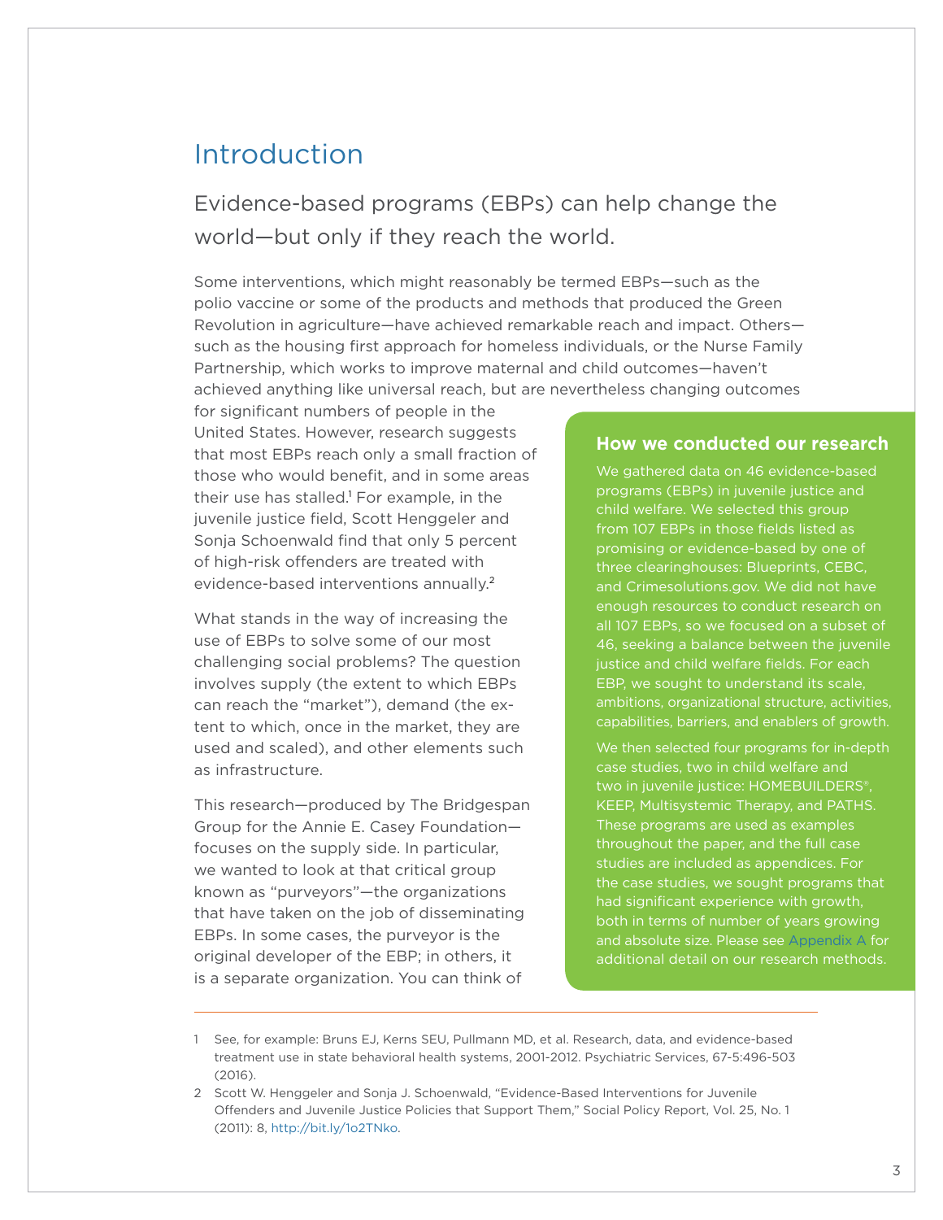# Introduction

## Evidence-based programs (EBPs) can help change the world—but only if they reach the world.

Some interventions, which might reasonably be termed EBPs—such as the polio vaccine or some of the products and methods that produced the Green Revolution in agriculture—have achieved remarkable reach and impact. Others—such as the housing first approach for homeless individuals, or the Nurse Family Partnership, which works to improve maternal and child outcomes—haven't achieved anything like universal reach, but are nevertheless changing outcomes for significant numbers of people in the United States. However, research suggests that most EBPs reach only a small fraction of those who would benefit, and in some areas their use has stalled.[1] For example, in the juvenile justice field, Scott Henggeler and Sonja Schoenwald find that only 5 percent of high-risk offenders are treated with evidence-based interventions annually.[2]

What stands in the way of increasing the use of EBPs to solve some of our most challenging social problems? The question involves supply (the extent to which EBPs can reach the "market"), demand (the extent to which, once in the market, they are used and scaled), and other elements such as infrastructure.

This research—produced by The Bridgespan Group for the Annie E. Casey Foundation—focuses on the supply side. In particular, we wanted to look at that critical group known as "purveyors"—the organizations that have taken on the job of disseminating EBPs. In some cases, the purveyor is the original developer of the EBP; in others, it is a separate organization. You can think of

### How we conducted our research

We gathered data on 46 evidence-based programs (EBPs) in juvenile justice and child welfare. We selected this group from 107 EBPs in those fields listed as promising or evidence-based by one of three clearinghouses: Blueprints, CEBC, and Crimesolutions.gov. We did not have enough resources to conduct research on all 107 EBPs, so we focused on a subset of 46, seeking a balance between the juvenile justice and child welfare fields. For each EBP, we sought to understand its scale, ambitions, organizational structure, activities, capabilities, barriers, and enablers of growth.

We then selected four programs for in-depth case studies, two in child welfare and two in juvenile justice: HOMEBUILDERS®, KEEP, Multisystemic Therapy, and PATHS. These programs are used as examples throughout the paper, and the full case studies are included as appendices. For the case studies, we sought programs that had significant experience with growth, both in terms of number of years growing and absolute size. Please see Appendix A for additional detail on our research methods.

---

1 See, for example: Bruns EJ, Kerns SEU, Pullmann MD, et al. Research, data, and evidence-based treatment use in state behavioral health systems, 2001-2012. Psychiatric Services, 67-5:496-503 (2016).

2 Scott W. Henggeler and Sonja J. Schoenwald, "Evidence-Based Interventions for Juvenile Offenders and Juvenile Justice Policies that Support Them," Social Policy Report, Vol. 25, No. 1 (2011): 8, http://bit.ly/1o2TNko.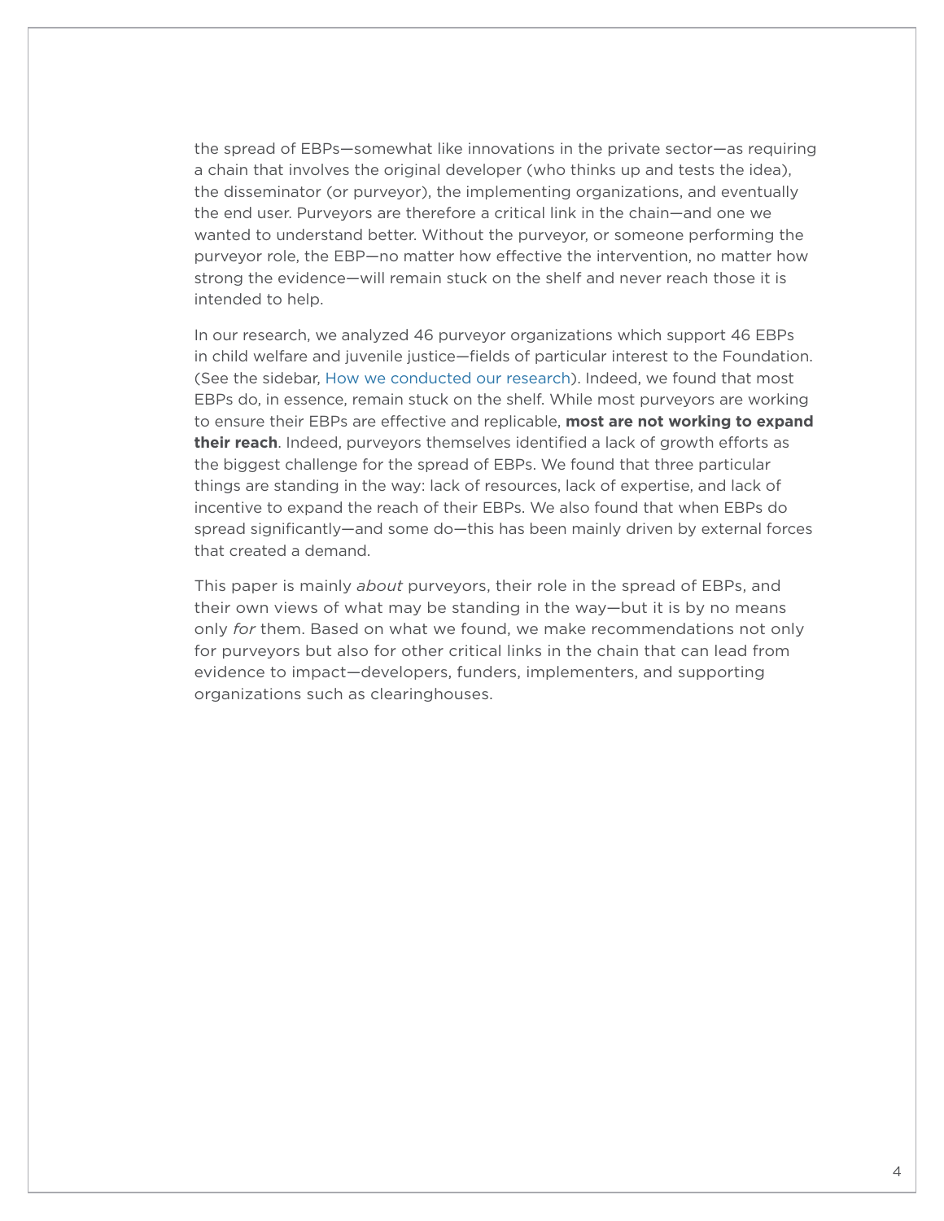the spread of EBPs—somewhat like innovations in the private sector—as requiring a chain that involves the original developer (who thinks up and tests the idea), the disseminator (or purveyor), the implementing organizations, and eventually the end user. Purveyors are therefore a critical link in the chain—and one we wanted to understand better. Without the purveyor, or someone performing the purveyor role, the EBP—no matter how effective the intervention, no matter how strong the evidence—will remain stuck on the shelf and never reach those it is intended to help.

In our research, we analyzed 46 purveyor organizations which support 46 EBPs in child welfare and juvenile justice—fields of particular interest to the Foundation. (See the sidebar, How we conducted our research). Indeed, we found that most EBPs do, in essence, remain stuck on the shelf. While most purveyors are working to ensure their EBPs are effective and replicable, **most are not working to expand their reach**. Indeed, purveyors themselves identified a lack of growth efforts as the biggest challenge for the spread of EBPs. We found that three particular things are standing in the way: lack of resources, lack of expertise, and lack of incentive to expand the reach of their EBPs. We also found that when EBPs do spread significantly—and some do—this has been mainly driven by external forces that created a demand.

This paper is mainly *about* purveyors, their role in the spread of EBPs, and their own views of what may be standing in the way—but it is by no means only *for* them. Based on what we found, we make recommendations not only for purveyors but also for other critical links in the chain that can lead from evidence to impact—developers, funders, implementers, and supporting organizations such as clearinghouses.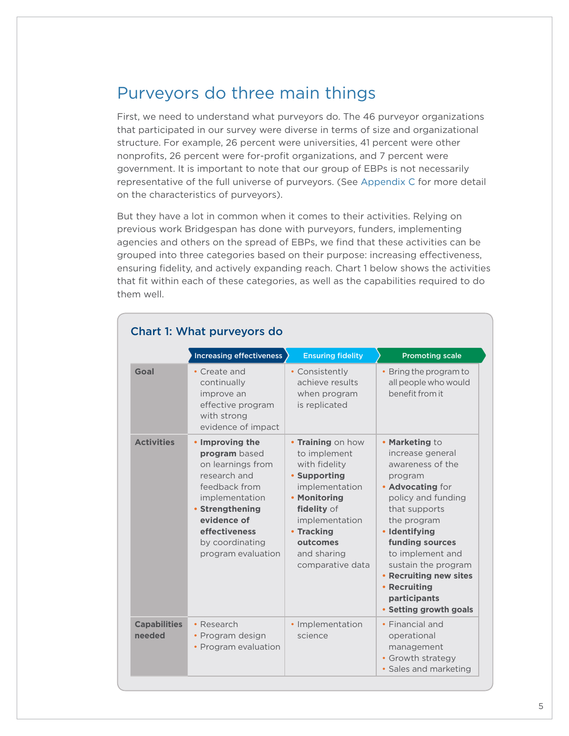## Purveyors do three main things

First, we need to understand what purveyors do. The 46 purveyor organizations that participated in our survey were diverse in terms of size and organizational structure. For example, 26 percent were universities, 41 percent were other nonprofits, 26 percent were for-profit organizations, and 7 percent were government. It is important to note that our group of EBPs is not necessarily representative of the full universe of purveyors. (See Appendix C for more detail on the characteristics of purveyors).

But they have a lot in common when it comes to their activities. Relying on previous work Bridgespan has done with purveyors, funders, implementing agencies and others on the spread of EBPs, we find that these activities can be grouped into three categories based on their purpose: increasing effectiveness, ensuring fidelity, and actively expanding reach. Chart 1 below shows the activities that fit within each of these categories, as well as the capabilities required to do them well.

### Chart 1: What purveyors do

| | Increasing effectiveness | Ensuring fidelity | Promoting scale |
|---|---|---|---|
| **Goal** | • Create and continually improve an effective program with strong evidence of impact | • Consistently achieve results when program is replicated | • Bring the program to all people who would benefit from it |
| **Activities** | • **Improving the program** based on learnings from research and feedback from implementation<br>• **Strengthening evidence of effectiveness** by coordinating program evaluation | • **Training** on how to implement with fidelity<br>• **Supporting** implementation<br>• **Monitoring fidelity** of implementation<br>• **Tracking outcomes** and sharing comparative data | • **Marketing** to increase general awareness of the program<br>• **Advocating** for policy and funding that supports the program<br>• **Identifying funding sources** to implement and sustain the program<br>• **Recruiting new sites**<br>• **Recruiting participants**<br>• **Setting growth goals** |
| **Capabilities needed** | • Research<br>• Program design<br>• Program evaluation | • Implementation science | • Financial and operational management<br>• Growth strategy<br>• Sales and marketing |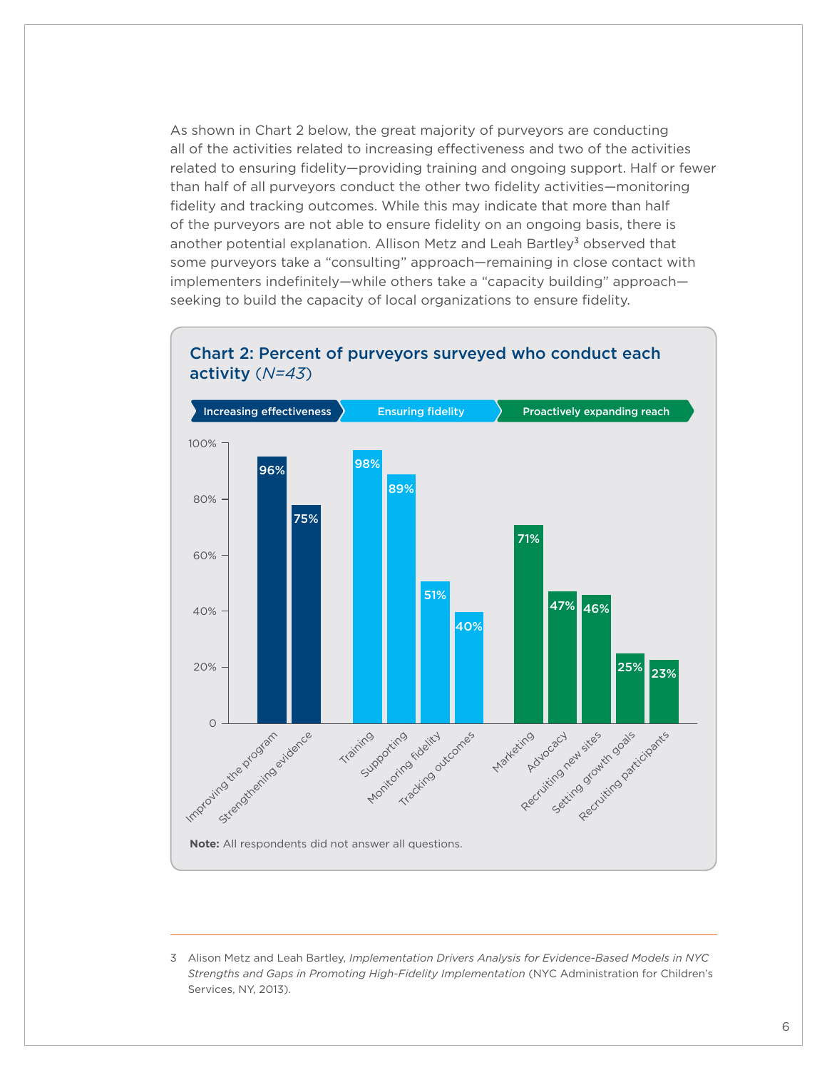As shown in Chart 2 below, the great majority of purveyors are conducting all of the activities related to increasing effectiveness and two of the activities related to ensuring fidelity—providing training and ongoing support. Half or fewer than half of all purveyors conduct the other two fidelity activities—monitoring fidelity and tracking outcomes. While this may indicate that more than half of the purveyors are not able to ensure fidelity on an ongoing basis, there is another potential explanation. Allison Metz and Leah Bartley[3] observed that some purveyors take a "consulting" approach—remaining in close contact with implementers indefinitely—while others take a "capacity building" approach—seeking to build the capacity of local organizations to ensure fidelity.

## Chart 2: Percent of purveyors surveyed who conduct each activity (*N=43*)

| Category | Activity | Percent |
|---|---|---|
| Increasing effectiveness | Improving the program | 96% |
| Increasing effectiveness | Strengthening evidence | 75% |
| Ensuring fidelity | Training | 98% |
| Ensuring fidelity | Supporting | 89% |
| Ensuring fidelity | Monitoring fidelity | 51% |
| Ensuring fidelity | Tracking outcomes | 40% |
| Proactively expanding reach | Marketing | 71% |
| Proactively expanding reach | Advocacy | 47% |
| Proactively expanding reach | Recruiting new sites | 46% |
| Proactively expanding reach | Setting growth goals | 25% |
| Proactively expanding reach | Recruiting participants | 23% |

**Note:** All respondents did not answer all questions.

---

3 Alison Metz and Leah Bartley, *Implementation Drivers Analysis for Evidence-Based Models in NYC Strengths and Gaps in Promoting High-Fidelity Implementation* (NYC Administration for Children's Services, NY, 2013).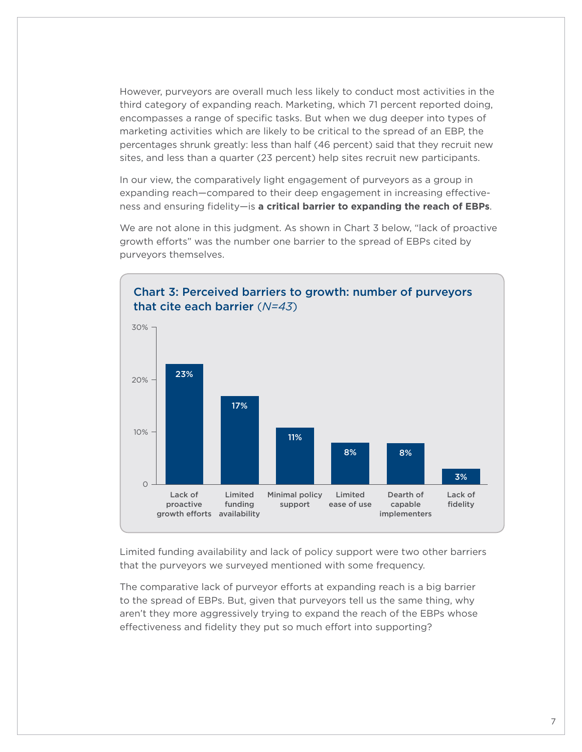However, purveyors are overall much less likely to conduct most activities in the third category of expanding reach. Marketing, which 71 percent reported doing, encompasses a range of specific tasks. But when we dug deeper into types of marketing activities which are likely to be critical to the spread of an EBP, the percentages shrunk greatly: less than half (46 percent) said that they recruit new sites, and less than a quarter (23 percent) help sites recruit new participants.

In our view, the comparatively light engagement of purveyors as a group in expanding reach—compared to their deep engagement in increasing effectiveness and ensuring fidelity—is **a critical barrier to expanding the reach of EBPs**.

We are not alone in this judgment. As shown in Chart 3 below, "lack of proactive growth efforts" was the number one barrier to the spread of EBPs cited by purveyors themselves.

**Chart 3: Perceived barriers to growth: number of purveyors that cite each barrier** (*N=43*)

| Barrier | Percent |
| --- | --- |
| Lack of proactive growth efforts | 23% |
| Limited funding availability | 17% |
| Minimal policy support | 11% |
| Limited ease of use | 8% |
| Dearth of capable implementers | 8% |
| Lack of fidelity | 3% |

Limited funding availability and lack of policy support were two other barriers that the purveyors we surveyed mentioned with some frequency.

The comparative lack of purveyor efforts at expanding reach is a big barrier to the spread of EBPs. But, given that purveyors tell us the same thing, why aren't they more aggressively trying to expand the reach of the EBPs whose effectiveness and fidelity they put so much effort into supporting?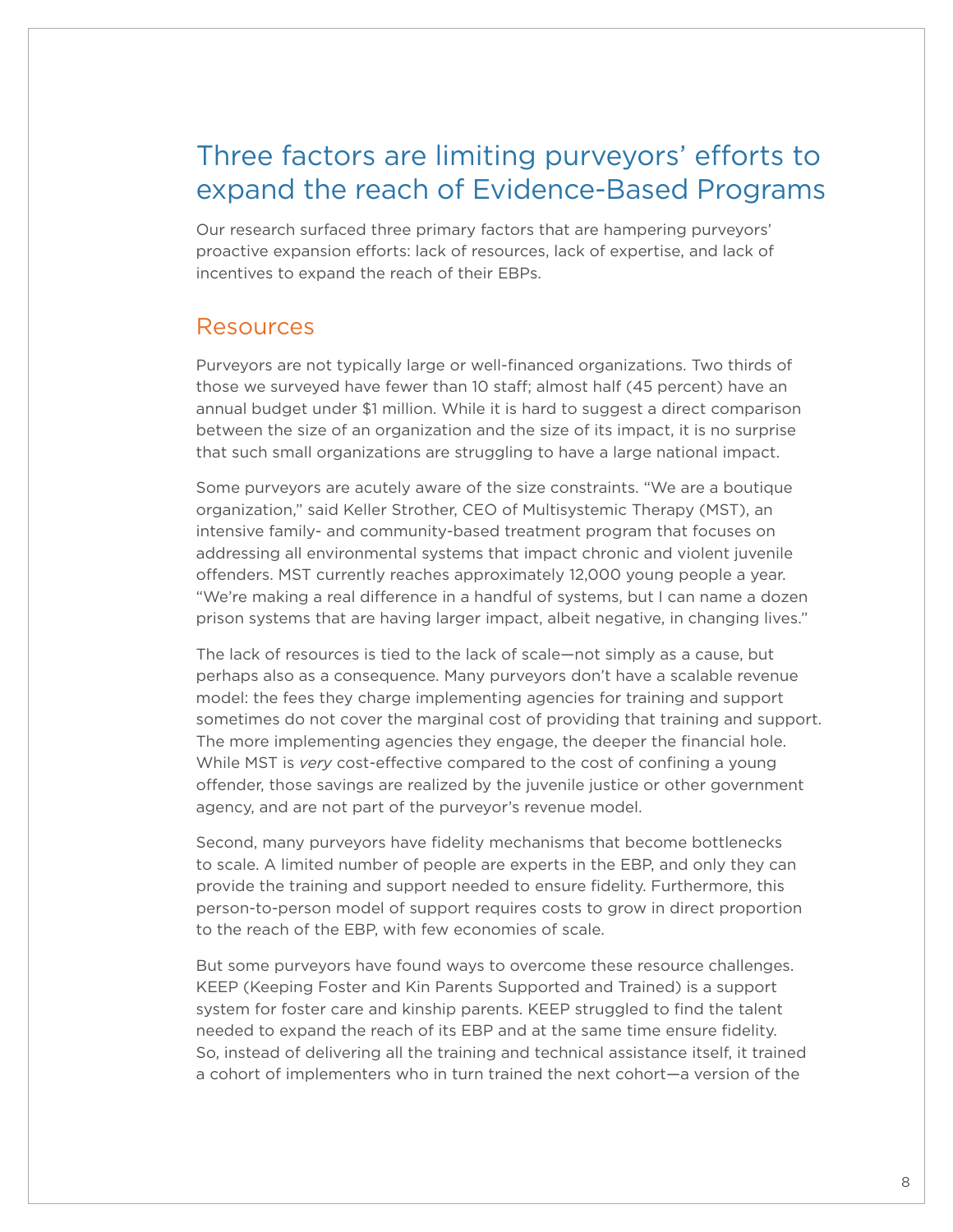# Three factors are limiting purveyors' efforts to expand the reach of Evidence-Based Programs

Our research surfaced three primary factors that are hampering purveyors' proactive expansion efforts: lack of resources, lack of expertise, and lack of incentives to expand the reach of their EBPs.

## Resources

Purveyors are not typically large or well-financed organizations. Two thirds of those we surveyed have fewer than 10 staff; almost half (45 percent) have an annual budget under $1 million. While it is hard to suggest a direct comparison between the size of an organization and the size of its impact, it is no surprise that such small organizations are struggling to have a large national impact.

Some purveyors are acutely aware of the size constraints. "We are a boutique organization," said Keller Strother, CEO of Multisystemic Therapy (MST), an intensive family- and community-based treatment program that focuses on addressing all environmental systems that impact chronic and violent juvenile offenders. MST currently reaches approximately 12,000 young people a year. "We're making a real difference in a handful of systems, but I can name a dozen prison systems that are having larger impact, albeit negative, in changing lives."

The lack of resources is tied to the lack of scale—not simply as a cause, but perhaps also as a consequence. Many purveyors don't have a scalable revenue model: the fees they charge implementing agencies for training and support sometimes do not cover the marginal cost of providing that training and support. The more implementing agencies they engage, the deeper the financial hole. While MST is *very* cost-effective compared to the cost of confining a young offender, those savings are realized by the juvenile justice or other government agency, and are not part of the purveyor's revenue model.

Second, many purveyors have fidelity mechanisms that become bottlenecks to scale. A limited number of people are experts in the EBP, and only they can provide the training and support needed to ensure fidelity. Furthermore, this person-to-person model of support requires costs to grow in direct proportion to the reach of the EBP, with few economies of scale.

But some purveyors have found ways to overcome these resource challenges. KEEP (Keeping Foster and Kin Parents Supported and Trained) is a support system for foster care and kinship parents. KEEP struggled to find the talent needed to expand the reach of its EBP and at the same time ensure fidelity. So, instead of delivering all the training and technical assistance itself, it trained a cohort of implementers who in turn trained the next cohort—a version of the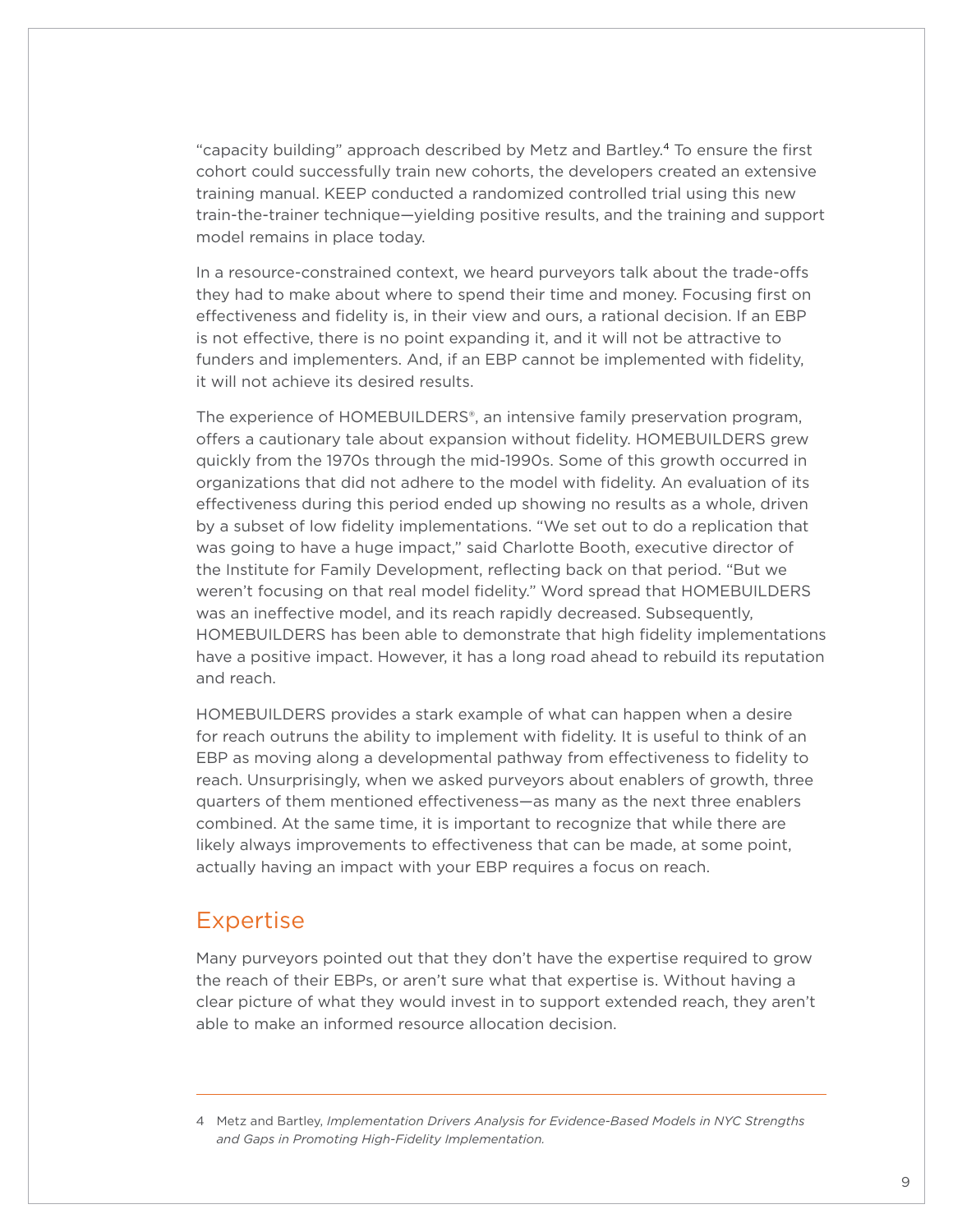"capacity building" approach described by Metz and Bartley.[4] To ensure the first cohort could successfully train new cohorts, the developers created an extensive training manual. KEEP conducted a randomized controlled trial using this new train-the-trainer technique—yielding positive results, and the training and support model remains in place today.

In a resource-constrained context, we heard purveyors talk about the trade-offs they had to make about where to spend their time and money. Focusing first on effectiveness and fidelity is, in their view and ours, a rational decision. If an EBP is not effective, there is no point expanding it, and it will not be attractive to funders and implementers. And, if an EBP cannot be implemented with fidelity, it will not achieve its desired results.

The experience of HOMEBUILDERS®, an intensive family preservation program, offers a cautionary tale about expansion without fidelity. HOMEBUILDERS grew quickly from the 1970s through the mid-1990s. Some of this growth occurred in organizations that did not adhere to the model with fidelity. An evaluation of its effectiveness during this period ended up showing no results as a whole, driven by a subset of low fidelity implementations. "We set out to do a replication that was going to have a huge impact," said Charlotte Booth, executive director of the Institute for Family Development, reflecting back on that period. "But we weren't focusing on that real model fidelity." Word spread that HOMEBUILDERS was an ineffective model, and its reach rapidly decreased. Subsequently, HOMEBUILDERS has been able to demonstrate that high fidelity implementations have a positive impact. However, it has a long road ahead to rebuild its reputation and reach.

HOMEBUILDERS provides a stark example of what can happen when a desire for reach outruns the ability to implement with fidelity. It is useful to think of an EBP as moving along a developmental pathway from effectiveness to fidelity to reach. Unsurprisingly, when we asked purveyors about enablers of growth, three quarters of them mentioned effectiveness—as many as the next three enablers combined. At the same time, it is important to recognize that while there are likely always improvements to effectiveness that can be made, at some point, actually having an impact with your EBP requires a focus on reach.

## Expertise

Many purveyors pointed out that they don't have the expertise required to grow the reach of their EBPs, or aren't sure what that expertise is. Without having a clear picture of what they would invest in to support extended reach, they aren't able to make an informed resource allocation decision.

---

4 Metz and Bartley, *Implementation Drivers Analysis for Evidence-Based Models in NYC Strengths and Gaps in Promoting High-Fidelity Implementation.*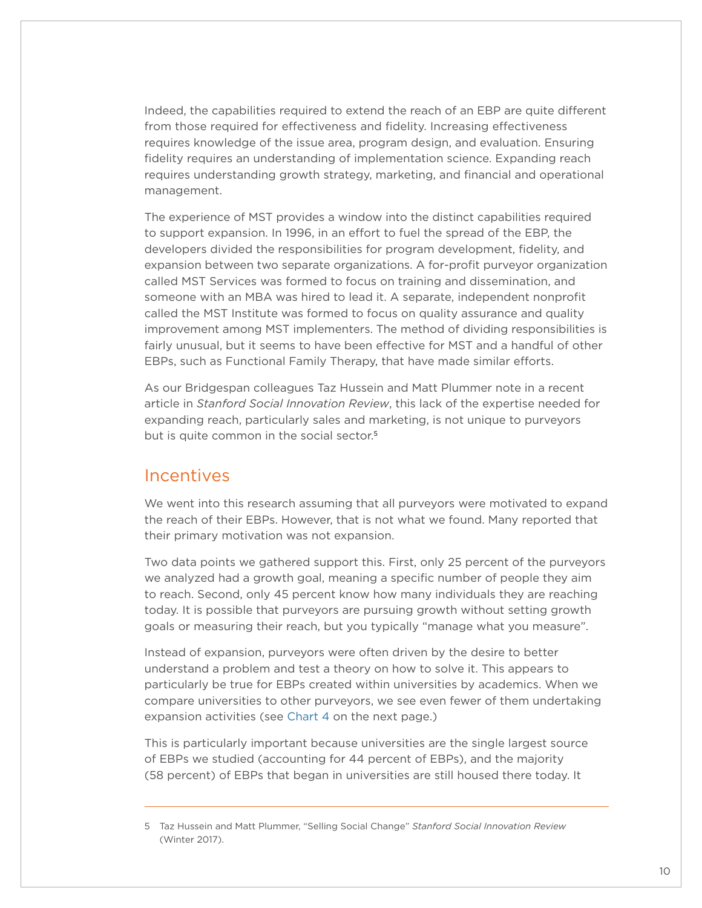Indeed, the capabilities required to extend the reach of an EBP are quite different from those required for effectiveness and fidelity. Increasing effectiveness requires knowledge of the issue area, program design, and evaluation. Ensuring fidelity requires an understanding of implementation science. Expanding reach requires understanding growth strategy, marketing, and financial and operational management.

The experience of MST provides a window into the distinct capabilities required to support expansion. In 1996, in an effort to fuel the spread of the EBP, the developers divided the responsibilities for program development, fidelity, and expansion between two separate organizations. A for-profit purveyor organization called MST Services was formed to focus on training and dissemination, and someone with an MBA was hired to lead it. A separate, independent nonprofit called the MST Institute was formed to focus on quality assurance and quality improvement among MST implementers. The method of dividing responsibilities is fairly unusual, but it seems to have been effective for MST and a handful of other EBPs, such as Functional Family Therapy, that have made similar efforts.

As our Bridgespan colleagues Taz Hussein and Matt Plummer note in a recent article in *Stanford Social Innovation Review*, this lack of the expertise needed for expanding reach, particularly sales and marketing, is not unique to purveyors but is quite common in the social sector.[5]

## Incentives

We went into this research assuming that all purveyors were motivated to expand the reach of their EBPs. However, that is not what we found. Many reported that their primary motivation was not expansion.

Two data points we gathered support this. First, only 25 percent of the purveyors we analyzed had a growth goal, meaning a specific number of people they aim to reach. Second, only 45 percent know how many individuals they are reaching today. It is possible that purveyors are pursuing growth without setting growth goals or measuring their reach, but you typically "manage what you measure".

Instead of expansion, purveyors were often driven by the desire to better understand a problem and test a theory on how to solve it. This appears to particularly be true for EBPs created within universities by academics. When we compare universities to other purveyors, we see even fewer of them undertaking expansion activities (see Chart 4 on the next page.)

This is particularly important because universities are the single largest source of EBPs we studied (accounting for 44 percent of EBPs), and the majority (58 percent) of EBPs that began in universities are still housed there today. It

---

5 Taz Hussein and Matt Plummer, "Selling Social Change" *Stanford Social Innovation Review* (Winter 2017).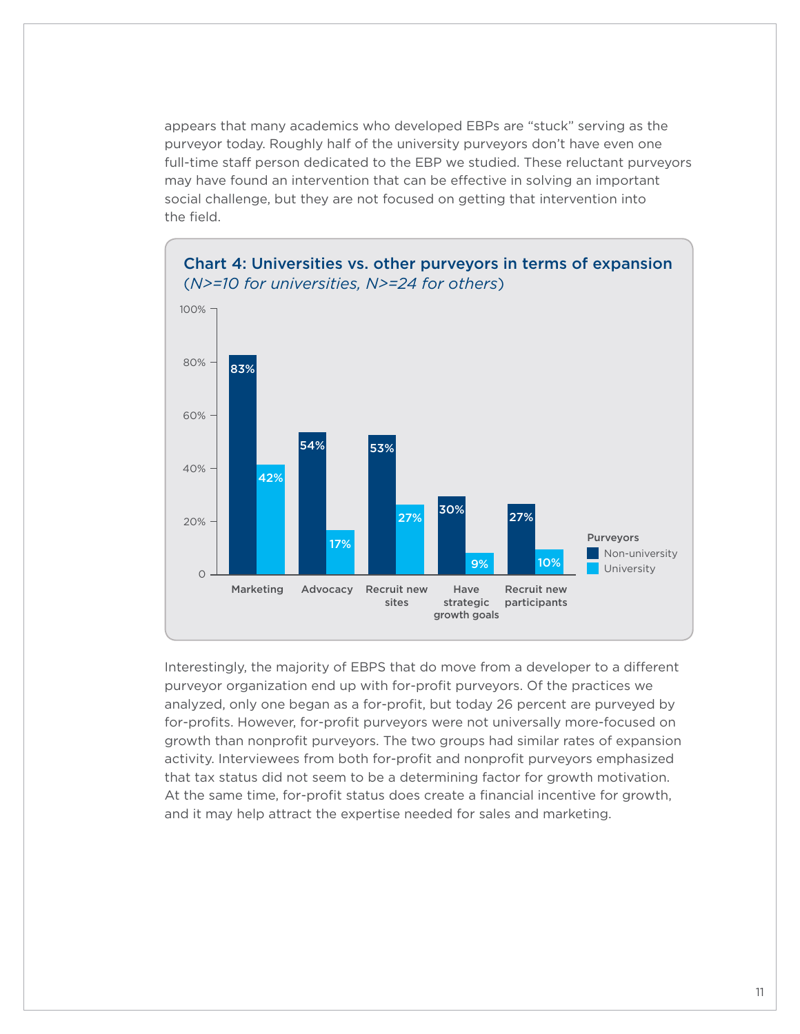appears that many academics who developed EBPs are "stuck" serving as the purveyor today. Roughly half of the university purveyors don't have even one full-time staff person dedicated to the EBP we studied. These reluctant purveyors may have found an intervention that can be effective in solving an important social challenge, but they are not focused on getting that intervention into the field.

**Chart 4: Universities vs. other purveyors in terms of expansion**
*(N>=10 for universities, N>=24 for others)*

| Purveyors | Marketing | Advocacy | Recruit new sites | Have strategic growth goals | Recruit new participants |
|---|---|---|---|---|---|
| Non-university | 83% | 54% | 53% | 30% | 27% |
| University | 42% | 17% | 27% | 9% | 10% |

Interestingly, the majority of EBPS that do move from a developer to a different purveyor organization end up with for-profit purveyors. Of the practices we analyzed, only one began as a for-profit, but today 26 percent are purveyed by for-profits. However, for-profit purveyors were not universally more-focused on growth than nonprofit purveyors. The two groups had similar rates of expansion activity. Interviewees from both for-profit and nonprofit purveyors emphasized that tax status did not seem to be a determining factor for growth motivation. At the same time, for-profit status does create a financial incentive for growth, and it may help attract the expertise needed for sales and marketing.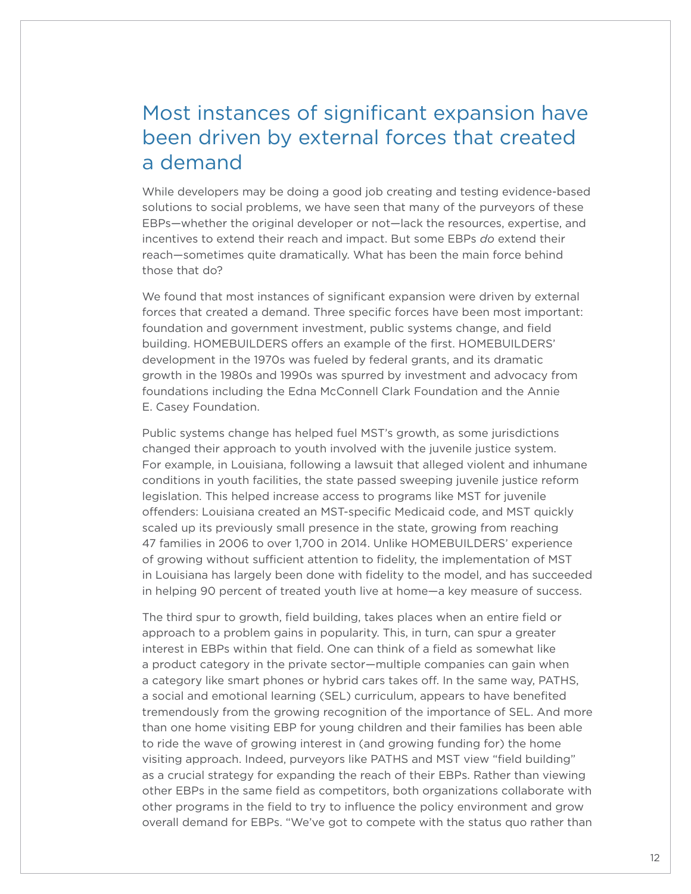## Most instances of significant expansion have been driven by external forces that created a demand

While developers may be doing a good job creating and testing evidence-based solutions to social problems, we have seen that many of the purveyors of these EBPs—whether the original developer or not—lack the resources, expertise, and incentives to extend their reach and impact. But some EBPs *do* extend their reach—sometimes quite dramatically. What has been the main force behind those that do?

We found that most instances of significant expansion were driven by external forces that created a demand. Three specific forces have been most important: foundation and government investment, public systems change, and field building. HOMEBUILDERS offers an example of the first. HOMEBUILDERS' development in the 1970s was fueled by federal grants, and its dramatic growth in the 1980s and 1990s was spurred by investment and advocacy from foundations including the Edna McConnell Clark Foundation and the Annie E. Casey Foundation.

Public systems change has helped fuel MST's growth, as some jurisdictions changed their approach to youth involved with the juvenile justice system. For example, in Louisiana, following a lawsuit that alleged violent and inhumane conditions in youth facilities, the state passed sweeping juvenile justice reform legislation. This helped increase access to programs like MST for juvenile offenders: Louisiana created an MST-specific Medicaid code, and MST quickly scaled up its previously small presence in the state, growing from reaching 47 families in 2006 to over 1,700 in 2014. Unlike HOMEBUILDERS' experience of growing without sufficient attention to fidelity, the implementation of MST in Louisiana has largely been done with fidelity to the model, and has succeeded in helping 90 percent of treated youth live at home—a key measure of success.

The third spur to growth, field building, takes places when an entire field or approach to a problem gains in popularity. This, in turn, can spur a greater interest in EBPs within that field. One can think of a field as somewhat like a product category in the private sector—multiple companies can gain when a category like smart phones or hybrid cars takes off. In the same way, PATHS, a social and emotional learning (SEL) curriculum, appears to have benefited tremendously from the growing recognition of the importance of SEL. And more than one home visiting EBP for young children and their families has been able to ride the wave of growing interest in (and growing funding for) the home visiting approach. Indeed, purveyors like PATHS and MST view "field building" as a crucial strategy for expanding the reach of their EBPs. Rather than viewing other EBPs in the same field as competitors, both organizations collaborate with other programs in the field to try to influence the policy environment and grow overall demand for EBPs. "We've got to compete with the status quo rather than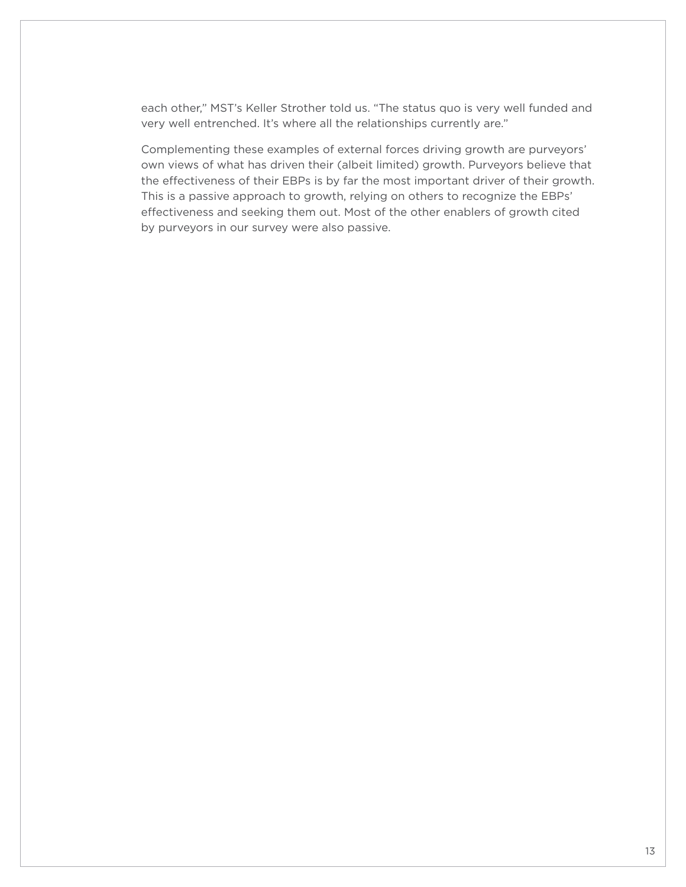each other," MST's Keller Strother told us. "The status quo is very well funded and very well entrenched. It's where all the relationships currently are."

Complementing these examples of external forces driving growth are purveyors' own views of what has driven their (albeit limited) growth. Purveyors believe that the effectiveness of their EBPs is by far the most important driver of their growth. This is a passive approach to growth, relying on others to recognize the EBPs' effectiveness and seeking them out. Most of the other enablers of growth cited by purveyors in our survey were also passive.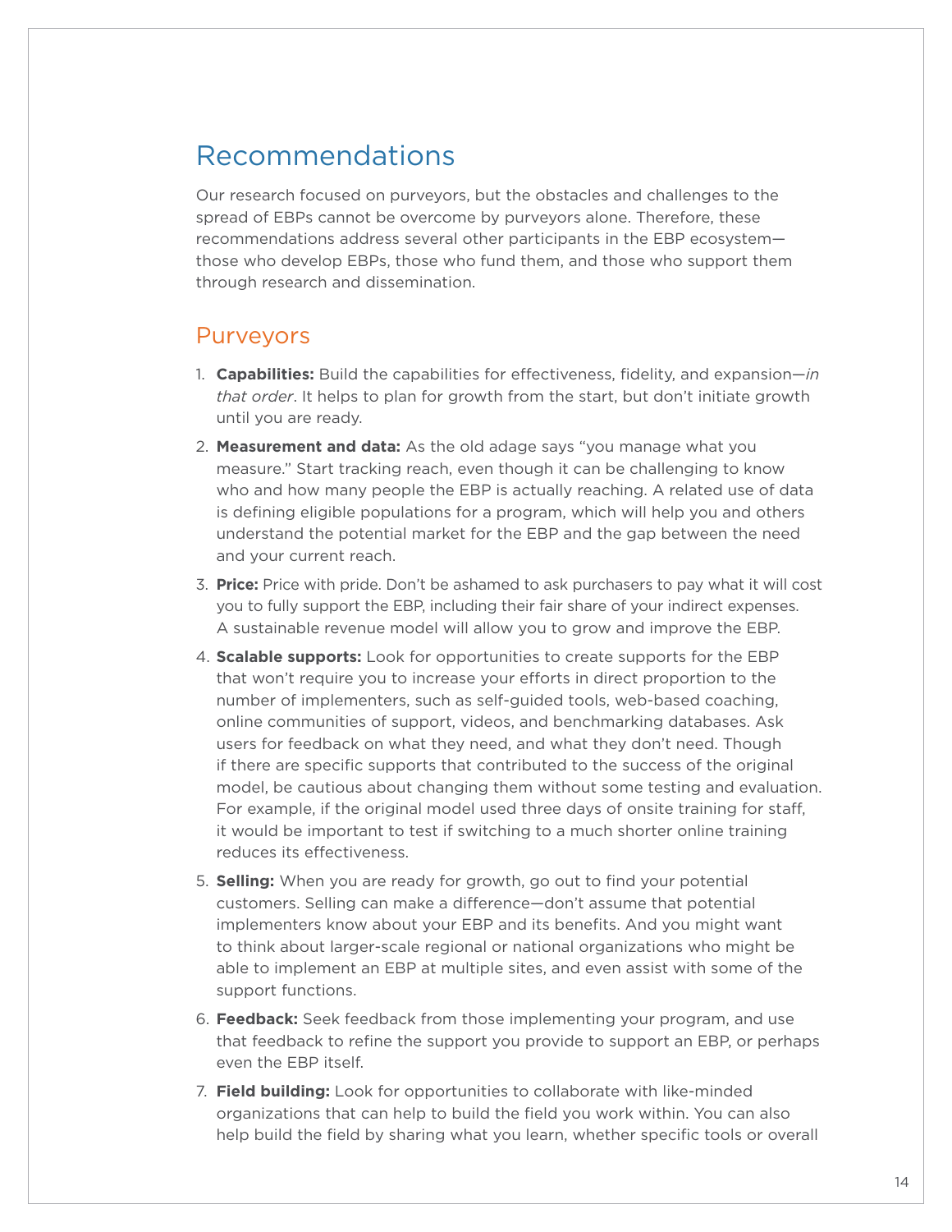## Recommendations

Our research focused on purveyors, but the obstacles and challenges to the spread of EBPs cannot be overcome by purveyors alone. Therefore, these recommendations address several other participants in the EBP ecosystem—those who develop EBPs, those who fund them, and those who support them through research and dissemination.

### Purveyors

1. **Capabilities:** Build the capabilities for effectiveness, fidelity, and expansion—*in that order*. It helps to plan for growth from the start, but don't initiate growth until you are ready.
2. **Measurement and data:** As the old adage says "you manage what you measure." Start tracking reach, even though it can be challenging to know who and how many people the EBP is actually reaching. A related use of data is defining eligible populations for a program, which will help you and others understand the potential market for the EBP and the gap between the need and your current reach.
3. **Price:** Price with pride. Don't be ashamed to ask purchasers to pay what it will cost you to fully support the EBP, including their fair share of your indirect expenses. A sustainable revenue model will allow you to grow and improve the EBP.
4. **Scalable supports:** Look for opportunities to create supports for the EBP that won't require you to increase your efforts in direct proportion to the number of implementers, such as self-guided tools, web-based coaching, online communities of support, videos, and benchmarking databases. Ask users for feedback on what they need, and what they don't need. Though if there are specific supports that contributed to the success of the original model, be cautious about changing them without some testing and evaluation. For example, if the original model used three days of onsite training for staff, it would be important to test if switching to a much shorter online training reduces its effectiveness.
5. **Selling:** When you are ready for growth, go out to find your potential customers. Selling can make a difference—don't assume that potential implementers know about your EBP and its benefits. And you might want to think about larger-scale regional or national organizations who might be able to implement an EBP at multiple sites, and even assist with some of the support functions.
6. **Feedback:** Seek feedback from those implementing your program, and use that feedback to refine the support you provide to support an EBP, or perhaps even the EBP itself.
7. **Field building:** Look for opportunities to collaborate with like-minded organizations that can help to build the field you work within. You can also help build the field by sharing what you learn, whether specific tools or overall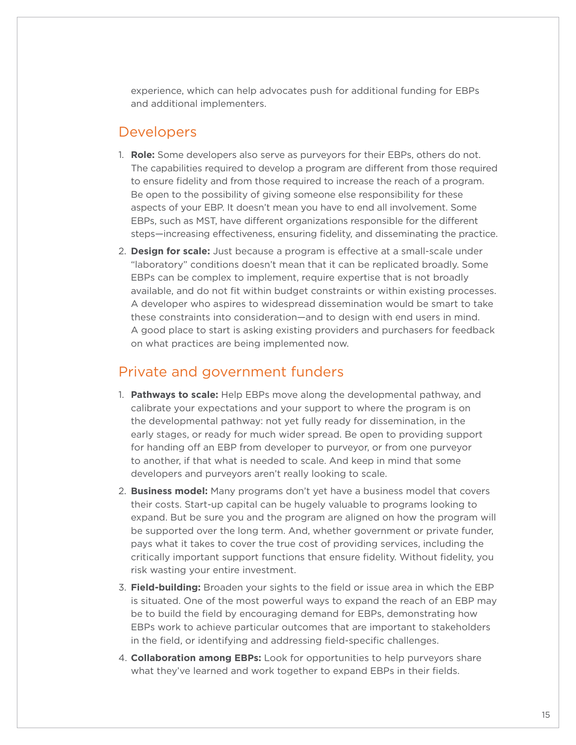experience, which can help advocates push for additional funding for EBPs and additional implementers.

## Developers

1. **Role:** Some developers also serve as purveyors for their EBPs, others do not. The capabilities required to develop a program are different from those required to ensure fidelity and from those required to increase the reach of a program. Be open to the possibility of giving someone else responsibility for these aspects of your EBP. It doesn't mean you have to end all involvement. Some EBPs, such as MST, have different organizations responsible for the different steps—increasing effectiveness, ensuring fidelity, and disseminating the practice.
2. **Design for scale:** Just because a program is effective at a small-scale under "laboratory" conditions doesn't mean that it can be replicated broadly. Some EBPs can be complex to implement, require expertise that is not broadly available, and do not fit within budget constraints or within existing processes. A developer who aspires to widespread dissemination would be smart to take these constraints into consideration—and to design with end users in mind. A good place to start is asking existing providers and purchasers for feedback on what practices are being implemented now.

## Private and government funders

1. **Pathways to scale:** Help EBPs move along the developmental pathway, and calibrate your expectations and your support to where the program is on the developmental pathway: not yet fully ready for dissemination, in the early stages, or ready for much wider spread. Be open to providing support for handing off an EBP from developer to purveyor, or from one purveyor to another, if that what is needed to scale. And keep in mind that some developers and purveyors aren't really looking to scale.
2. **Business model:** Many programs don't yet have a business model that covers their costs. Start-up capital can be hugely valuable to programs looking to expand. But be sure you and the program are aligned on how the program will be supported over the long term. And, whether government or private funder, pays what it takes to cover the true cost of providing services, including the critically important support functions that ensure fidelity. Without fidelity, you risk wasting your entire investment.
3. **Field-building:** Broaden your sights to the field or issue area in which the EBP is situated. One of the most powerful ways to expand the reach of an EBP may be to build the field by encouraging demand for EBPs, demonstrating how EBPs work to achieve particular outcomes that are important to stakeholders in the field, or identifying and addressing field-specific challenges.
4. **Collaboration among EBPs:** Look for opportunities to help purveyors share what they've learned and work together to expand EBPs in their fields.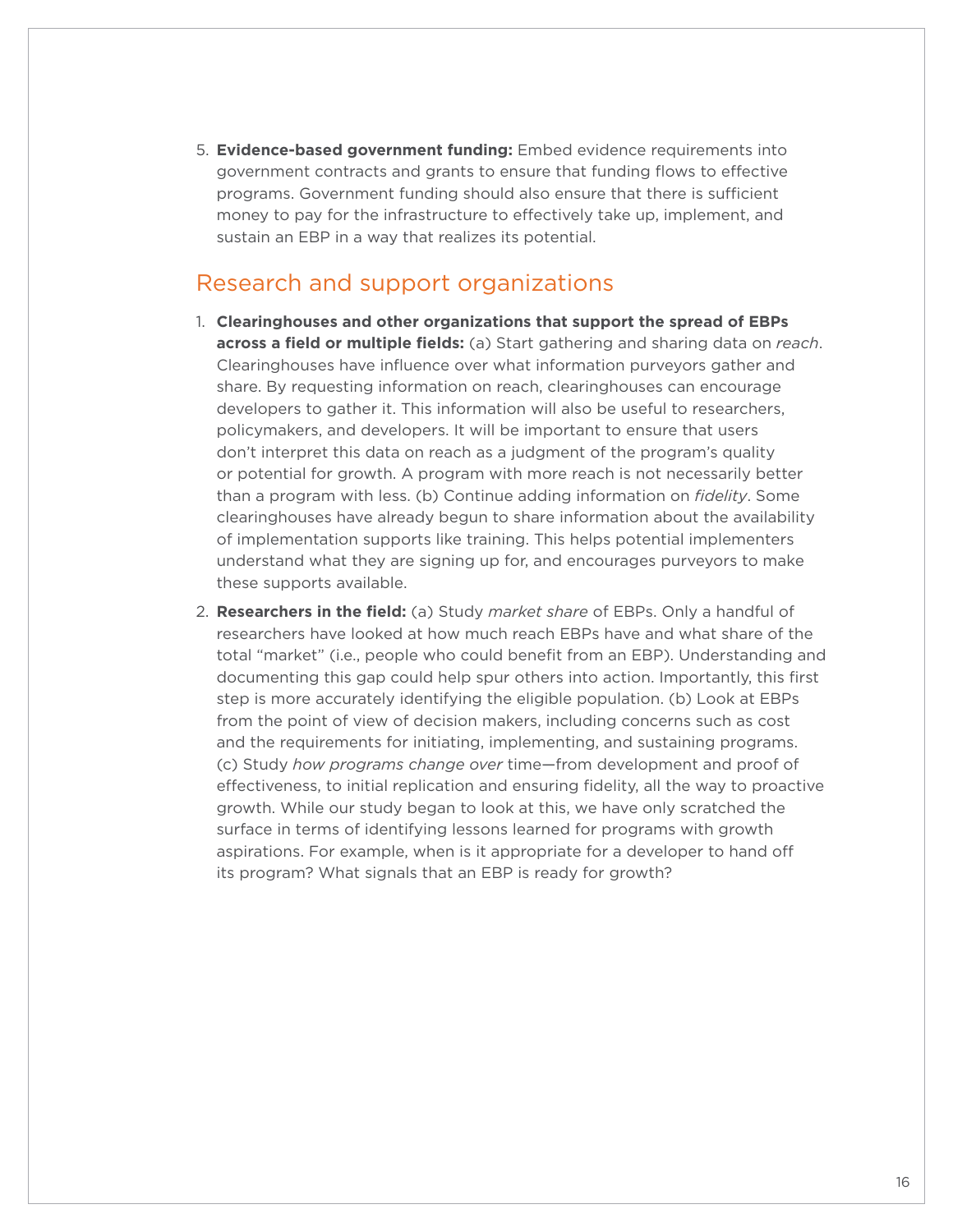5. **Evidence-based government funding:** Embed evidence requirements into government contracts and grants to ensure that funding flows to effective programs. Government funding should also ensure that there is sufficient money to pay for the infrastructure to effectively take up, implement, and sustain an EBP in a way that realizes its potential.

## Research and support organizations

1. **Clearinghouses and other organizations that support the spread of EBPs across a field or multiple fields:** (a) Start gathering and sharing data on *reach*. Clearinghouses have influence over what information purveyors gather and share. By requesting information on reach, clearinghouses can encourage developers to gather it. This information will also be useful to researchers, policymakers, and developers. It will be important to ensure that users don't interpret this data on reach as a judgment of the program's quality or potential for growth. A program with more reach is not necessarily better than a program with less. (b) Continue adding information on *fidelity*. Some clearinghouses have already begun to share information about the availability of implementation supports like training. This helps potential implementers understand what they are signing up for, and encourages purveyors to make these supports available.
2. **Researchers in the field:** (a) Study *market share* of EBPs. Only a handful of researchers have looked at how much reach EBPs have and what share of the total "market" (i.e., people who could benefit from an EBP). Understanding and documenting this gap could help spur others into action. Importantly, this first step is more accurately identifying the eligible population. (b) Look at EBPs from the point of view of decision makers, including concerns such as cost and the requirements for initiating, implementing, and sustaining programs. (c) Study *how programs change over* time—from development and proof of effectiveness, to initial replication and ensuring fidelity, all the way to proactive growth. While our study began to look at this, we have only scratched the surface in terms of identifying lessons learned for programs with growth aspirations. For example, when is it appropriate for a developer to hand off its program? What signals that an EBP is ready for growth?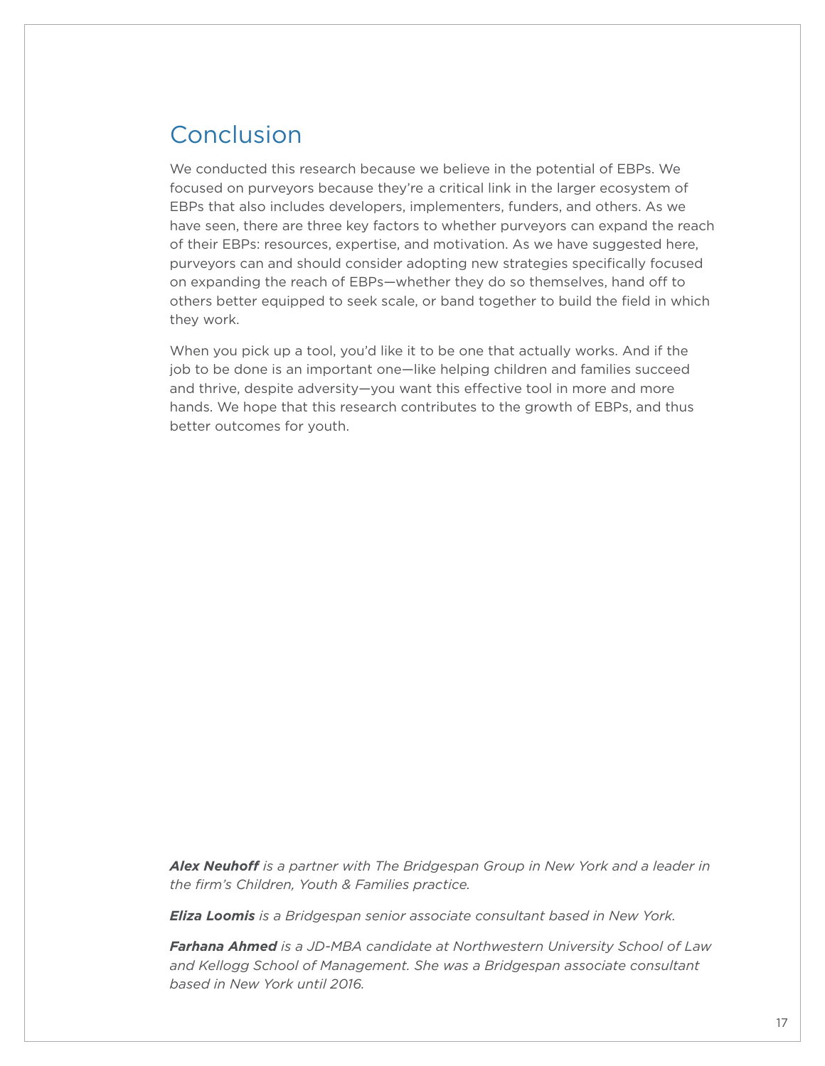## Conclusion

We conducted this research because we believe in the potential of EBPs. We focused on purveyors because they're a critical link in the larger ecosystem of EBPs that also includes developers, implementers, funders, and others. As we have seen, there are three key factors to whether purveyors can expand the reach of their EBPs: resources, expertise, and motivation. As we have suggested here, purveyors can and should consider adopting new strategies specifically focused on expanding the reach of EBPs—whether they do so themselves, hand off to others better equipped to seek scale, or band together to build the field in which they work.

When you pick up a tool, you'd like it to be one that actually works. And if the job to be done is an important one—like helping children and families succeed and thrive, despite adversity—you want this effective tool in more and more hands. We hope that this research contributes to the growth of EBPs, and thus better outcomes for youth.

***Alex Neuhoff*** *is a partner with The Bridgespan Group in New York and a leader in the firm's Children, Youth & Families practice.*

***Eliza Loomis*** *is a Bridgespan senior associate consultant based in New York.*

***Farhana Ahmed*** *is a JD-MBA candidate at Northwestern University School of Law and Kellogg School of Management. She was a Bridgespan associate consultant based in New York until 2016.*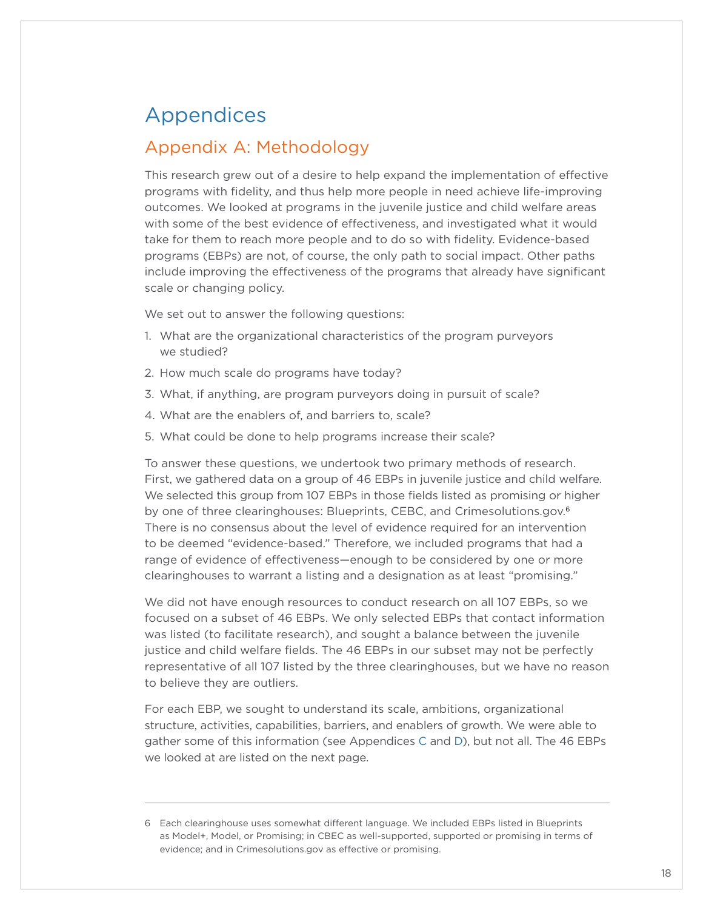# Appendices

## Appendix A: Methodology

This research grew out of a desire to help expand the implementation of effective programs with fidelity, and thus help more people in need achieve life-improving outcomes. We looked at programs in the juvenile justice and child welfare areas with some of the best evidence of effectiveness, and investigated what it would take for them to reach more people and to do so with fidelity. Evidence-based programs (EBPs) are not, of course, the only path to social impact. Other paths include improving the effectiveness of the programs that already have significant scale or changing policy.

We set out to answer the following questions:

1. What are the organizational characteristics of the program purveyors we studied?
2. How much scale do programs have today?
3. What, if anything, are program purveyors doing in pursuit of scale?
4. What are the enablers of, and barriers to, scale?
5. What could be done to help programs increase their scale?

To answer these questions, we undertook two primary methods of research. First, we gathered data on a group of 46 EBPs in juvenile justice and child welfare. We selected this group from 107 EBPs in those fields listed as promising or higher by one of three clearinghouses: Blueprints, CEBC, and Crimesolutions.gov.[6] There is no consensus about the level of evidence required for an intervention to be deemed "evidence-based." Therefore, we included programs that had a range of evidence of effectiveness—enough to be considered by one or more clearinghouses to warrant a listing and a designation as at least "promising."

We did not have enough resources to conduct research on all 107 EBPs, so we focused on a subset of 46 EBPs. We only selected EBPs that contact information was listed (to facilitate research), and sought a balance between the juvenile justice and child welfare fields. The 46 EBPs in our subset may not be perfectly representative of all 107 listed by the three clearinghouses, but we have no reason to believe they are outliers.

For each EBP, we sought to understand its scale, ambitions, organizational structure, activities, capabilities, barriers, and enablers of growth. We were able to gather some of this information (see Appendices C and D), but not all. The 46 EBPs we looked at are listed on the next page.

---

6 Each clearinghouse uses somewhat different language. We included EBPs listed in Blueprints as Model+, Model, or Promising; in CBEC as well-supported, supported or promising in terms of evidence; and in Crimesolutions.gov as effective or promising.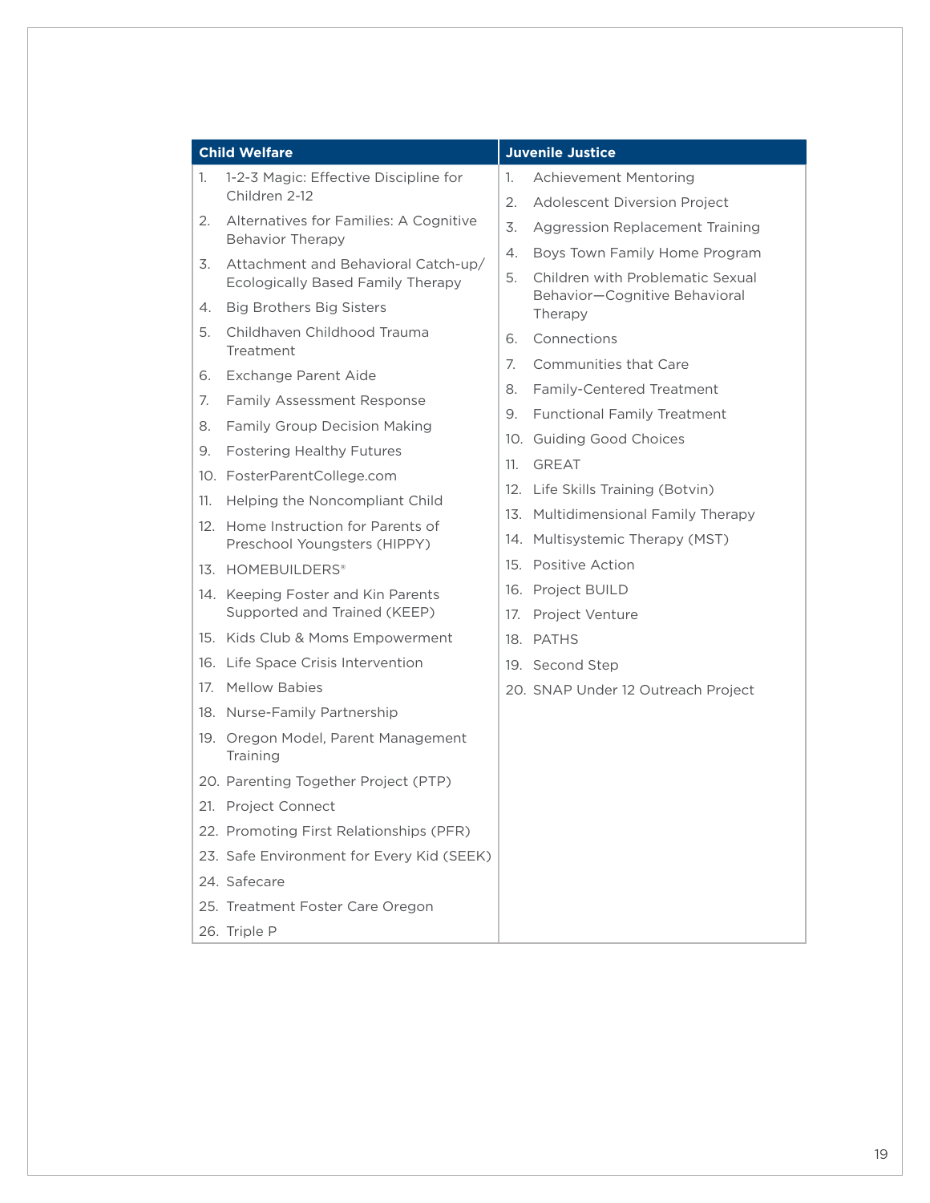| Child Welfare | Juvenile Justice |
|---|---|
| 1. 1-2-3 Magic: Effective Discipline for Children 2-12 | 1. Achievement Mentoring |
| 2. Alternatives for Families: A Cognitive Behavior Therapy | 2. Adolescent Diversion Project |
| 3. Attachment and Behavioral Catch-up/ Ecologically Based Family Therapy | 3. Aggression Replacement Training |
| 4. Big Brothers Big Sisters | 4. Boys Town Family Home Program |
| 5. Childhaven Childhood Trauma Treatment | 5. Children with Problematic Sexual Behavior—Cognitive Behavioral Therapy |
| 6. Exchange Parent Aide | 6. Connections |
| 7. Family Assessment Response | 7. Communities that Care |
| 8. Family Group Decision Making | 8. Family-Centered Treatment |
| 9. Fostering Healthy Futures | 9. Functional Family Treatment |
| 10. FosterParentCollege.com | 10. Guiding Good Choices |
| 11. Helping the Noncompliant Child | 11. GREAT |
| 12. Home Instruction for Parents of Preschool Youngsters (HIPPY) | 12. Life Skills Training (Botvin) |
| 13. HOMEBUILDERS® | 13. Multidimensional Family Therapy |
| 14. Keeping Foster and Kin Parents Supported and Trained (KEEP) | 14. Multisystemic Therapy (MST) |
| 15. Kids Club & Moms Empowerment | 15. Positive Action |
| 16. Life Space Crisis Intervention | 16. Project BUILD |
| 17. Mellow Babies | 17. Project Venture |
| 18. Nurse-Family Partnership | 18. PATHS |
| 19. Oregon Model, Parent Management Training | 19. Second Step |
| 20. Parenting Together Project (PTP) | 20. SNAP Under 12 Outreach Project |
| 21. Project Connect | |
| 22. Promoting First Relationships (PFR) | |
| 23. Safe Environment for Every Kid (SEEK) | |
| 24. Safecare | |
| 25. Treatment Foster Care Oregon | |
| 26. Triple P | |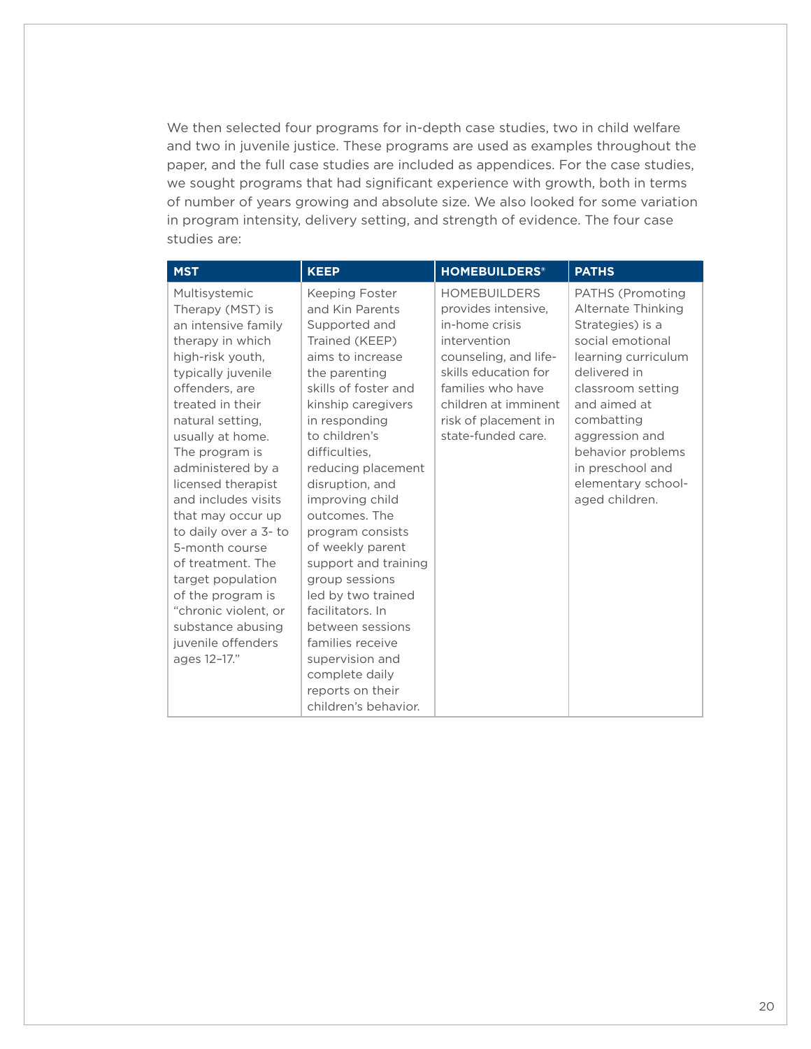We then selected four programs for in-depth case studies, two in child welfare and two in juvenile justice. These programs are used as examples throughout the paper, and the full case studies are included as appendices. For the case studies, we sought programs that had significant experience with growth, both in terms of number of years growing and absolute size. We also looked for some variation in program intensity, delivery setting, and strength of evidence. The four case studies are:

| MST | KEEP | HOMEBUILDERS® | PATHS |
|---|---|---|---|
| Multisystemic Therapy (MST) is an intensive family therapy in which high-risk youth, typically juvenile offenders, are treated in their natural setting, usually at home. The program is administered by a licensed therapist and includes visits that may occur up to daily over a 3- to 5-month course of treatment. The target population of the program is "chronic violent, or substance abusing juvenile offenders ages 12–17." | Keeping Foster and Kin Parents Supported and Trained (KEEP) aims to increase the parenting skills of foster and kinship caregivers in responding to children's difficulties, reducing placement disruption, and improving child outcomes. The program consists of weekly parent support and training group sessions led by two trained facilitators. In between sessions families receive supervision and complete daily reports on their children's behavior. | HOMEBUILDERS provides intensive, in-home crisis intervention counseling, and life-skills education for families who have children at imminent risk of placement in state-funded care. | PATHS (Promoting Alternate Thinking Strategies) is a social emotional learning curriculum delivered in classroom setting and aimed at combatting aggression and behavior problems in preschool and elementary school-aged children. |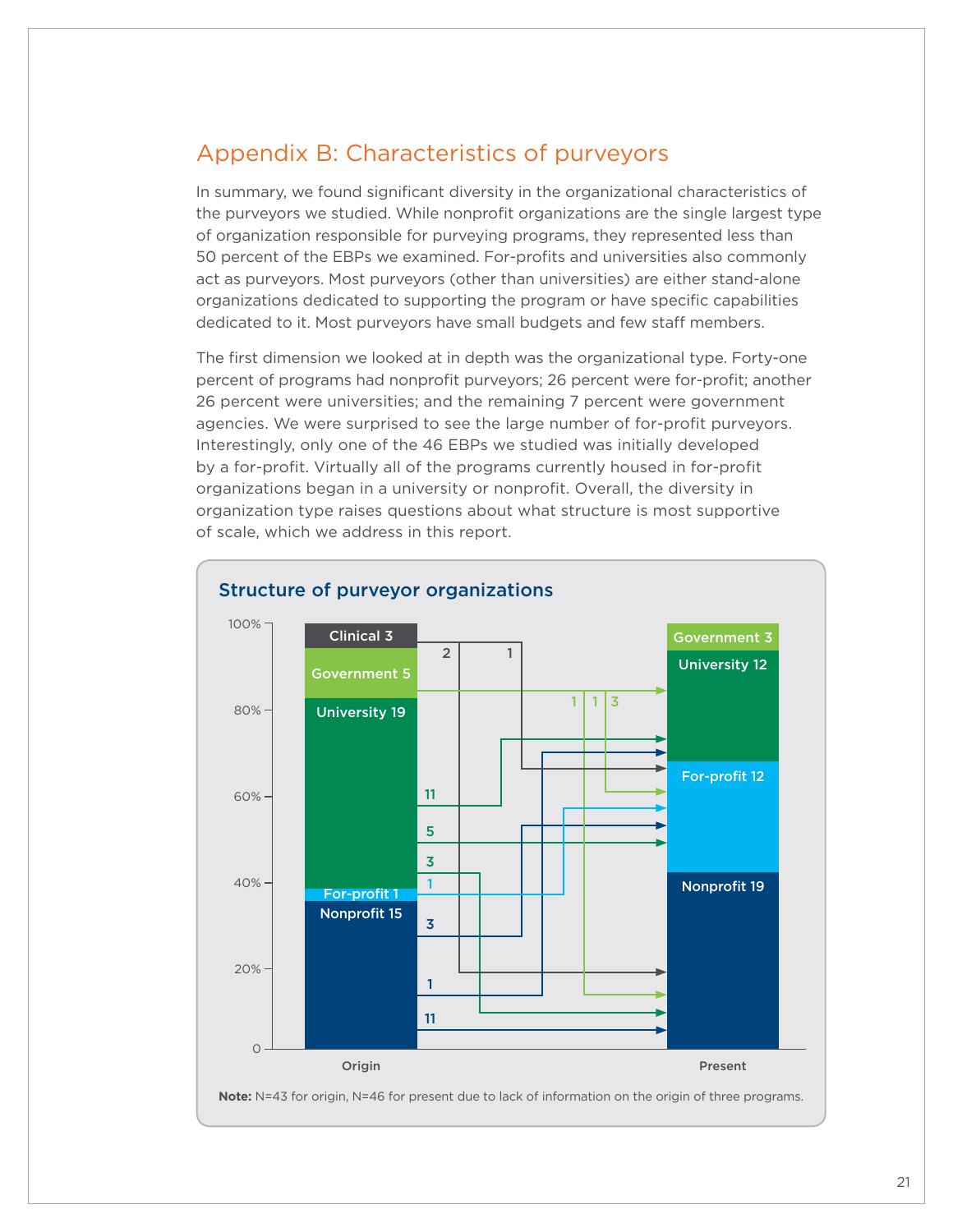## Appendix B: Characteristics of purveyors

In summary, we found significant diversity in the organizational characteristics of the purveyors we studied. While nonprofit organizations are the single largest type of organization responsible for purveying programs, they represented less than 50 percent of the EBPs we examined. For-profits and universities also commonly act as purveyors. Most purveyors (other than universities) are either stand-alone organizations dedicated to supporting the program or have specific capabilities dedicated to it. Most purveyors have small budgets and few staff members.

The first dimension we looked at in depth was the organizational type. Forty-one percent of programs had nonprofit purveyors; 26 percent were for-profit; another 26 percent were universities; and the remaining 7 percent were government agencies. We were surprised to see the large number of for-profit purveyors. Interestingly, only one of the 46 EBPs we studied was initially developed by a for-profit. Virtually all of the programs currently housed in for-profit organizations began in a university or nonprofit. Overall, the diversity in organization type raises questions about what structure is most supportive of scale, which we address in this report.

### Structure of purveyor organizations

| Origin | Present |
| --- | --- |
| Clinical 3 | Government 3 |
| Government 5 | University 12 |
| University 19 | For-profit 12 |
| For-profit 1 | Nonprofit 19 |
| Nonprofit 15 | |

Flows from origin to present:

- Clinical: 2 → Nonprofit; 1 → University
- Government: 1 → Government; 1 → Nonprofit; 3 → For-profit
- University: 11 → University; 5 → For-profit; 3 → Nonprofit
- For-profit: 1 → For-profit
- Nonprofit: 3 → For-profit; 1 → University; 11 → Nonprofit

**Note:** N=43 for origin, N=46 for present due to lack of information on the origin of three programs.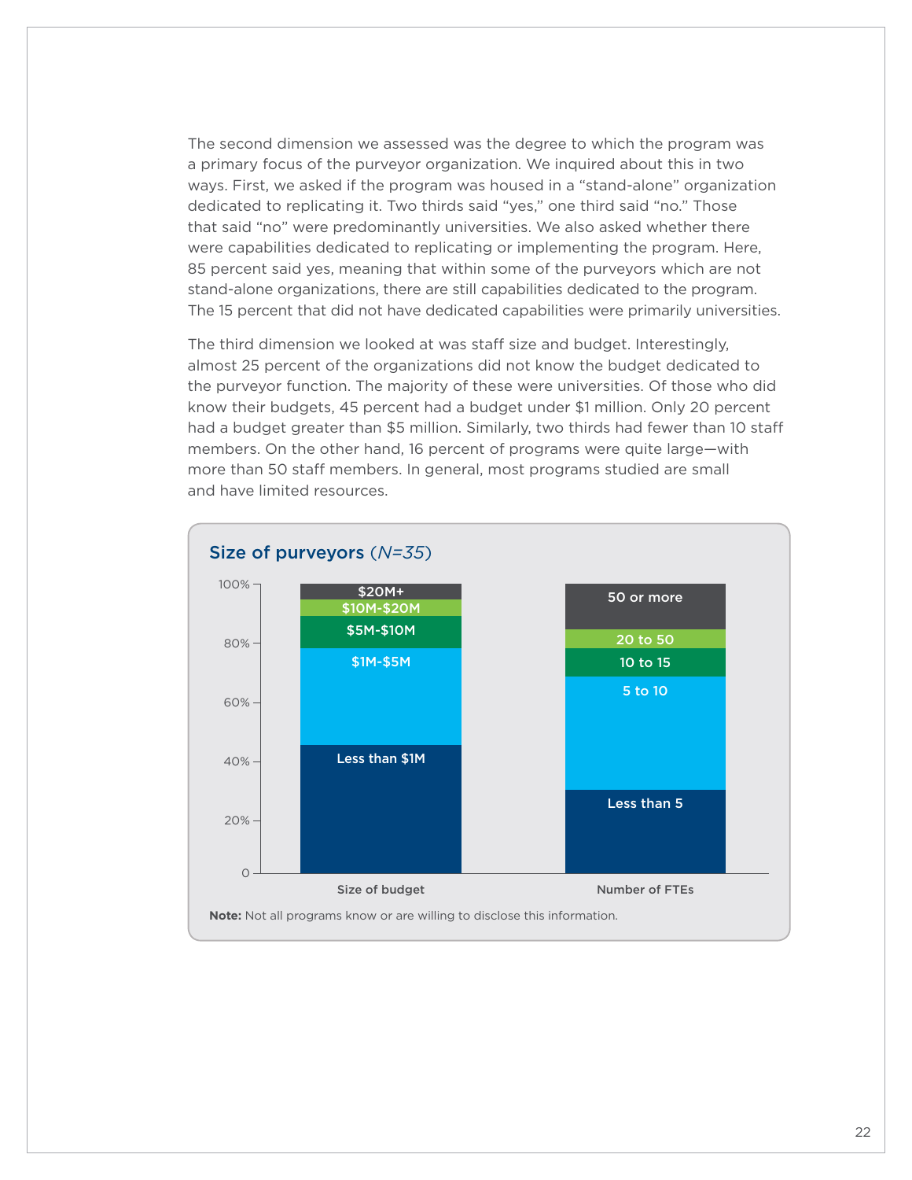The second dimension we assessed was the degree to which the program was a primary focus of the purveyor organization. We inquired about this in two ways. First, we asked if the program was housed in a "stand-alone" organization dedicated to replicating it. Two thirds said "yes," one third said "no." Those that said "no" were predominantly universities. We also asked whether there were capabilities dedicated to replicating or implementing the program. Here, 85 percent said yes, meaning that within some of the purveyors which are not stand-alone organizations, there are still capabilities dedicated to the program. The 15 percent that did not have dedicated capabilities were primarily universities.

The third dimension we looked at was staff size and budget. Interestingly, almost 25 percent of the organizations did not know the budget dedicated to the purveyor function. The majority of these were universities. Of those who did know their budgets, 45 percent had a budget under $1 million. Only 20 percent had a budget greater than $5 million. Similarly, two thirds had fewer than 10 staff members. On the other hand, 16 percent of programs were quite large—with more than 50 staff members. In general, most programs studied are small and have limited resources.

**Size of purveyors** (*N=35*)

| Size of budget | Number of FTEs |
|---|---|
| $20M+ | 50 or more |
| $10M-$20M | 20 to 50 |
| $5M-$10M | 10 to 15 |
| $1M-$5M | 5 to 10 |
| Less than $1M | Less than 5 |

**Note:** Not all programs know or are willing to disclose this information.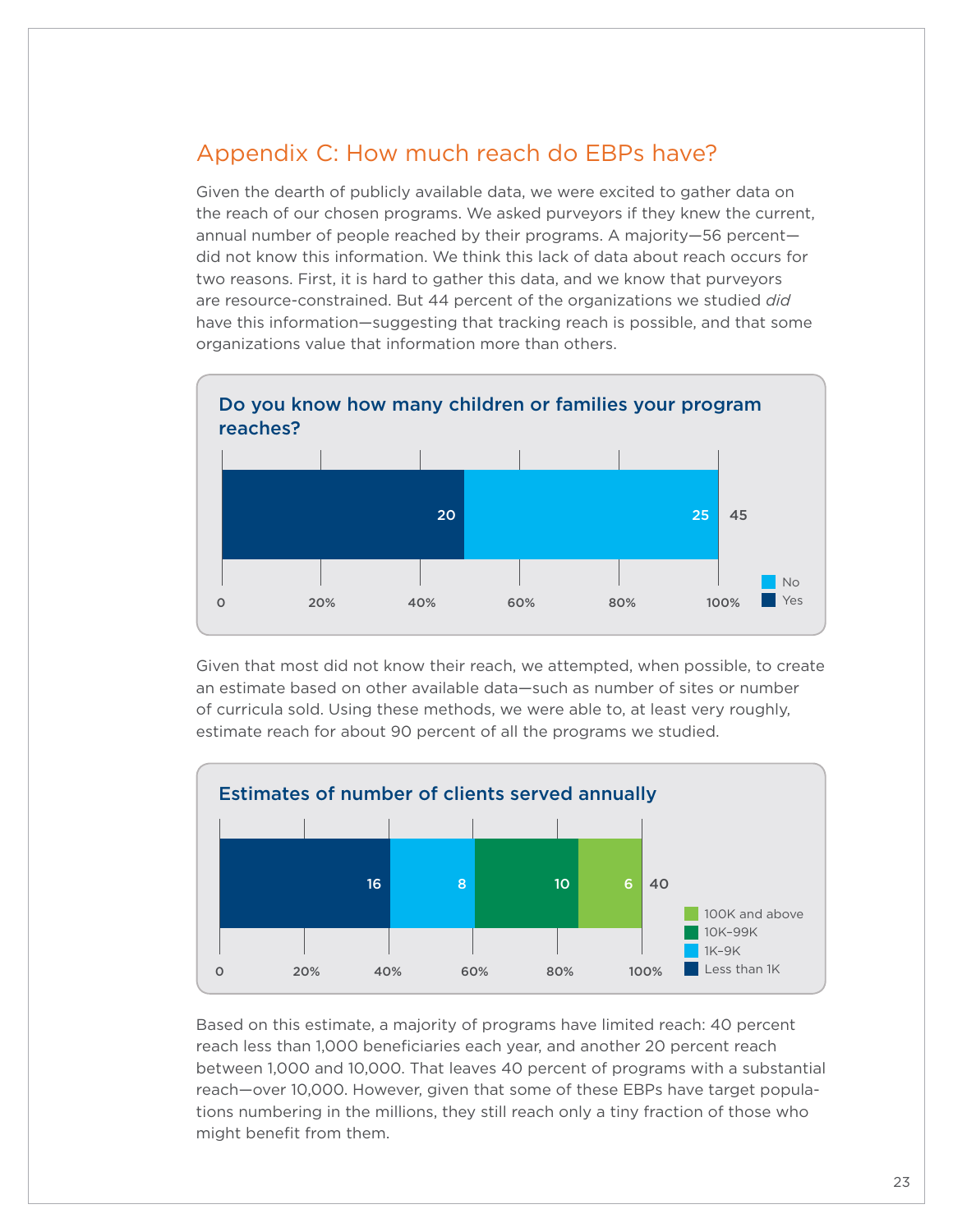## Appendix C: How much reach do EBPs have?

Given the dearth of publicly available data, we were excited to gather data on the reach of our chosen programs. We asked purveyors if they knew the current, annual number of people reached by their programs. A majority—56 percent—did not know this information. We think this lack of data about reach occurs for two reasons. First, it is hard to gather this data, and we know that purveyors are resource-constrained. But 44 percent of the organizations we studied *did* have this information—suggesting that tracking reach is possible, and that some organizations value that information more than others.

### Do you know how many children or families your program reaches?

| Yes | No | Total |
|---|---|---|
| 20 | 25 | 45 |

Given that most did not know their reach, we attempted, when possible, to create an estimate based on other available data—such as number of sites or number of curricula sold. Using these methods, we were able to, at least very roughly, estimate reach for about 90 percent of all the programs we studied.

### Estimates of number of clients served annually

| Less than 1K | 1K–9K | 10K–99K | 100K and above | Total |
|---|---|---|---|---|
| 16 | 8 | 10 | 6 | 40 |

Based on this estimate, a majority of programs have limited reach: 40 percent reach less than 1,000 beneficiaries each year, and another 20 percent reach between 1,000 and 10,000. That leaves 40 percent of programs with a substantial reach—over 10,000. However, given that some of these EBPs have target populations numbering in the millions, they still reach only a tiny fraction of those who might benefit from them.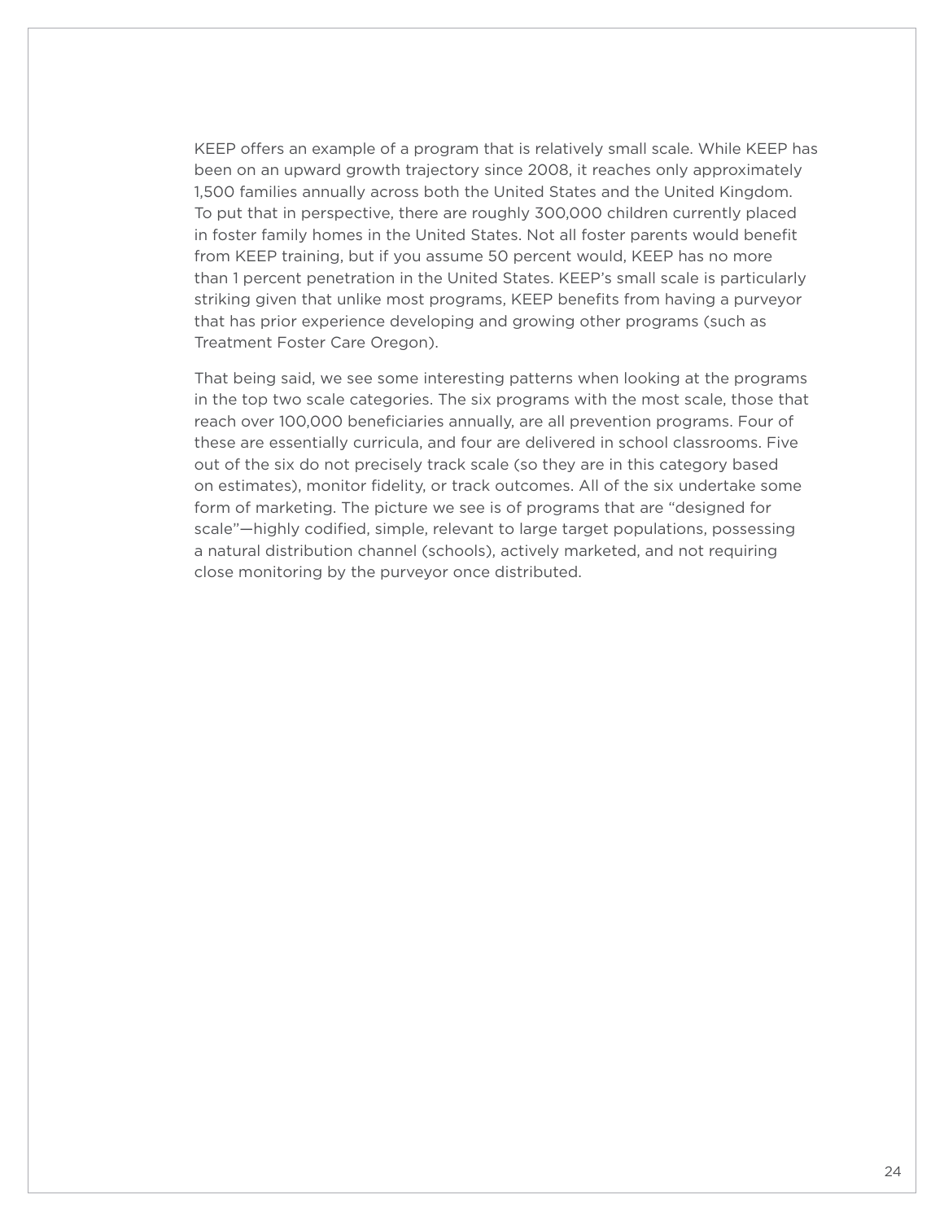KEEP offers an example of a program that is relatively small scale. While KEEP has been on an upward growth trajectory since 2008, it reaches only approximately 1,500 families annually across both the United States and the United Kingdom. To put that in perspective, there are roughly 300,000 children currently placed in foster family homes in the United States. Not all foster parents would benefit from KEEP training, but if you assume 50 percent would, KEEP has no more than 1 percent penetration in the United States. KEEP's small scale is particularly striking given that unlike most programs, KEEP benefits from having a purveyor that has prior experience developing and growing other programs (such as Treatment Foster Care Oregon).

That being said, we see some interesting patterns when looking at the programs in the top two scale categories. The six programs with the most scale, those that reach over 100,000 beneficiaries annually, are all prevention programs. Four of these are essentially curricula, and four are delivered in school classrooms. Five out of the six do not precisely track scale (so they are in this category based on estimates), monitor fidelity, or track outcomes. All of the six undertake some form of marketing. The picture we see is of programs that are "designed for scale"—highly codified, simple, relevant to large target populations, possessing a natural distribution channel (schools), actively marketed, and not requiring close monitoring by the purveyor once distributed.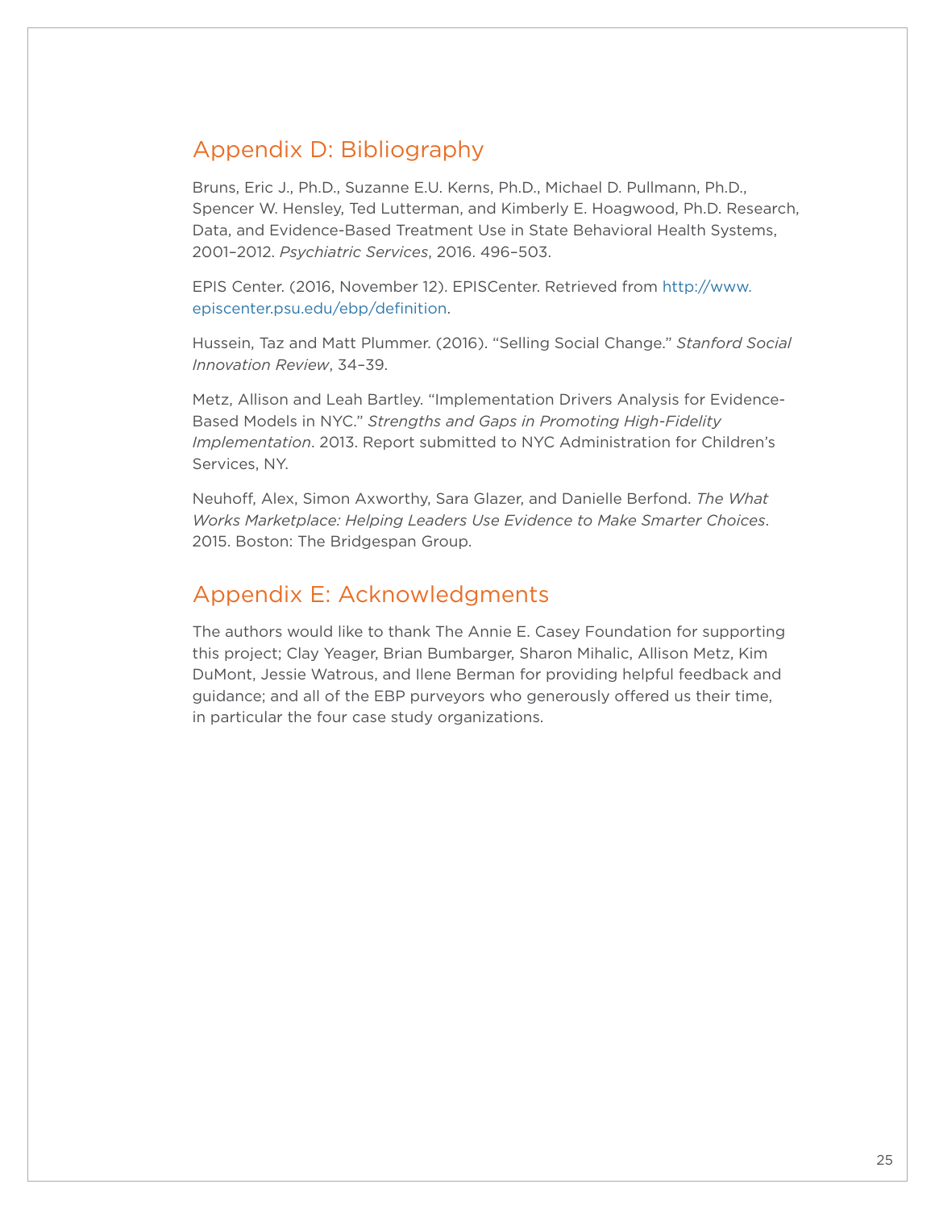## Appendix D: Bibliography

Bruns, Eric J., Ph.D., Suzanne E.U. Kerns, Ph.D., Michael D. Pullmann, Ph.D., Spencer W. Hensley, Ted Lutterman, and Kimberly E. Hoagwood, Ph.D. Research, Data, and Evidence-Based Treatment Use in State Behavioral Health Systems, 2001–2012. *Psychiatric Services*, 2016. 496–503.

EPIS Center. (2016, November 12). EPISCenter. Retrieved from http://www.episcenter.psu.edu/ebp/definition.

Hussein, Taz and Matt Plummer. (2016). "Selling Social Change." *Stanford Social Innovation Review*, 34–39.

Metz, Allison and Leah Bartley. "Implementation Drivers Analysis for Evidence-Based Models in NYC." *Strengths and Gaps in Promoting High-Fidelity Implementation*. 2013. Report submitted to NYC Administration for Children's Services, NY.

Neuhoff, Alex, Simon Axworthy, Sara Glazer, and Danielle Berfond. *The What Works Marketplace: Helping Leaders Use Evidence to Make Smarter Choices*. 2015. Boston: The Bridgespan Group.

## Appendix E: Acknowledgments

The authors would like to thank The Annie E. Casey Foundation for supporting this project; Clay Yeager, Brian Bumbarger, Sharon Mihalic, Allison Metz, Kim DuMont, Jessie Watrous, and Ilene Berman for providing helpful feedback and guidance; and all of the EBP purveyors who generously offered us their time, in particular the four case study organizations.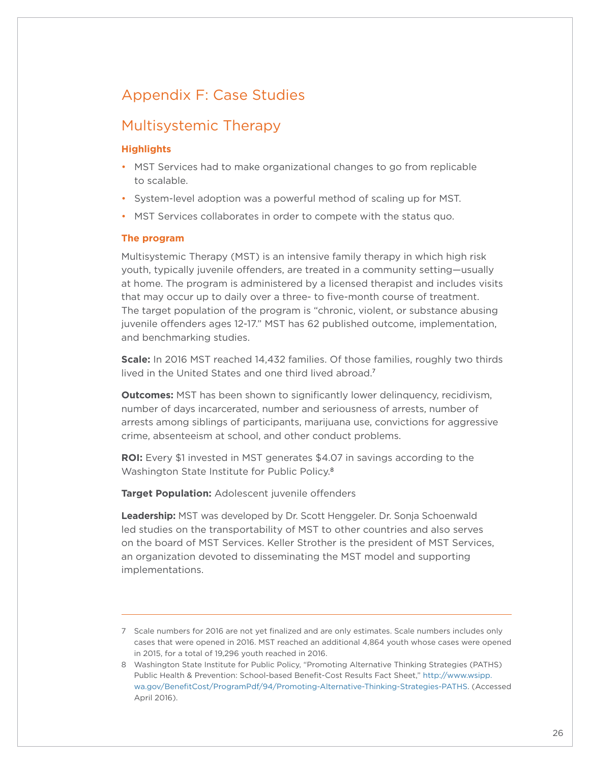# Appendix F: Case Studies

## Multisystemic Therapy

### Highlights

- MST Services had to make organizational changes to go from replicable to scalable.
- System-level adoption was a powerful method of scaling up for MST.
- MST Services collaborates in order to compete with the status quo.

### The program

Multisystemic Therapy (MST) is an intensive family therapy in which high risk youth, typically juvenile offenders, are treated in a community setting—usually at home. The program is administered by a licensed therapist and includes visits that may occur up to daily over a three- to five-month course of treatment. The target population of the program is "chronic, violent, or substance abusing juvenile offenders ages 12-17." MST has 62 published outcome, implementation, and benchmarking studies.

**Scale:** In 2016 MST reached 14,432 families. Of those families, roughly two thirds lived in the United States and one third lived abroad.[7]

**Outcomes:** MST has been shown to significantly lower delinquency, recidivism, number of days incarcerated, number and seriousness of arrests, number of arrests among siblings of participants, marijuana use, convictions for aggressive crime, absenteeism at school, and other conduct problems.

**ROI:** Every $1 invested in MST generates $4.07 in savings according to the Washington State Institute for Public Policy.[8]

**Target Population:** Adolescent juvenile offenders

**Leadership:** MST was developed by Dr. Scott Henggeler. Dr. Sonja Schoenwald led studies on the transportability of MST to other countries and also serves on the board of MST Services. Keller Strother is the president of MST Services, an organization devoted to disseminating the MST model and supporting implementations.

---

7 Scale numbers for 2016 are not yet finalized and are only estimates. Scale numbers includes only cases that were opened in 2016. MST reached an additional 4,864 youth whose cases were opened in 2015, for a total of 19,296 youth reached in 2016.

8 Washington State Institute for Public Policy, "Promoting Alternative Thinking Strategies (PATHS) Public Health & Prevention: School-based Benefit-Cost Results Fact Sheet," http://www.wsipp.wa.gov/BenefitCost/ProgramPdf/94/Promoting-Alternative-Thinking-Strategies-PATHS. (Accessed April 2016).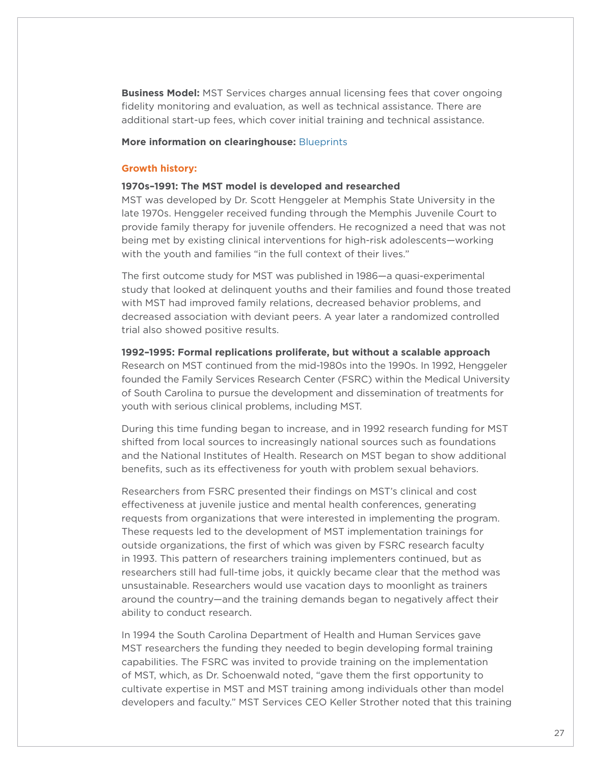**Business Model:** MST Services charges annual licensing fees that cover ongoing fidelity monitoring and evaluation, as well as technical assistance. There are additional start-up fees, which cover initial training and technical assistance.

**More information on clearinghouse:** Blueprints

### Growth history:

**1970s–1991: The MST model is developed and researched**

MST was developed by Dr. Scott Henggeler at Memphis State University in the late 1970s. Henggeler received funding through the Memphis Juvenile Court to provide family therapy for juvenile offenders. He recognized a need that was not being met by existing clinical interventions for high-risk adolescents—working with the youth and families "in the full context of their lives."

The first outcome study for MST was published in 1986—a quasi-experimental study that looked at delinquent youths and their families and found those treated with MST had improved family relations, decreased behavior problems, and decreased association with deviant peers. A year later a randomized controlled trial also showed positive results.

**1992–1995: Formal replications proliferate, but without a scalable approach**

Research on MST continued from the mid-1980s into the 1990s. In 1992, Henggeler founded the Family Services Research Center (FSRC) within the Medical University of South Carolina to pursue the development and dissemination of treatments for youth with serious clinical problems, including MST.

During this time funding began to increase, and in 1992 research funding for MST shifted from local sources to increasingly national sources such as foundations and the National Institutes of Health. Research on MST began to show additional benefits, such as its effectiveness for youth with problem sexual behaviors.

Researchers from FSRC presented their findings on MST's clinical and cost effectiveness at juvenile justice and mental health conferences, generating requests from organizations that were interested in implementing the program. These requests led to the development of MST implementation trainings for outside organizations, the first of which was given by FSRC research faculty in 1993. This pattern of researchers training implementers continued, but as researchers still had full-time jobs, it quickly became clear that the method was unsustainable. Researchers would use vacation days to moonlight as trainers around the country—and the training demands began to negatively affect their ability to conduct research.

In 1994 the South Carolina Department of Health and Human Services gave MST researchers the funding they needed to begin developing formal training capabilities. The FSRC was invited to provide training on the implementation of MST, which, as Dr. Schoenwald noted, "gave them the first opportunity to cultivate expertise in MST and MST training among individuals other than model developers and faculty." MST Services CEO Keller Strother noted that this training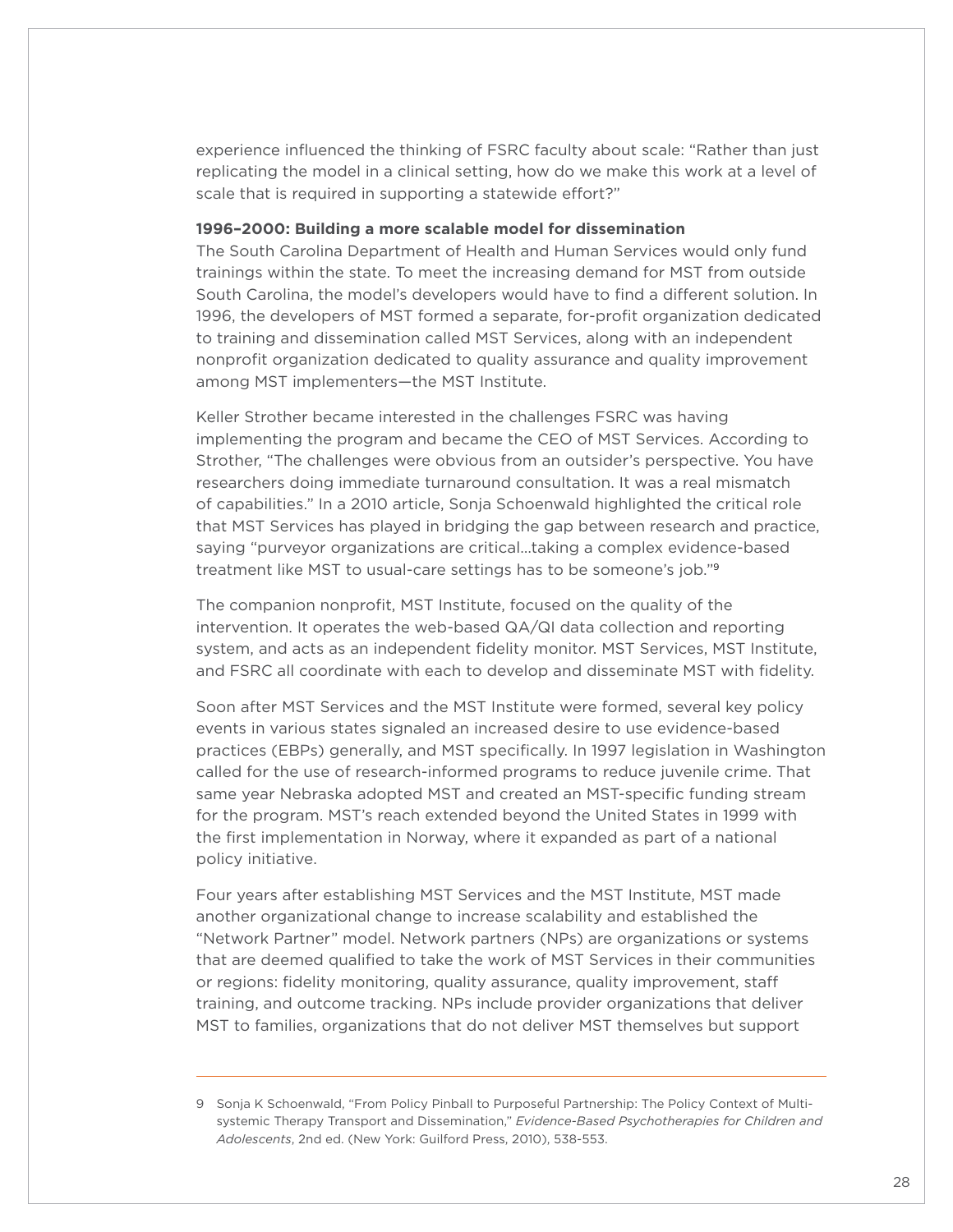experience influenced the thinking of FSRC faculty about scale: "Rather than just replicating the model in a clinical setting, how do we make this work at a level of scale that is required in supporting a statewide effort?"

**1996–2000: Building a more scalable model for dissemination**

The South Carolina Department of Health and Human Services would only fund trainings within the state. To meet the increasing demand for MST from outside South Carolina, the model's developers would have to find a different solution. In 1996, the developers of MST formed a separate, for-profit organization dedicated to training and dissemination called MST Services, along with an independent nonprofit organization dedicated to quality assurance and quality improvement among MST implementers—the MST Institute.

Keller Strother became interested in the challenges FSRC was having implementing the program and became the CEO of MST Services. According to Strother, "The challenges were obvious from an outsider's perspective. You have researchers doing immediate turnaround consultation. It was a real mismatch of capabilities." In a 2010 article, Sonja Schoenwald highlighted the critical role that MST Services has played in bridging the gap between research and practice, saying "purveyor organizations are critical…taking a complex evidence-based treatment like MST to usual-care settings has to be someone's job."[9]

The companion nonprofit, MST Institute, focused on the quality of the intervention. It operates the web-based QA/QI data collection and reporting system, and acts as an independent fidelity monitor. MST Services, MST Institute, and FSRC all coordinate with each to develop and disseminate MST with fidelity.

Soon after MST Services and the MST Institute were formed, several key policy events in various states signaled an increased desire to use evidence-based practices (EBPs) generally, and MST specifically. In 1997 legislation in Washington called for the use of research-informed programs to reduce juvenile crime. That same year Nebraska adopted MST and created an MST-specific funding stream for the program. MST's reach extended beyond the United States in 1999 with the first implementation in Norway, where it expanded as part of a national policy initiative.

Four years after establishing MST Services and the MST Institute, MST made another organizational change to increase scalability and established the "Network Partner" model. Network partners (NPs) are organizations or systems that are deemed qualified to take the work of MST Services in their communities or regions: fidelity monitoring, quality assurance, quality improvement, staff training, and outcome tracking. NPs include provider organizations that deliver MST to families, organizations that do not deliver MST themselves but support

---

9 Sonja K Schoenwald, "From Policy Pinball to Purposeful Partnership: The Policy Context of Multi-systemic Therapy Transport and Dissemination," *Evidence-Based Psychotherapies for Children and Adolescents*, 2nd ed. (New York: Guilford Press, 2010), 538-553.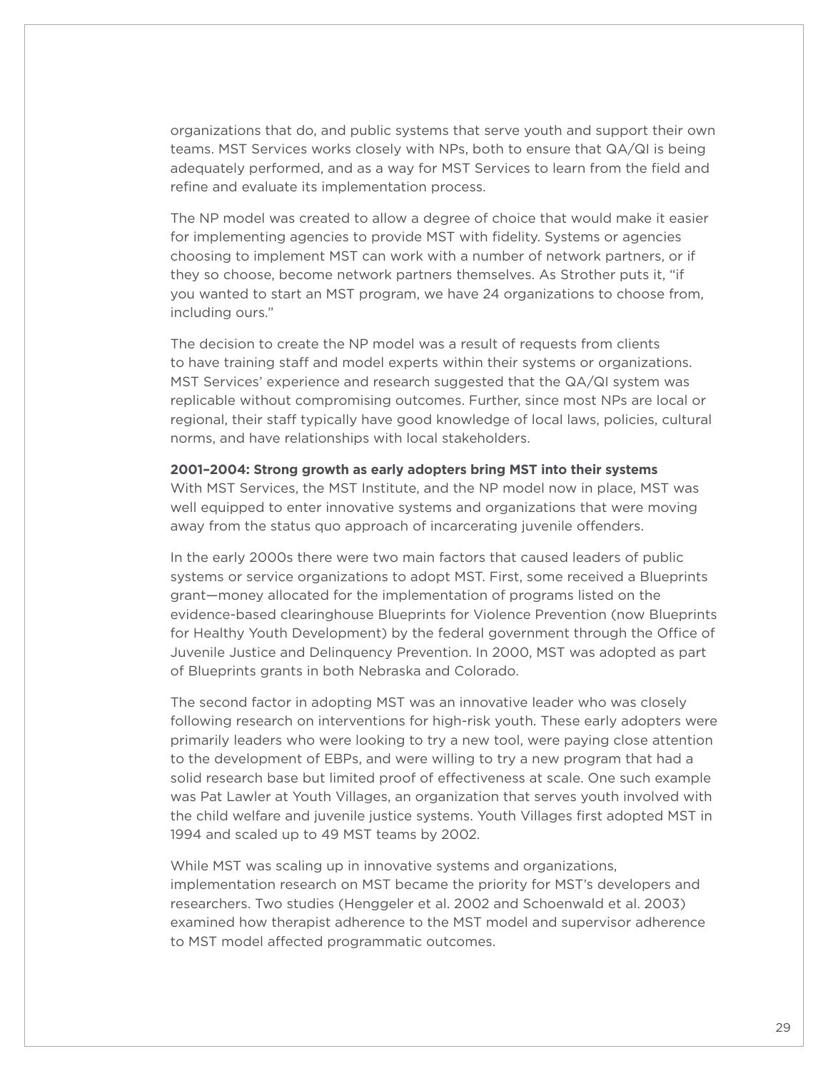organizations that do, and public systems that serve youth and support their own teams. MST Services works closely with NPs, both to ensure that QA/QI is being adequately performed, and as a way for MST Services to learn from the field and refine and evaluate its implementation process.

The NP model was created to allow a degree of choice that would make it easier for implementing agencies to provide MST with fidelity. Systems or agencies choosing to implement MST can work with a number of network partners, or if they so choose, become network partners themselves. As Strother puts it, "if you wanted to start an MST program, we have 24 organizations to choose from, including ours."

The decision to create the NP model was a result of requests from clients to have training staff and model experts within their systems or organizations. MST Services' experience and research suggested that the QA/QI system was replicable without compromising outcomes. Further, since most NPs are local or regional, their staff typically have good knowledge of local laws, policies, cultural norms, and have relationships with local stakeholders.

**2001–2004: Strong growth as early adopters bring MST into their systems**

With MST Services, the MST Institute, and the NP model now in place, MST was well equipped to enter innovative systems and organizations that were moving away from the status quo approach of incarcerating juvenile offenders.

In the early 2000s there were two main factors that caused leaders of public systems or service organizations to adopt MST. First, some received a Blueprints grant—money allocated for the implementation of programs listed on the evidence-based clearinghouse Blueprints for Violence Prevention (now Blueprints for Healthy Youth Development) by the federal government through the Office of Juvenile Justice and Delinquency Prevention. In 2000, MST was adopted as part of Blueprints grants in both Nebraska and Colorado.

The second factor in adopting MST was an innovative leader who was closely following research on interventions for high-risk youth. These early adopters were primarily leaders who were looking to try a new tool, were paying close attention to the development of EBPs, and were willing to try a new program that had a solid research base but limited proof of effectiveness at scale. One such example was Pat Lawler at Youth Villages, an organization that serves youth involved with the child welfare and juvenile justice systems. Youth Villages first adopted MST in 1994 and scaled up to 49 MST teams by 2002.

While MST was scaling up in innovative systems and organizations, implementation research on MST became the priority for MST's developers and researchers. Two studies (Henggeler et al. 2002 and Schoenwald et al. 2003) examined how therapist adherence to the MST model and supervisor adherence to MST model affected programmatic outcomes.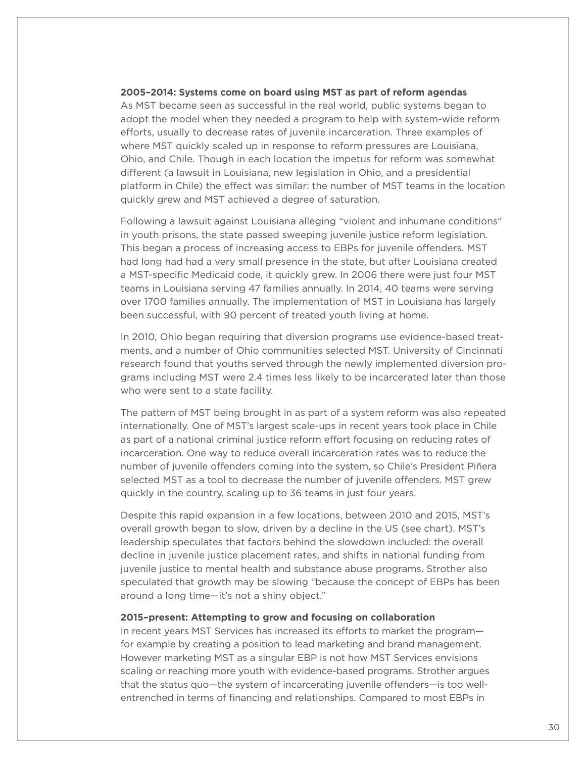**2005–2014: Systems come on board using MST as part of reform agendas**

As MST became seen as successful in the real world, public systems began to adopt the model when they needed a program to help with system-wide reform efforts, usually to decrease rates of juvenile incarceration. Three examples of where MST quickly scaled up in response to reform pressures are Louisiana, Ohio, and Chile. Though in each location the impetus for reform was somewhat different (a lawsuit in Louisiana, new legislation in Ohio, and a presidential platform in Chile) the effect was similar: the number of MST teams in the location quickly grew and MST achieved a degree of saturation.

Following a lawsuit against Louisiana alleging "violent and inhumane conditions" in youth prisons, the state passed sweeping juvenile justice reform legislation. This began a process of increasing access to EBPs for juvenile offenders. MST had long had had a very small presence in the state, but after Louisiana created a MST-specific Medicaid code, it quickly grew. In 2006 there were just four MST teams in Louisiana serving 47 families annually. In 2014, 40 teams were serving over 1700 families annually. The implementation of MST in Louisiana has largely been successful, with 90 percent of treated youth living at home.

In 2010, Ohio began requiring that diversion programs use evidence-based treatments, and a number of Ohio communities selected MST. University of Cincinnati research found that youths served through the newly implemented diversion programs including MST were 2.4 times less likely to be incarcerated later than those who were sent to a state facility.

The pattern of MST being brought in as part of a system reform was also repeated internationally. One of MST's largest scale-ups in recent years took place in Chile as part of a national criminal justice reform effort focusing on reducing rates of incarceration. One way to reduce overall incarceration rates was to reduce the number of juvenile offenders coming into the system, so Chile's President Piñera selected MST as a tool to decrease the number of juvenile offenders. MST grew quickly in the country, scaling up to 36 teams in just four years.

Despite this rapid expansion in a few locations, between 2010 and 2015, MST's overall growth began to slow, driven by a decline in the US (see chart). MST's leadership speculates that factors behind the slowdown included: the overall decline in juvenile justice placement rates, and shifts in national funding from juvenile justice to mental health and substance abuse programs. Strother also speculated that growth may be slowing "because the concept of EBPs has been around a long time—it's not a shiny object."

**2015–present: Attempting to grow and focusing on collaboration**

In recent years MST Services has increased its efforts to market the program—for example by creating a position to lead marketing and brand management. However marketing MST as a singular EBP is not how MST Services envisions scaling or reaching more youth with evidence-based programs. Strother argues that the status quo—the system of incarcerating juvenile offenders—is too well-entrenched in terms of financing and relationships. Compared to most EBPs in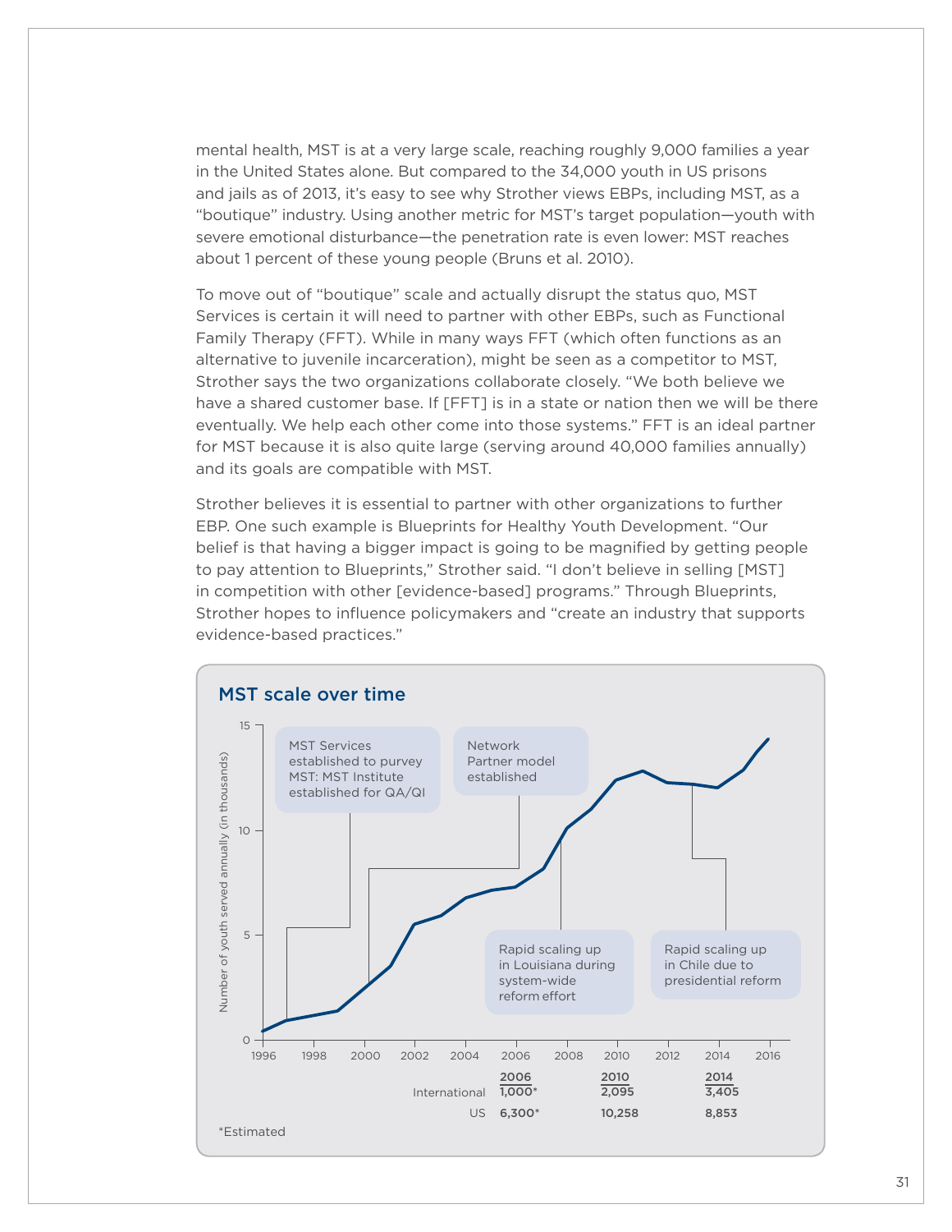mental health, MST is at a very large scale, reaching roughly 9,000 families a year in the United States alone. But compared to the 34,000 youth in US prisons and jails as of 2013, it's easy to see why Strother views EBPs, including MST, as a "boutique" industry. Using another metric for MST's target population—youth with severe emotional disturbance—the penetration rate is even lower: MST reaches about 1 percent of these young people (Bruns et al. 2010).

To move out of "boutique" scale and actually disrupt the status quo, MST Services is certain it will need to partner with other EBPs, such as Functional Family Therapy (FFT). While in many ways FFT (which often functions as an alternative to juvenile incarceration), might be seen as a competitor to MST, Strother says the two organizations collaborate closely. "We both believe we have a shared customer base. If [FFT] is in a state or nation then we will be there eventually. We help each other come into those systems." FFT is an ideal partner for MST because it is also quite large (serving around 40,000 families annually) and its goals are compatible with MST.

Strother believes it is essential to partner with other organizations to further EBP. One such example is Blueprints for Healthy Youth Development. "Our belief is that having a bigger impact is going to be magnified by getting people to pay attention to Blueprints," Strother said. "I don't believe in selling [MST] in competition with other [evidence-based] programs." Through Blueprints, Strother hopes to influence policymakers and "create an industry that supports evidence-based practices."

## MST scale over time

Chart: Number of youth served annually (in thousands), 1996–2016.

Annotations:
- MST Services established to purvey MST; MST Institute established for QA/QI
- Network Partner model established
- Rapid scaling up in Louisiana during system-wide reform effort
- Rapid scaling up in Chile due to presidential reform

| | 2006 | 2010 | 2014 |
|---|---|---|---|
| International | 1,000* | 2,095 | 3,405 |
| US | 6,300* | 10,258 | 8,853 |

*Estimated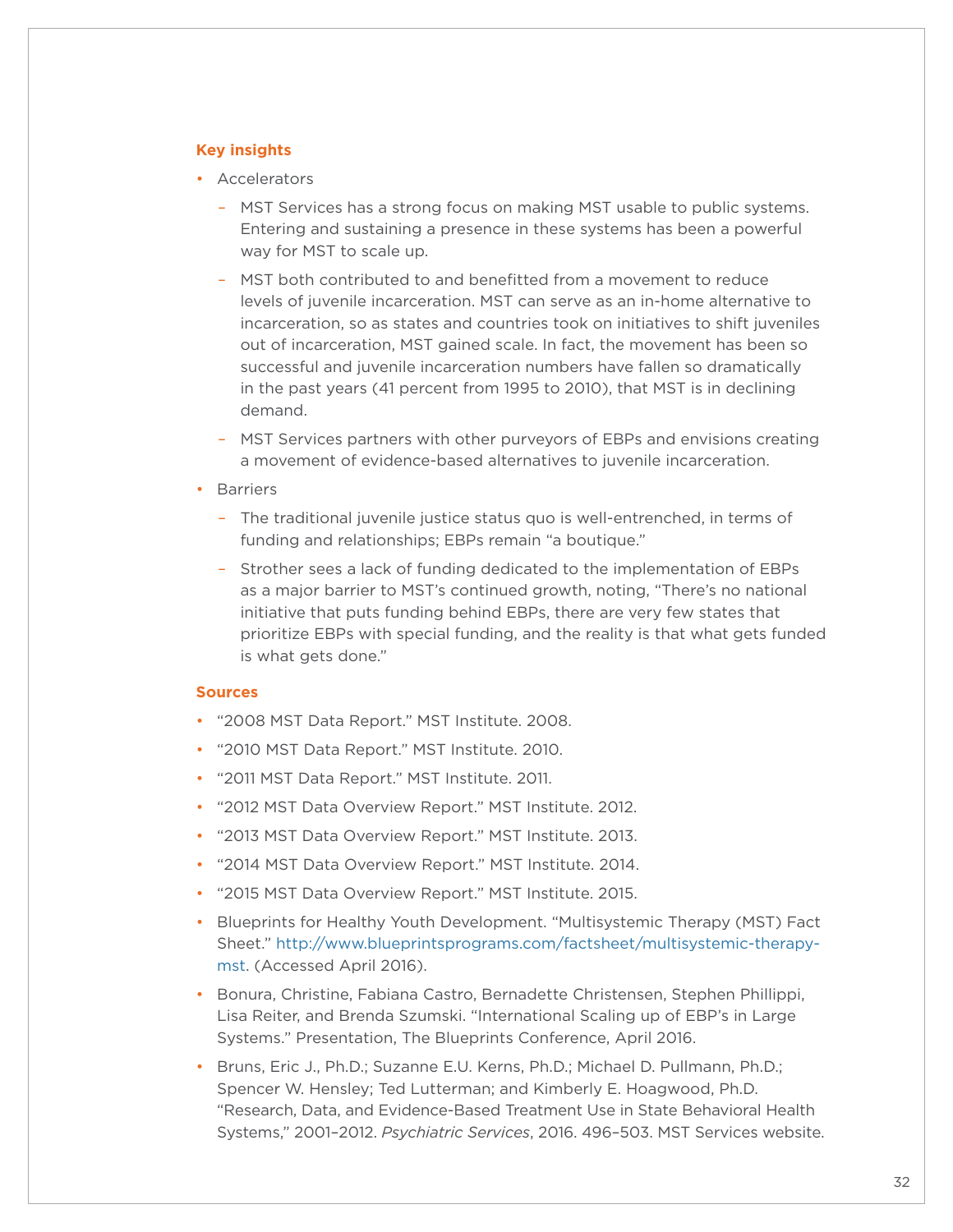**Key insights**

- Accelerators
  - MST Services has a strong focus on making MST usable to public systems. Entering and sustaining a presence in these systems has been a powerful way for MST to scale up.
  - MST both contributed to and benefitted from a movement to reduce levels of juvenile incarceration. MST can serve as an in-home alternative to incarceration, so as states and countries took on initiatives to shift juveniles out of incarceration, MST gained scale. In fact, the movement has been so successful and juvenile incarceration numbers have fallen so dramatically in the past years (41 percent from 1995 to 2010), that MST is in declining demand.
  - MST Services partners with other purveyors of EBPs and envisions creating a movement of evidence-based alternatives to juvenile incarceration.
- Barriers
  - The traditional juvenile justice status quo is well-entrenched, in terms of funding and relationships; EBPs remain "a boutique."
  - Strother sees a lack of funding dedicated to the implementation of EBPs as a major barrier to MST's continued growth, noting, "There's no national initiative that puts funding behind EBPs, there are very few states that prioritize EBPs with special funding, and the reality is that what gets funded is what gets done."

**Sources**

- "2008 MST Data Report." MST Institute. 2008.
- "2010 MST Data Report." MST Institute. 2010.
- "2011 MST Data Report." MST Institute. 2011.
- "2012 MST Data Overview Report." MST Institute. 2012.
- "2013 MST Data Overview Report." MST Institute. 2013.
- "2014 MST Data Overview Report." MST Institute. 2014.
- "2015 MST Data Overview Report." MST Institute. 2015.
- Blueprints for Healthy Youth Development. "Multisystemic Therapy (MST) Fact Sheet." http://www.blueprintsprograms.com/factsheet/multisystemic-therapy-mst. (Accessed April 2016).
- Bonura, Christine, Fabiana Castro, Bernadette Christensen, Stephen Phillippi, Lisa Reiter, and Brenda Szumski. "International Scaling up of EBP's in Large Systems." Presentation, The Blueprints Conference, April 2016.
- Bruns, Eric J., Ph.D.; Suzanne E.U. Kerns, Ph.D.; Michael D. Pullmann, Ph.D.; Spencer W. Hensley; Ted Lutterman; and Kimberly E. Hoagwood, Ph.D. "Research, Data, and Evidence-Based Treatment Use in State Behavioral Health Systems," 2001–2012. *Psychiatric Services*, 2016. 496–503. MST Services website.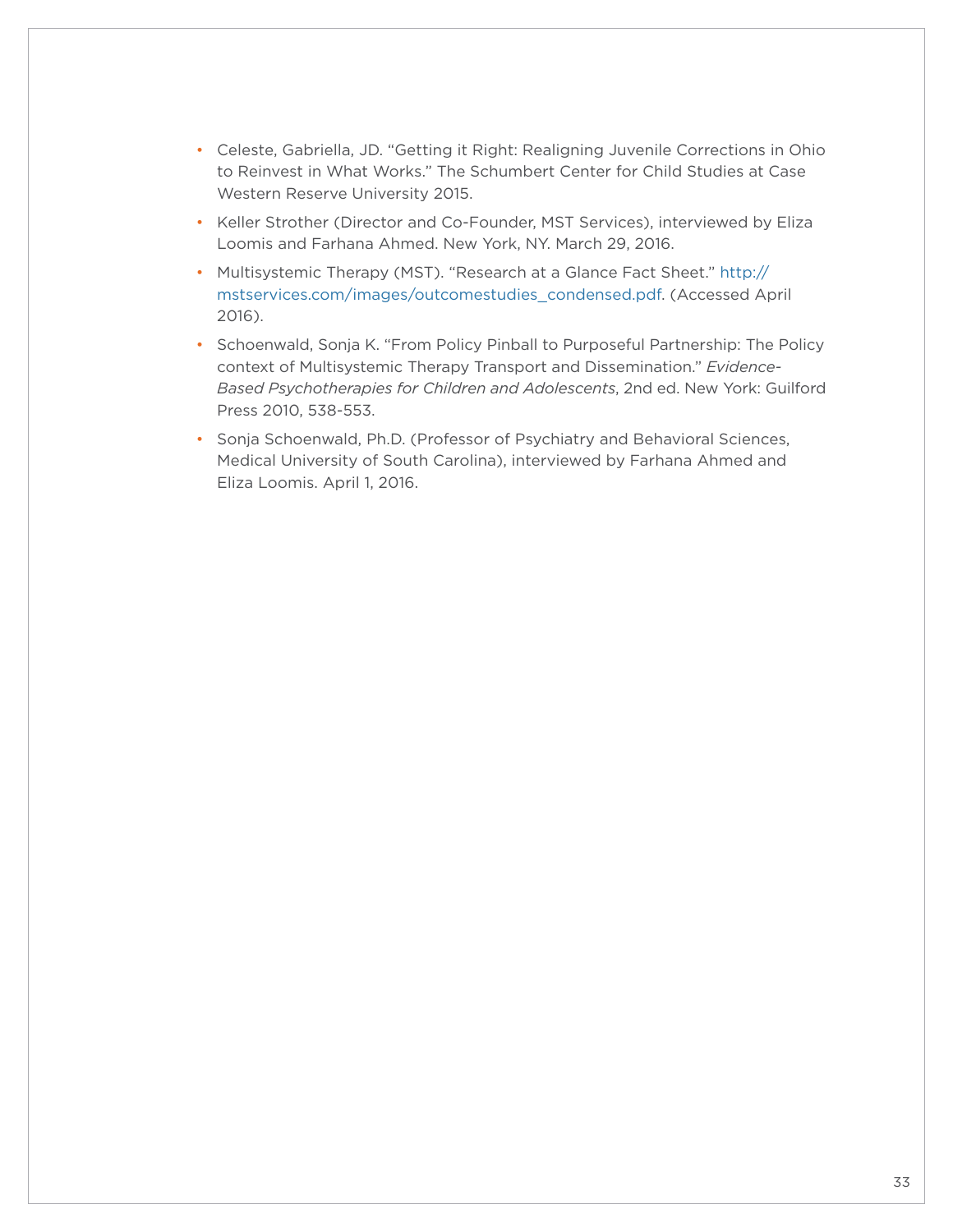- Celeste, Gabriella, JD. "Getting it Right: Realigning Juvenile Corrections in Ohio to Reinvest in What Works." The Schumbert Center for Child Studies at Case Western Reserve University 2015.
- Keller Strother (Director and Co-Founder, MST Services), interviewed by Eliza Loomis and Farhana Ahmed. New York, NY. March 29, 2016.
- Multisystemic Therapy (MST). "Research at a Glance Fact Sheet." http://mstservices.com/images/outcomestudies_condensed.pdf. (Accessed April 2016).
- Schoenwald, Sonja K. "From Policy Pinball to Purposeful Partnership: The Policy context of Multisystemic Therapy Transport and Dissemination." *Evidence-Based Psychotherapies for Children and Adolescents*, 2nd ed. New York: Guilford Press 2010, 538-553.
- Sonja Schoenwald, Ph.D. (Professor of Psychiatry and Behavioral Sciences, Medical University of South Carolina), interviewed by Farhana Ahmed and Eliza Loomis. April 1, 2016.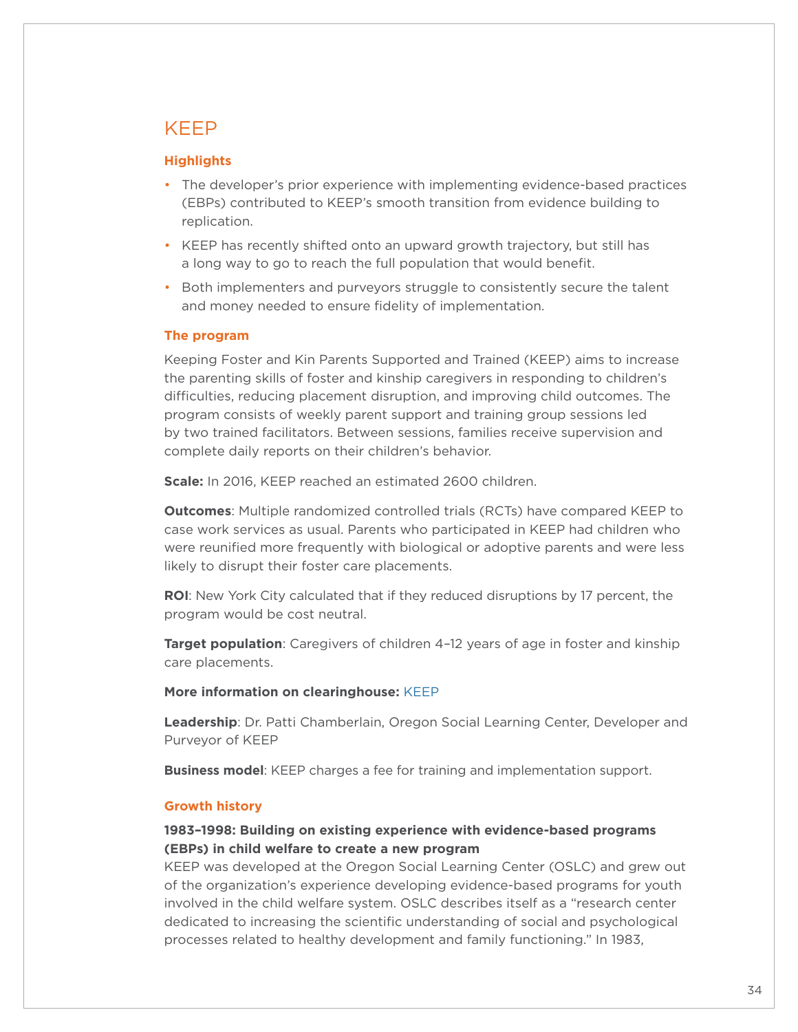# KEEP

### Highlights

- The developer's prior experience with implementing evidence-based practices (EBPs) contributed to KEEP's smooth transition from evidence building to replication.
- KEEP has recently shifted onto an upward growth trajectory, but still has a long way to go to reach the full population that would benefit.
- Both implementers and purveyors struggle to consistently secure the talent and money needed to ensure fidelity of implementation.

### The program

Keeping Foster and Kin Parents Supported and Trained (KEEP) aims to increase the parenting skills of foster and kinship caregivers in responding to children's difficulties, reducing placement disruption, and improving child outcomes. The program consists of weekly parent support and training group sessions led by two trained facilitators. Between sessions, families receive supervision and complete daily reports on their children's behavior.

**Scale:** In 2016, KEEP reached an estimated 2600 children.

**Outcomes**: Multiple randomized controlled trials (RCTs) have compared KEEP to case work services as usual. Parents who participated in KEEP had children who were reunified more frequently with biological or adoptive parents and were less likely to disrupt their foster care placements.

**ROI**: New York City calculated that if they reduced disruptions by 17 percent, the program would be cost neutral.

**Target population**: Caregivers of children 4–12 years of age in foster and kinship care placements.

**More information on clearinghouse:** KEEP

**Leadership**: Dr. Patti Chamberlain, Oregon Social Learning Center, Developer and Purveyor of KEEP

**Business model**: KEEP charges a fee for training and implementation support.

### Growth history

**1983–1998: Building on existing experience with evidence-based programs (EBPs) in child welfare to create a new program**

KEEP was developed at the Oregon Social Learning Center (OSLC) and grew out of the organization's experience developing evidence-based programs for youth involved in the child welfare system. OSLC describes itself as a "research center dedicated to increasing the scientific understanding of social and psychological processes related to healthy development and family functioning." In 1983,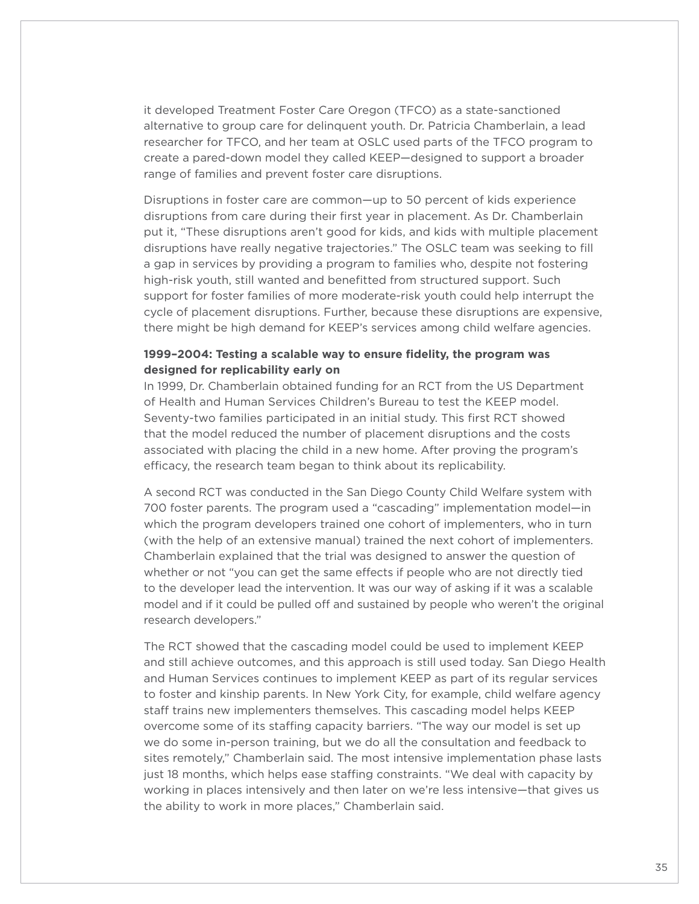it developed Treatment Foster Care Oregon (TFCO) as a state-sanctioned alternative to group care for delinquent youth. Dr. Patricia Chamberlain, a lead researcher for TFCO, and her team at OSLC used parts of the TFCO program to create a pared-down model they called KEEP—designed to support a broader range of families and prevent foster care disruptions.

Disruptions in foster care are common—up to 50 percent of kids experience disruptions from care during their first year in placement. As Dr. Chamberlain put it, "These disruptions aren't good for kids, and kids with multiple placement disruptions have really negative trajectories." The OSLC team was seeking to fill a gap in services by providing a program to families who, despite not fostering high-risk youth, still wanted and benefitted from structured support. Such support for foster families of more moderate-risk youth could help interrupt the cycle of placement disruptions. Further, because these disruptions are expensive, there might be high demand for KEEP's services among child welfare agencies.

**1999–2004: Testing a scalable way to ensure fidelity, the program was designed for replicability early on**

In 1999, Dr. Chamberlain obtained funding for an RCT from the US Department of Health and Human Services Children's Bureau to test the KEEP model. Seventy-two families participated in an initial study. This first RCT showed that the model reduced the number of placement disruptions and the costs associated with placing the child in a new home. After proving the program's efficacy, the research team began to think about its replicability.

A second RCT was conducted in the San Diego County Child Welfare system with 700 foster parents. The program used a "cascading" implementation model—in which the program developers trained one cohort of implementers, who in turn (with the help of an extensive manual) trained the next cohort of implementers. Chamberlain explained that the trial was designed to answer the question of whether or not "you can get the same effects if people who are not directly tied to the developer lead the intervention. It was our way of asking if it was a scalable model and if it could be pulled off and sustained by people who weren't the original research developers."

The RCT showed that the cascading model could be used to implement KEEP and still achieve outcomes, and this approach is still used today. San Diego Health and Human Services continues to implement KEEP as part of its regular services to foster and kinship parents. In New York City, for example, child welfare agency staff trains new implementers themselves. This cascading model helps KEEP overcome some of its staffing capacity barriers. "The way our model is set up we do some in-person training, but we do all the consultation and feedback to sites remotely," Chamberlain said. The most intensive implementation phase lasts just 18 months, which helps ease staffing constraints. "We deal with capacity by working in places intensively and then later on we're less intensive—that gives us the ability to work in more places," Chamberlain said.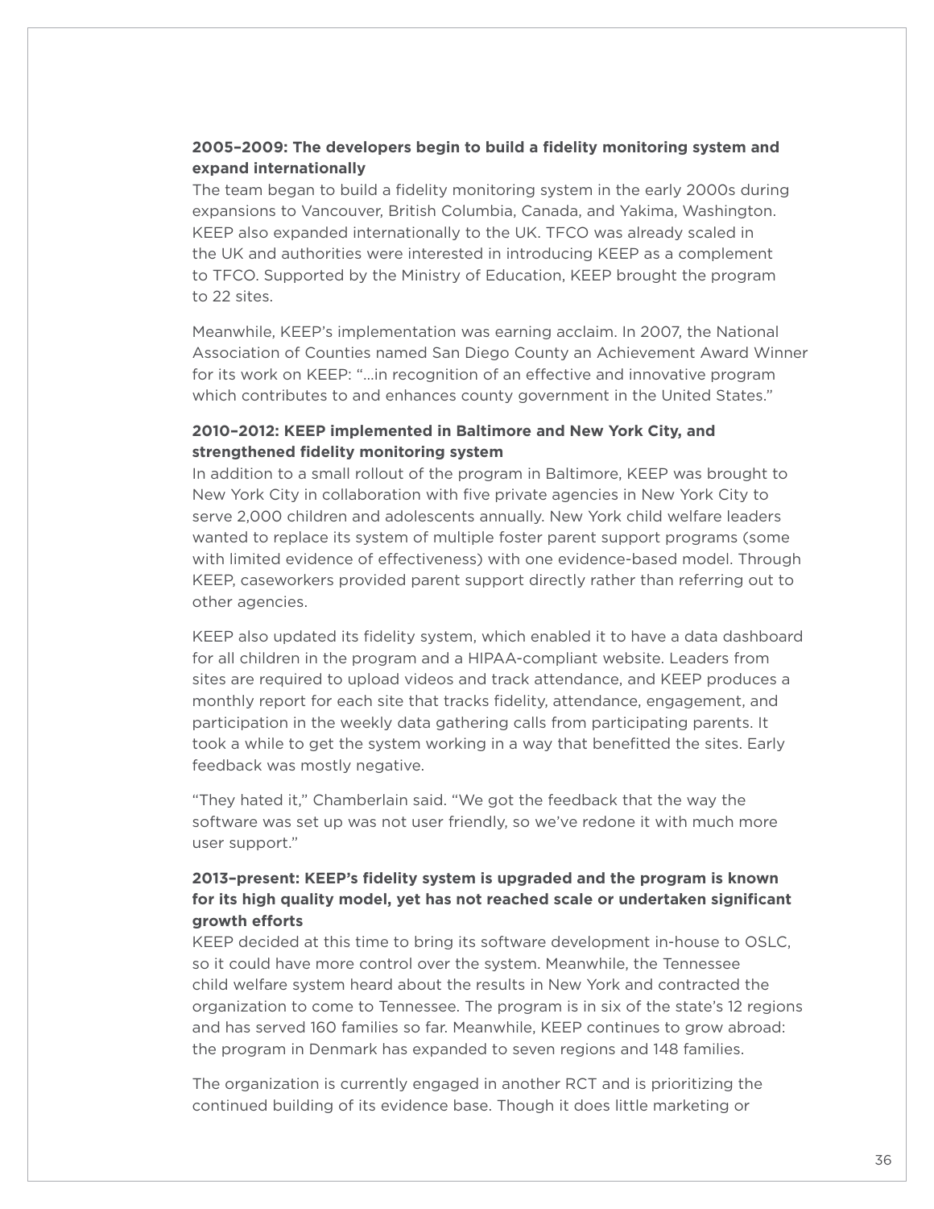**2005–2009: The developers begin to build a fidelity monitoring system and expand internationally**

The team began to build a fidelity monitoring system in the early 2000s during expansions to Vancouver, British Columbia, Canada, and Yakima, Washington. KEEP also expanded internationally to the UK. TFCO was already scaled in the UK and authorities were interested in introducing KEEP as a complement to TFCO. Supported by the Ministry of Education, KEEP brought the program to 22 sites.

Meanwhile, KEEP's implementation was earning acclaim. In 2007, the National Association of Counties named San Diego County an Achievement Award Winner for its work on KEEP: "…in recognition of an effective and innovative program which contributes to and enhances county government in the United States."

**2010–2012: KEEP implemented in Baltimore and New York City, and strengthened fidelity monitoring system**

In addition to a small rollout of the program in Baltimore, KEEP was brought to New York City in collaboration with five private agencies in New York City to serve 2,000 children and adolescents annually. New York child welfare leaders wanted to replace its system of multiple foster parent support programs (some with limited evidence of effectiveness) with one evidence-based model. Through KEEP, caseworkers provided parent support directly rather than referring out to other agencies.

KEEP also updated its fidelity system, which enabled it to have a data dashboard for all children in the program and a HIPAA-compliant website. Leaders from sites are required to upload videos and track attendance, and KEEP produces a monthly report for each site that tracks fidelity, attendance, engagement, and participation in the weekly data gathering calls from participating parents. It took a while to get the system working in a way that benefitted the sites. Early feedback was mostly negative.

"They hated it," Chamberlain said. "We got the feedback that the way the software was set up was not user friendly, so we've redone it with much more user support."

**2013–present: KEEP's fidelity system is upgraded and the program is known for its high quality model, yet has not reached scale or undertaken significant growth efforts**

KEEP decided at this time to bring its software development in-house to OSLC, so it could have more control over the system. Meanwhile, the Tennessee child welfare system heard about the results in New York and contracted the organization to come to Tennessee. The program is in six of the state's 12 regions and has served 160 families so far. Meanwhile, KEEP continues to grow abroad: the program in Denmark has expanded to seven regions and 148 families.

The organization is currently engaged in another RCT and is prioritizing the continued building of its evidence base. Though it does little marketing or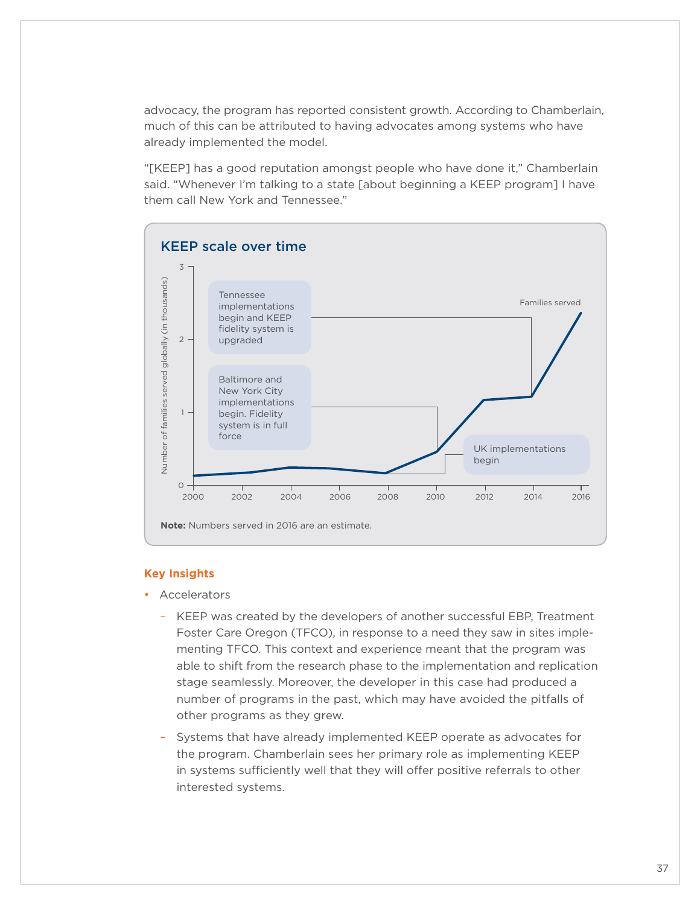advocacy, the program has reported consistent growth. According to Chamberlain, much of this can be attributed to having advocates among systems who have already implemented the model.

"[KEEP] has a good reputation amongst people who have done it," Chamberlain said. "Whenever I'm talking to a state [about beginning a KEEP program] I have them call New York and Tennessee."

### KEEP scale over time

Number of families served globally (in thousands)

Families served

- Baltimore and New York City implementations begin. Fidelity system is in full force (2010)
- UK implementations begin (2008)
- Tennessee implementations begin and KEEP fidelity system is upgraded (2014)

**Note:** Numbers served in 2016 are an estimate.

**Key Insights**

- Accelerators
  - KEEP was created by the developers of another successful EBP, Treatment Foster Care Oregon (TFCO), in response to a need they saw in sites implementing TFCO. This context and experience meant that the program was able to shift from the research phase to the implementation and replication stage seamlessly. Moreover, the developer in this case had produced a number of programs in the past, which may have avoided the pitfalls of other programs as they grew.
  - Systems that have already implemented KEEP operate as advocates for the program. Chamberlain sees her primary role as implementing KEEP in systems sufficiently well that they will offer positive referrals to other interested systems.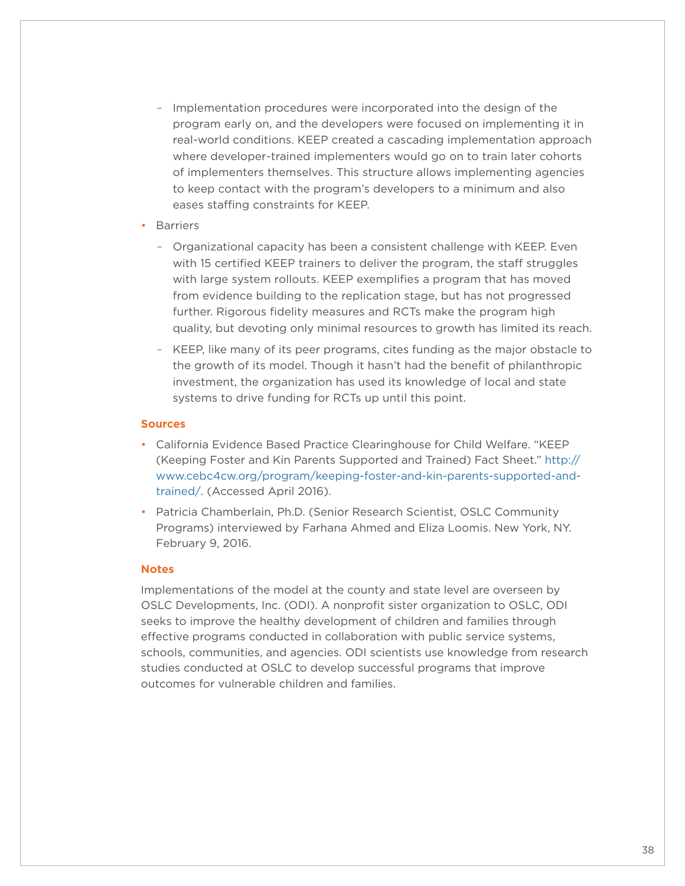- Implementation procedures were incorporated into the design of the program early on, and the developers were focused on implementing it in real-world conditions. KEEP created a cascading implementation approach where developer-trained implementers would go on to train later cohorts of implementers themselves. This structure allows implementing agencies to keep contact with the program's developers to a minimum and also eases staffing constraints for KEEP.
- Barriers
  - Organizational capacity has been a consistent challenge with KEEP. Even with 15 certified KEEP trainers to deliver the program, the staff struggles with large system rollouts. KEEP exemplifies a program that has moved from evidence building to the replication stage, but has not progressed further. Rigorous fidelity measures and RCTs make the program high quality, but devoting only minimal resources to growth has limited its reach.
  - KEEP, like many of its peer programs, cites funding as the major obstacle to the growth of its model. Though it hasn't had the benefit of philanthropic investment, the organization has used its knowledge of local and state systems to drive funding for RCTs up until this point.

**Sources**

- California Evidence Based Practice Clearinghouse for Child Welfare. "KEEP (Keeping Foster and Kin Parents Supported and Trained) Fact Sheet." http://www.cebc4cw.org/program/keeping-foster-and-kin-parents-supported-and-trained/. (Accessed April 2016).
- Patricia Chamberlain, Ph.D. (Senior Research Scientist, OSLC Community Programs) interviewed by Farhana Ahmed and Eliza Loomis. New York, NY. February 9, 2016.

**Notes**

Implementations of the model at the county and state level are overseen by OSLC Developments, Inc. (ODI). A nonprofit sister organization to OSLC, ODI seeks to improve the healthy development of children and families through effective programs conducted in collaboration with public service systems, schools, communities, and agencies. ODI scientists use knowledge from research studies conducted at OSLC to develop successful programs that improve outcomes for vulnerable children and families.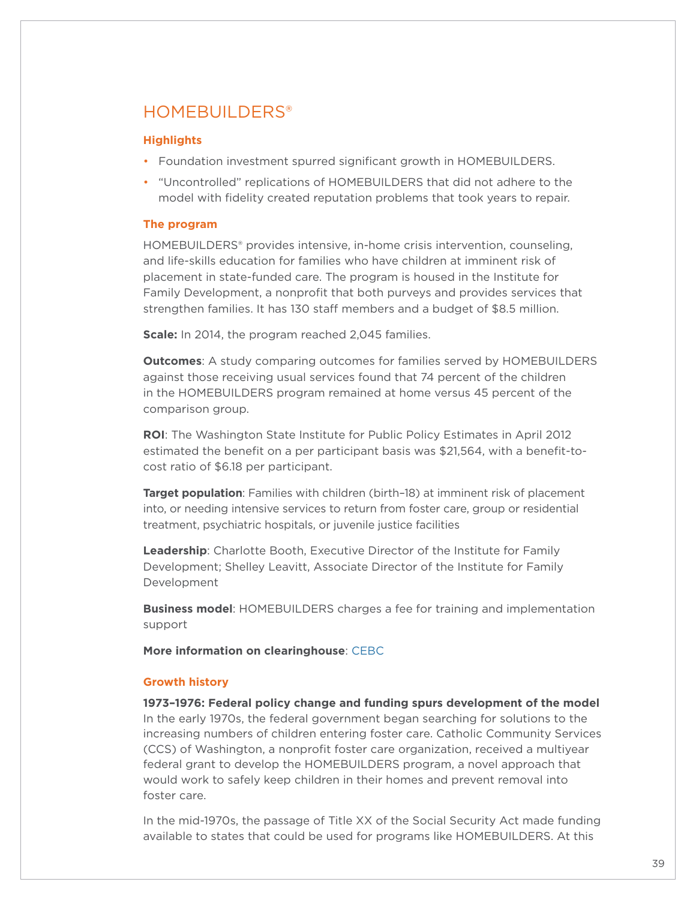## HOMEBUILDERS®

### Highlights

- Foundation investment spurred significant growth in HOMEBUILDERS.
- "Uncontrolled" replications of HOMEBUILDERS that did not adhere to the model with fidelity created reputation problems that took years to repair.

### The program

HOMEBUILDERS® provides intensive, in-home crisis intervention, counseling, and life-skills education for families who have children at imminent risk of placement in state-funded care. The program is housed in the Institute for Family Development, a nonprofit that both purveys and provides services that strengthen families. It has 130 staff members and a budget of $8.5 million.

**Scale:** In 2014, the program reached 2,045 families.

**Outcomes**: A study comparing outcomes for families served by HOMEBUILDERS against those receiving usual services found that 74 percent of the children in the HOMEBUILDERS program remained at home versus 45 percent of the comparison group.

**ROI**: The Washington State Institute for Public Policy Estimates in April 2012 estimated the benefit on a per participant basis was $21,564, with a benefit-to-cost ratio of $6.18 per participant.

**Target population**: Families with children (birth–18) at imminent risk of placement into, or needing intensive services to return from foster care, group or residential treatment, psychiatric hospitals, or juvenile justice facilities

**Leadership**: Charlotte Booth, Executive Director of the Institute for Family Development; Shelley Leavitt, Associate Director of the Institute for Family Development

**Business model**: HOMEBUILDERS charges a fee for training and implementation support

**More information on clearinghouse**: CEBC

### Growth history

**1973–1976: Federal policy change and funding spurs development of the model**
In the early 1970s, the federal government began searching for solutions to the increasing numbers of children entering foster care. Catholic Community Services (CCS) of Washington, a nonprofit foster care organization, received a multiyear federal grant to develop the HOMEBUILDERS program, a novel approach that would work to safely keep children in their homes and prevent removal into foster care.

In the mid-1970s, the passage of Title XX of the Social Security Act made funding available to states that could be used for programs like HOMEBUILDERS. At this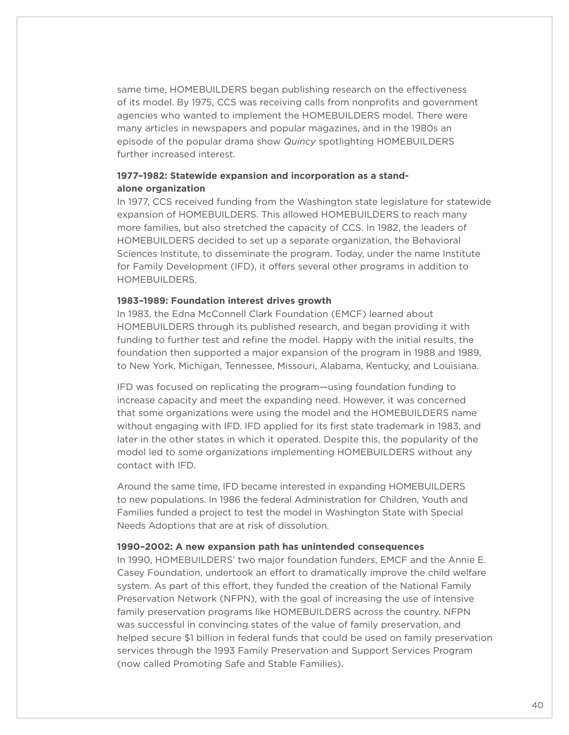same time, HOMEBUILDERS began publishing research on the effectiveness of its model. By 1975, CCS was receiving calls from nonprofits and government agencies who wanted to implement the HOMEBUILDERS model. There were many articles in newspapers and popular magazines, and in the 1980s an episode of the popular drama show *Quincy* spotlighting HOMEBUILDERS further increased interest.

**1977–1982: Statewide expansion and incorporation as a stand-alone organization**

In 1977, CCS received funding from the Washington state legislature for statewide expansion of HOMEBUILDERS. This allowed HOMEBUILDERS to reach many more families, but also stretched the capacity of CCS. In 1982, the leaders of HOMEBUILDERS decided to set up a separate organization, the Behavioral Sciences Institute, to disseminate the program. Today, under the name Institute for Family Development (IFD), it offers several other programs in addition to HOMEBUILDERS.

**1983–1989: Foundation interest drives growth**

In 1983, the Edna McConnell Clark Foundation (EMCF) learned about HOMEBUILDERS through its published research, and began providing it with funding to further test and refine the model. Happy with the initial results, the foundation then supported a major expansion of the program in 1988 and 1989, to New York, Michigan, Tennessee, Missouri, Alabama, Kentucky, and Louisiana.

IFD was focused on replicating the program—using foundation funding to increase capacity and meet the expanding need. However, it was concerned that some organizations were using the model and the HOMEBUILDERS name without engaging with IFD. IFD applied for its first state trademark in 1983, and later in the other states in which it operated. Despite this, the popularity of the model led to some organizations implementing HOMEBUILDERS without any contact with IFD.

Around the same time, IFD became interested in expanding HOMEBUILDERS to new populations. In 1986 the federal Administration for Children, Youth and Families funded a project to test the model in Washington State with Special Needs Adoptions that are at risk of dissolution.

**1990–2002: A new expansion path has unintended consequences**

In 1990, HOMEBUILDERS' two major foundation funders, EMCF and the Annie E. Casey Foundation, undertook an effort to dramatically improve the child welfare system. As part of this effort, they funded the creation of the National Family Preservation Network (NFPN), with the goal of increasing the use of intensive family preservation programs like HOMEBUILDERS across the country. NFPN was successful in convincing states of the value of family preservation, and helped secure $1 billion in federal funds that could be used on family preservation services through the 1993 Family Preservation and Support Services Program (now called Promoting Safe and Stable Families).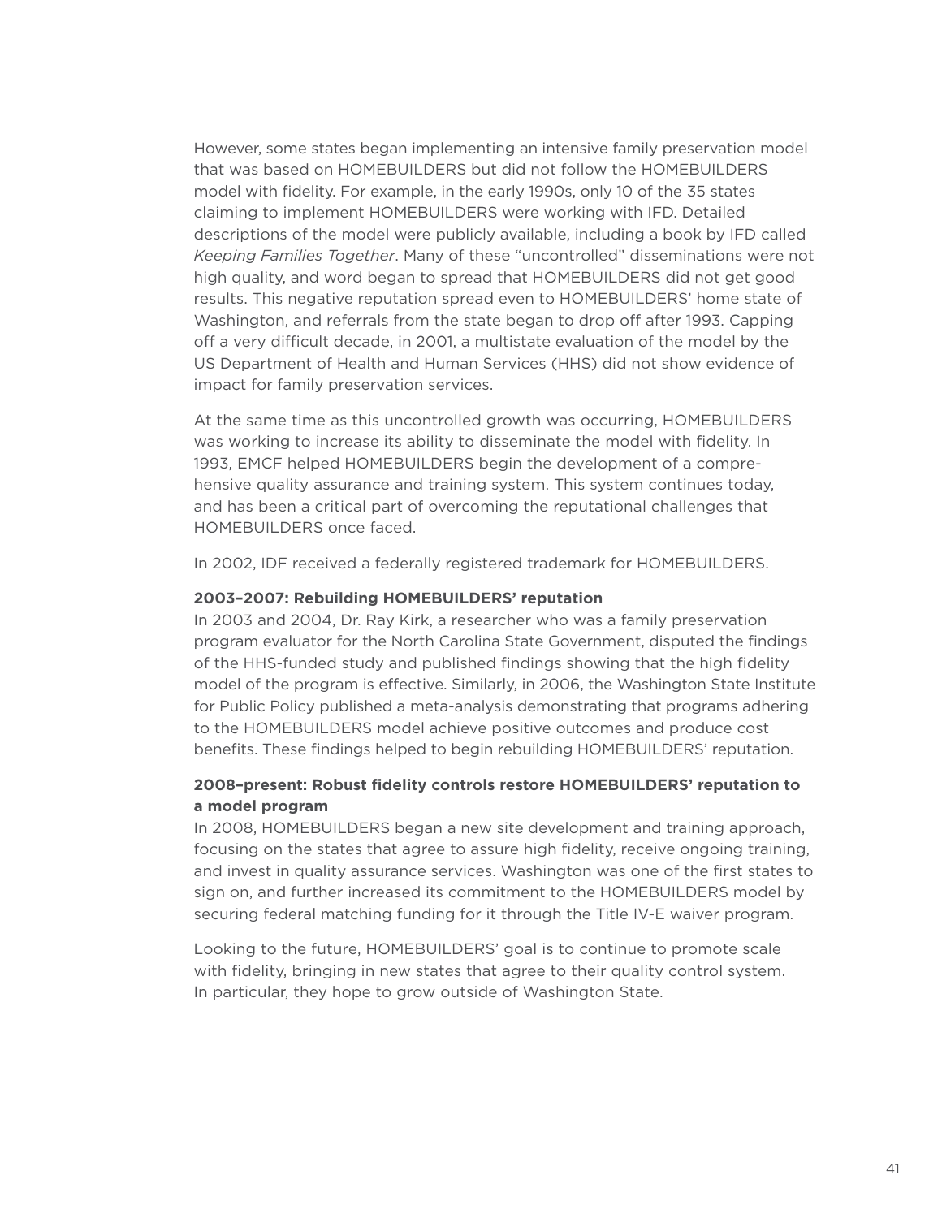However, some states began implementing an intensive family preservation model that was based on HOMEBUILDERS but did not follow the HOMEBUILDERS model with fidelity. For example, in the early 1990s, only 10 of the 35 states claiming to implement HOMEBUILDERS were working with IFD. Detailed descriptions of the model were publicly available, including a book by IFD called *Keeping Families Together*. Many of these "uncontrolled" disseminations were not high quality, and word began to spread that HOMEBUILDERS did not get good results. This negative reputation spread even to HOMEBUILDERS' home state of Washington, and referrals from the state began to drop off after 1993. Capping off a very difficult decade, in 2001, a multistate evaluation of the model by the US Department of Health and Human Services (HHS) did not show evidence of impact for family preservation services.

At the same time as this uncontrolled growth was occurring, HOMEBUILDERS was working to increase its ability to disseminate the model with fidelity. In 1993, EMCF helped HOMEBUILDERS begin the development of a comprehensive quality assurance and training system. This system continues today, and has been a critical part of overcoming the reputational challenges that HOMEBUILDERS once faced.

In 2002, IDF received a federally registered trademark for HOMEBUILDERS.

**2003–2007: Rebuilding HOMEBUILDERS' reputation**

In 2003 and 2004, Dr. Ray Kirk, a researcher who was a family preservation program evaluator for the North Carolina State Government, disputed the findings of the HHS-funded study and published findings showing that the high fidelity model of the program is effective. Similarly, in 2006, the Washington State Institute for Public Policy published a meta-analysis demonstrating that programs adhering to the HOMEBUILDERS model achieve positive outcomes and produce cost benefits. These findings helped to begin rebuilding HOMEBUILDERS' reputation.

**2008–present: Robust fidelity controls restore HOMEBUILDERS' reputation to a model program**

In 2008, HOMEBUILDERS began a new site development and training approach, focusing on the states that agree to assure high fidelity, receive ongoing training, and invest in quality assurance services. Washington was one of the first states to sign on, and further increased its commitment to the HOMEBUILDERS model by securing federal matching funding for it through the Title IV-E waiver program.

Looking to the future, HOMEBUILDERS' goal is to continue to promote scale with fidelity, bringing in new states that agree to their quality control system. In particular, they hope to grow outside of Washington State.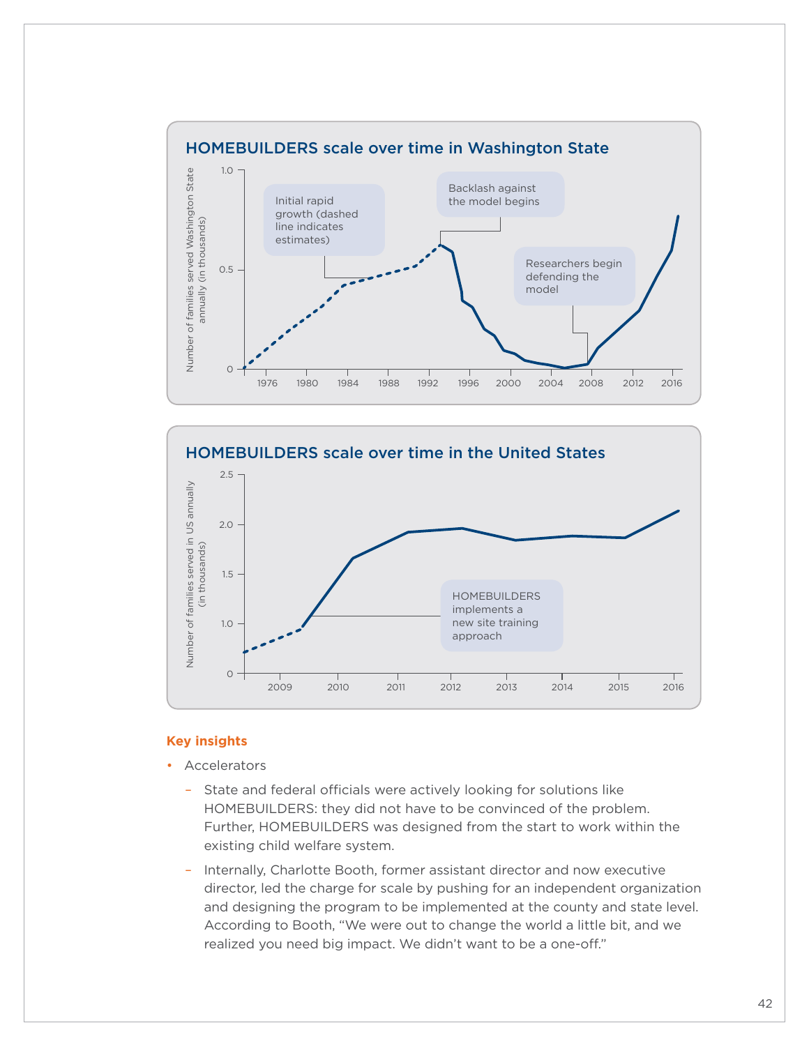## HOMEBUILDERS scale over time in Washington State

Number of families served Washington State annually (in thousands)

Initial rapid growth (dashed line indicates estimates)

Backlash against the model begins

Researchers begin defending the model

## HOMEBUILDERS scale over time in the United States

Number of families served in US annually (in thousands)

HOMEBUILDERS implements a new site training approach

**Key insights**

- Accelerators
  - State and federal officials were actively looking for solutions like HOMEBUILDERS: they did not have to be convinced of the problem. Further, HOMEBUILDERS was designed from the start to work within the existing child welfare system.
  - Internally, Charlotte Booth, former assistant director and now executive director, led the charge for scale by pushing for an independent organization and designing the program to be implemented at the county and state level. According to Booth, "We were out to change the world a little bit, and we realized you need big impact. We didn't want to be a one-off."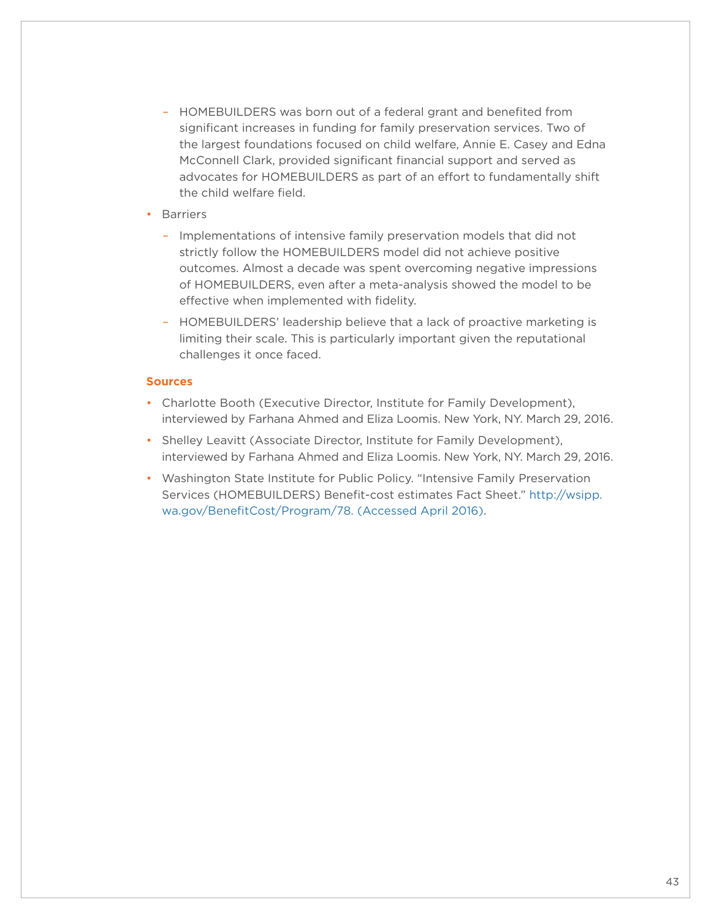- HOMEBUILDERS was born out of a federal grant and benefited from significant increases in funding for family preservation services. Two of the largest foundations focused on child welfare, Annie E. Casey and Edna McConnell Clark, provided significant financial support and served as advocates for HOMEBUILDERS as part of an effort to fundamentally shift the child welfare field.
- Barriers
  - Implementations of intensive family preservation models that did not strictly follow the HOMEBUILDERS model did not achieve positive outcomes. Almost a decade was spent overcoming negative impressions of HOMEBUILDERS, even after a meta-analysis showed the model to be effective when implemented with fidelity.
  - HOMEBUILDERS' leadership believe that a lack of proactive marketing is limiting their scale. This is particularly important given the reputational challenges it once faced.

**Sources**

- Charlotte Booth (Executive Director, Institute for Family Development), interviewed by Farhana Ahmed and Eliza Loomis. New York, NY. March 29, 2016.
- Shelley Leavitt (Associate Director, Institute for Family Development), interviewed by Farhana Ahmed and Eliza Loomis. New York, NY. March 29, 2016.
- Washington State Institute for Public Policy. "Intensive Family Preservation Services (HOMEBUILDERS) Benefit-cost estimates Fact Sheet." http://wsipp.wa.gov/BenefitCost/Program/78. (Accessed April 2016).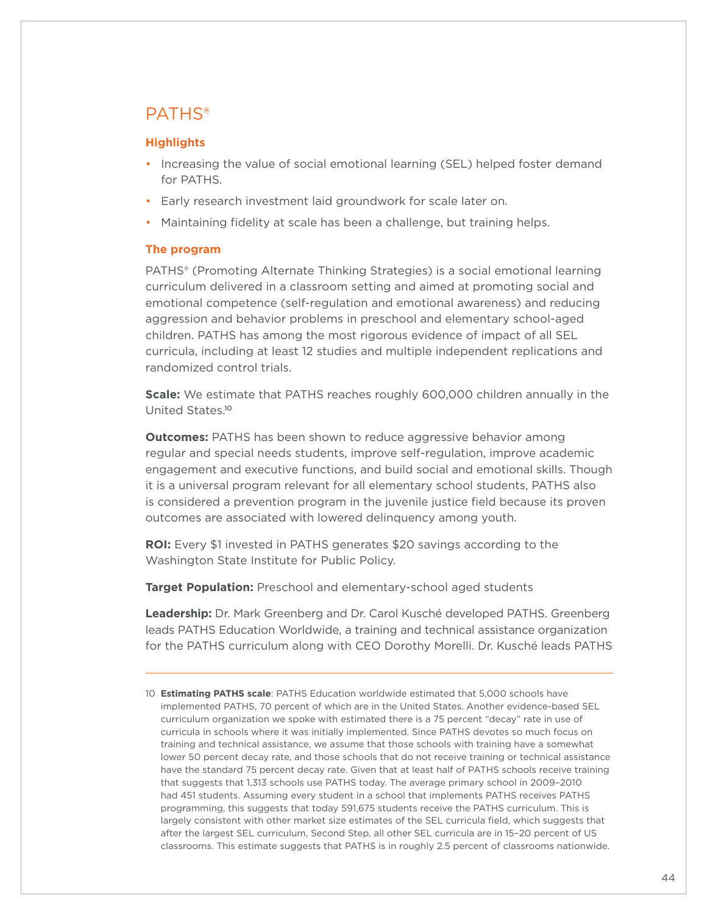## PATHS®

### Highlights

- Increasing the value of social emotional learning (SEL) helped foster demand for PATHS.
- Early research investment laid groundwork for scale later on.
- Maintaining fidelity at scale has been a challenge, but training helps.

### The program

PATHS® (Promoting Alternate Thinking Strategies) is a social emotional learning curriculum delivered in a classroom setting and aimed at promoting social and emotional competence (self-regulation and emotional awareness) and reducing aggression and behavior problems in preschool and elementary school-aged children. PATHS has among the most rigorous evidence of impact of all SEL curricula, including at least 12 studies and multiple independent replications and randomized control trials.

**Scale:** We estimate that PATHS reaches roughly 600,000 children annually in the United States.[10]

**Outcomes:** PATHS has been shown to reduce aggressive behavior among regular and special needs students, improve self-regulation, improve academic engagement and executive functions, and build social and emotional skills. Though it is a universal program relevant for all elementary school students, PATHS also is considered a prevention program in the juvenile justice field because its proven outcomes are associated with lowered delinquency among youth.

**ROI:** Every $1 invested in PATHS generates $20 savings according to the Washington State Institute for Public Policy.

**Target Population:** Preschool and elementary-school aged students

**Leadership:** Dr. Mark Greenberg and Dr. Carol Kusché developed PATHS. Greenberg leads PATHS Education Worldwide, a training and technical assistance organization for the PATHS curriculum along with CEO Dorothy Morelli. Dr. Kusché leads PATHS

---

10 **Estimating PATHS scale**: PATHS Education worldwide estimated that 5,000 schools have implemented PATHS, 70 percent of which are in the United States. Another evidence-based SEL curriculum organization we spoke with estimated there is a 75 percent "decay" rate in use of curricula in schools where it was initially implemented. Since PATHS devotes so much focus on training and technical assistance, we assume that those schools with training have a somewhat lower 50 percent decay rate, and those schools that do not receive training or technical assistance have the standard 75 percent decay rate. Given that at least half of PATHS schools receive training that suggests that 1,313 schools use PATHS today. The average primary school in 2009–2010 had 451 students. Assuming every student in a school that implements PATHS receives PATHS programming, this suggests that today 591,675 students receive the PATHS curriculum. This is largely consistent with other market size estimates of the SEL curricula field, which suggests that after the largest SEL curriculum, Second Step, all other SEL curricula are in 15–20 percent of US classrooms. This estimate suggests that PATHS is in roughly 2.5 percent of classrooms nationwide.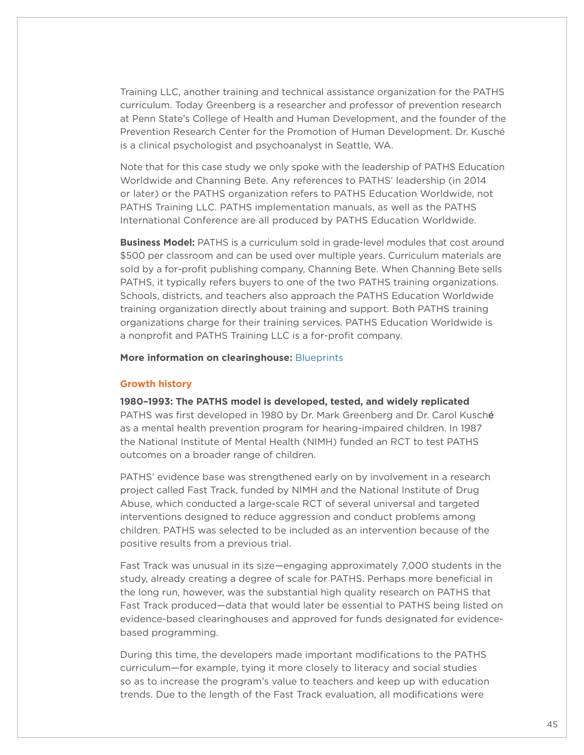Training LLC, another training and technical assistance organization for the PATHS curriculum. Today Greenberg is a researcher and professor of prevention research at Penn State's College of Health and Human Development, and the founder of the Prevention Research Center for the Promotion of Human Development. Dr. Kusché is a clinical psychologist and psychoanalyst in Seattle, WA.

Note that for this case study we only spoke with the leadership of PATHS Education Worldwide and Channing Bete. Any references to PATHS' leadership (in 2014 or later) or the PATHS organization refers to PATHS Education Worldwide, not PATHS Training LLC. PATHS implementation manuals, as well as the PATHS International Conference are all produced by PATHS Education Worldwide.

**Business Model:** PATHS is a curriculum sold in grade-level modules that cost around $500 per classroom and can be used over multiple years. Curriculum materials are sold by a for-profit publishing company, Channing Bete. When Channing Bete sells PATHS, it typically refers buyers to one of the two PATHS training organizations. Schools, districts, and teachers also approach the PATHS Education Worldwide training organization directly about training and support. Both PATHS training organizations charge for their training services. PATHS Education Worldwide is a nonprofit and PATHS Training LLC is a for-profit company.

**More information on clearinghouse:** Blueprints

### Growth history

**1980–1993: The PATHS model is developed, tested, and widely replicated**

PATHS was first developed in 1980 by Dr. Mark Greenberg and Dr. Carol Kusché as a mental health prevention program for hearing-impaired children. In 1987 the National Institute of Mental Health (NIMH) funded an RCT to test PATHS outcomes on a broader range of children.

PATHS' evidence base was strengthened early on by involvement in a research project called Fast Track, funded by NIMH and the National Institute of Drug Abuse, which conducted a large-scale RCT of several universal and targeted interventions designed to reduce aggression and conduct problems among children. PATHS was selected to be included as an intervention because of the positive results from a previous trial.

Fast Track was unusual in its size—engaging approximately 7,000 students in the study, already creating a degree of scale for PATHS. Perhaps more beneficial in the long run, however, was the substantial high quality research on PATHS that Fast Track produced—data that would later be essential to PATHS being listed on evidence-based clearinghouses and approved for funds designated for evidence-based programming.

During this time, the developers made important modifications to the PATHS curriculum—for example, tying it more closely to literacy and social studies so as to increase the program's value to teachers and keep up with education trends. Due to the length of the Fast Track evaluation, all modifications were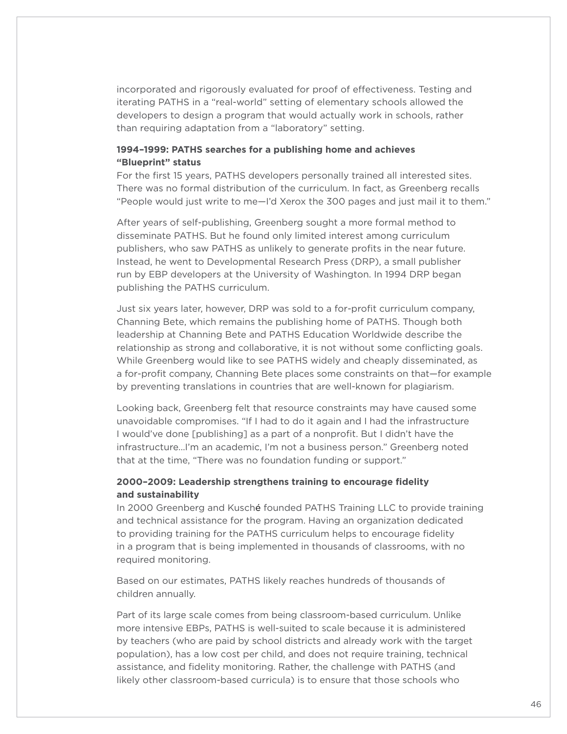incorporated and rigorously evaluated for proof of effectiveness. Testing and iterating PATHS in a "real-world" setting of elementary schools allowed the developers to design a program that would actually work in schools, rather than requiring adaptation from a "laboratory" setting.

**1994–1999: PATHS searches for a publishing home and achieves "Blueprint" status**

For the first 15 years, PATHS developers personally trained all interested sites. There was no formal distribution of the curriculum. In fact, as Greenberg recalls "People would just write to me—I'd Xerox the 300 pages and just mail it to them."

After years of self-publishing, Greenberg sought a more formal method to disseminate PATHS. But he found only limited interest among curriculum publishers, who saw PATHS as unlikely to generate profits in the near future. Instead, he went to Developmental Research Press (DRP), a small publisher run by EBP developers at the University of Washington. In 1994 DRP began publishing the PATHS curriculum.

Just six years later, however, DRP was sold to a for-profit curriculum company, Channing Bete, which remains the publishing home of PATHS. Though both leadership at Channing Bete and PATHS Education Worldwide describe the relationship as strong and collaborative, it is not without some conflicting goals. While Greenberg would like to see PATHS widely and cheaply disseminated, as a for-profit company, Channing Bete places some constraints on that—for example by preventing translations in countries that are well-known for plagiarism.

Looking back, Greenberg felt that resource constraints may have caused some unavoidable compromises. "If I had to do it again and I had the infrastructure I would've done [publishing] as a part of a nonprofit. But I didn't have the infrastructure...I'm an academic, I'm not a business person." Greenberg noted that at the time, "There was no foundation funding or support."

**2000–2009: Leadership strengthens training to encourage fidelity and sustainability**

In 2000 Greenberg and Kusché founded PATHS Training LLC to provide training and technical assistance for the program. Having an organization dedicated to providing training for the PATHS curriculum helps to encourage fidelity in a program that is being implemented in thousands of classrooms, with no required monitoring.

Based on our estimates, PATHS likely reaches hundreds of thousands of children annually.

Part of its large scale comes from being classroom-based curriculum. Unlike more intensive EBPs, PATHS is well-suited to scale because it is administered by teachers (who are paid by school districts and already work with the target population), has a low cost per child, and does not require training, technical assistance, and fidelity monitoring. Rather, the challenge with PATHS (and likely other classroom-based curricula) is to ensure that those schools who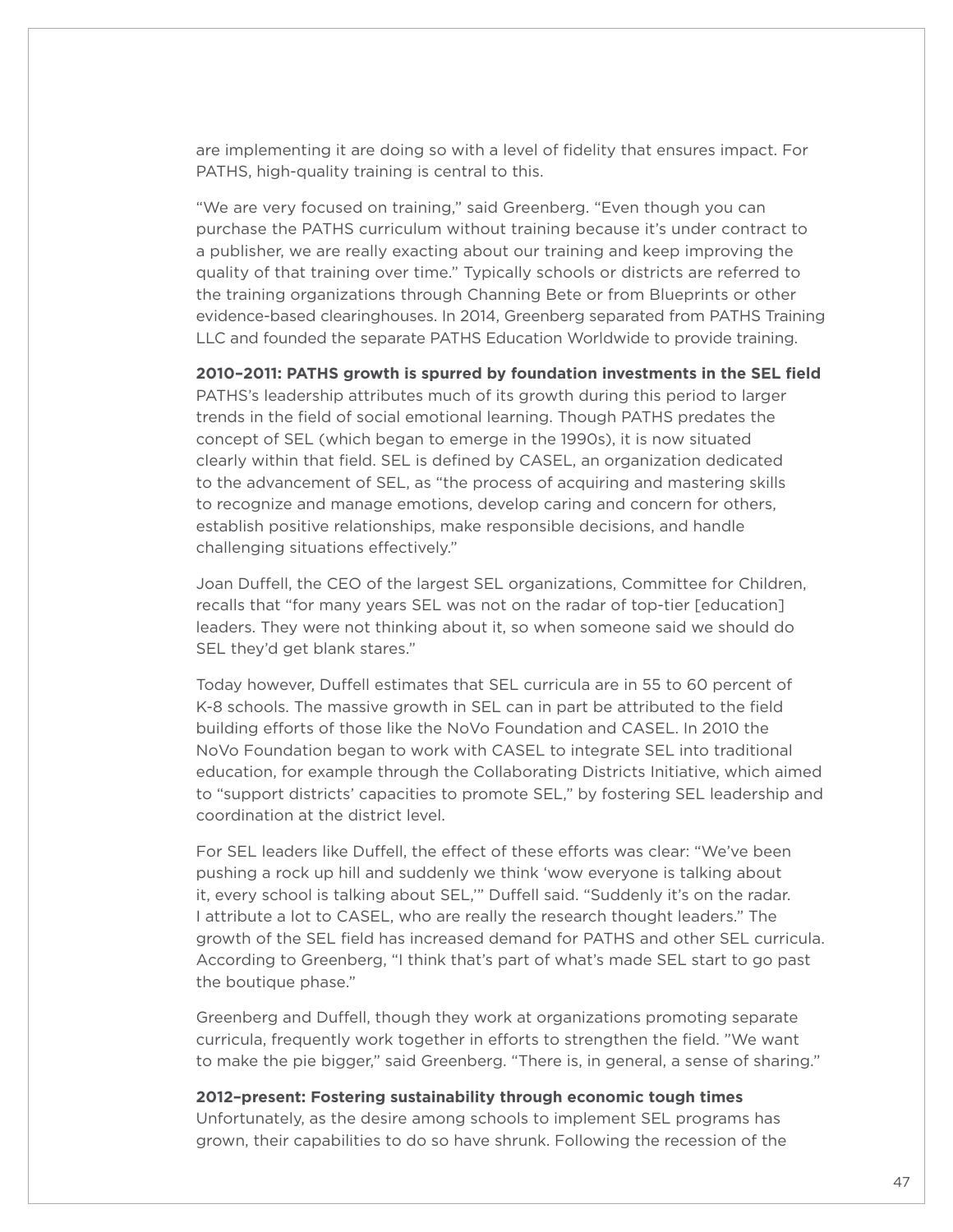are implementing it are doing so with a level of fidelity that ensures impact. For PATHS, high-quality training is central to this.

"We are very focused on training," said Greenberg. "Even though you can purchase the PATHS curriculum without training because it's under contract to a publisher, we are really exacting about our training and keep improving the quality of that training over time." Typically schools or districts are referred to the training organizations through Channing Bete or from Blueprints or other evidence-based clearinghouses. In 2014, Greenberg separated from PATHS Training LLC and founded the separate PATHS Education Worldwide to provide training.

**2010–2011: PATHS growth is spurred by foundation investments in the SEL field**

PATHS's leadership attributes much of its growth during this period to larger trends in the field of social emotional learning. Though PATHS predates the concept of SEL (which began to emerge in the 1990s), it is now situated clearly within that field. SEL is defined by CASEL, an organization dedicated to the advancement of SEL, as "the process of acquiring and mastering skills to recognize and manage emotions, develop caring and concern for others, establish positive relationships, make responsible decisions, and handle challenging situations effectively."

Joan Duffell, the CEO of the largest SEL organizations, Committee for Children, recalls that "for many years SEL was not on the radar of top-tier [education] leaders. They were not thinking about it, so when someone said we should do SEL they'd get blank stares."

Today however, Duffell estimates that SEL curricula are in 55 to 60 percent of K-8 schools. The massive growth in SEL can in part be attributed to the field building efforts of those like the NoVo Foundation and CASEL. In 2010 the NoVo Foundation began to work with CASEL to integrate SEL into traditional education, for example through the Collaborating Districts Initiative, which aimed to "support districts' capacities to promote SEL," by fostering SEL leadership and coordination at the district level.

For SEL leaders like Duffell, the effect of these efforts was clear: "We've been pushing a rock up hill and suddenly we think 'wow everyone is talking about it, every school is talking about SEL,'" Duffell said. "Suddenly it's on the radar. I attribute a lot to CASEL, who are really the research thought leaders." The growth of the SEL field has increased demand for PATHS and other SEL curricula. According to Greenberg, "I think that's part of what's made SEL start to go past the boutique phase."

Greenberg and Duffell, though they work at organizations promoting separate curricula, frequently work together in efforts to strengthen the field. "We want to make the pie bigger," said Greenberg. "There is, in general, a sense of sharing."

**2012–present: Fostering sustainability through economic tough times**

Unfortunately, as the desire among schools to implement SEL programs has grown, their capabilities to do so have shrunk. Following the recession of the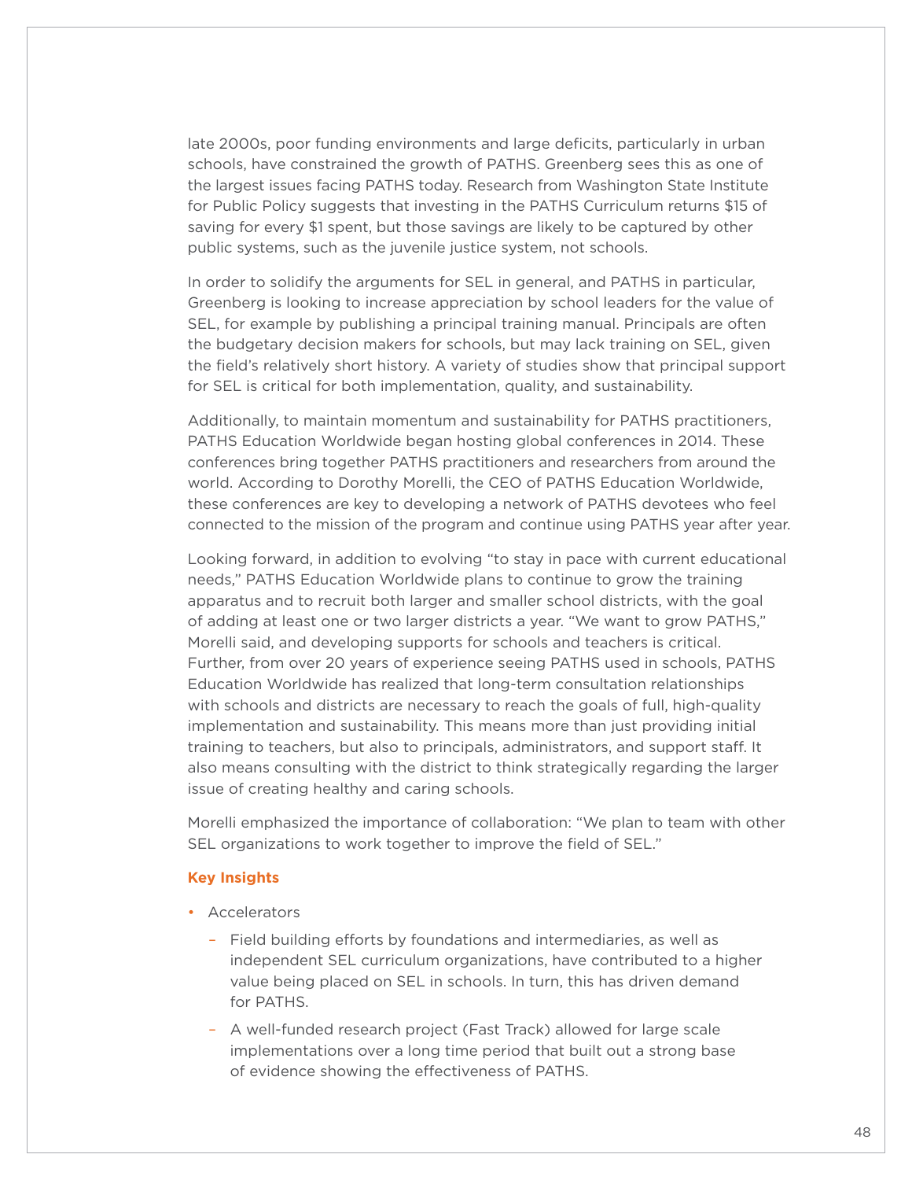late 2000s, poor funding environments and large deficits, particularly in urban schools, have constrained the growth of PATHS. Greenberg sees this as one of the largest issues facing PATHS today. Research from Washington State Institute for Public Policy suggests that investing in the PATHS Curriculum returns $15 of saving for every $1 spent, but those savings are likely to be captured by other public systems, such as the juvenile justice system, not schools.

In order to solidify the arguments for SEL in general, and PATHS in particular, Greenberg is looking to increase appreciation by school leaders for the value of SEL, for example by publishing a principal training manual. Principals are often the budgetary decision makers for schools, but may lack training on SEL, given the field's relatively short history. A variety of studies show that principal support for SEL is critical for both implementation, quality, and sustainability.

Additionally, to maintain momentum and sustainability for PATHS practitioners, PATHS Education Worldwide began hosting global conferences in 2014. These conferences bring together PATHS practitioners and researchers from around the world. According to Dorothy Morelli, the CEO of PATHS Education Worldwide, these conferences are key to developing a network of PATHS devotees who feel connected to the mission of the program and continue using PATHS year after year.

Looking forward, in addition to evolving "to stay in pace with current educational needs," PATHS Education Worldwide plans to continue to grow the training apparatus and to recruit both larger and smaller school districts, with the goal of adding at least one or two larger districts a year. "We want to grow PATHS," Morelli said, and developing supports for schools and teachers is critical. Further, from over 20 years of experience seeing PATHS used in schools, PATHS Education Worldwide has realized that long-term consultation relationships with schools and districts are necessary to reach the goals of full, high-quality implementation and sustainability. This means more than just providing initial training to teachers, but also to principals, administrators, and support staff. It also means consulting with the district to think strategically regarding the larger issue of creating healthy and caring schools.

Morelli emphasized the importance of collaboration: "We plan to team with other SEL organizations to work together to improve the field of SEL."

**Key Insights**

- Accelerators
  - Field building efforts by foundations and intermediaries, as well as independent SEL curriculum organizations, have contributed to a higher value being placed on SEL in schools. In turn, this has driven demand for PATHS.
  - A well-funded research project (Fast Track) allowed for large scale implementations over a long time period that built out a strong base of evidence showing the effectiveness of PATHS.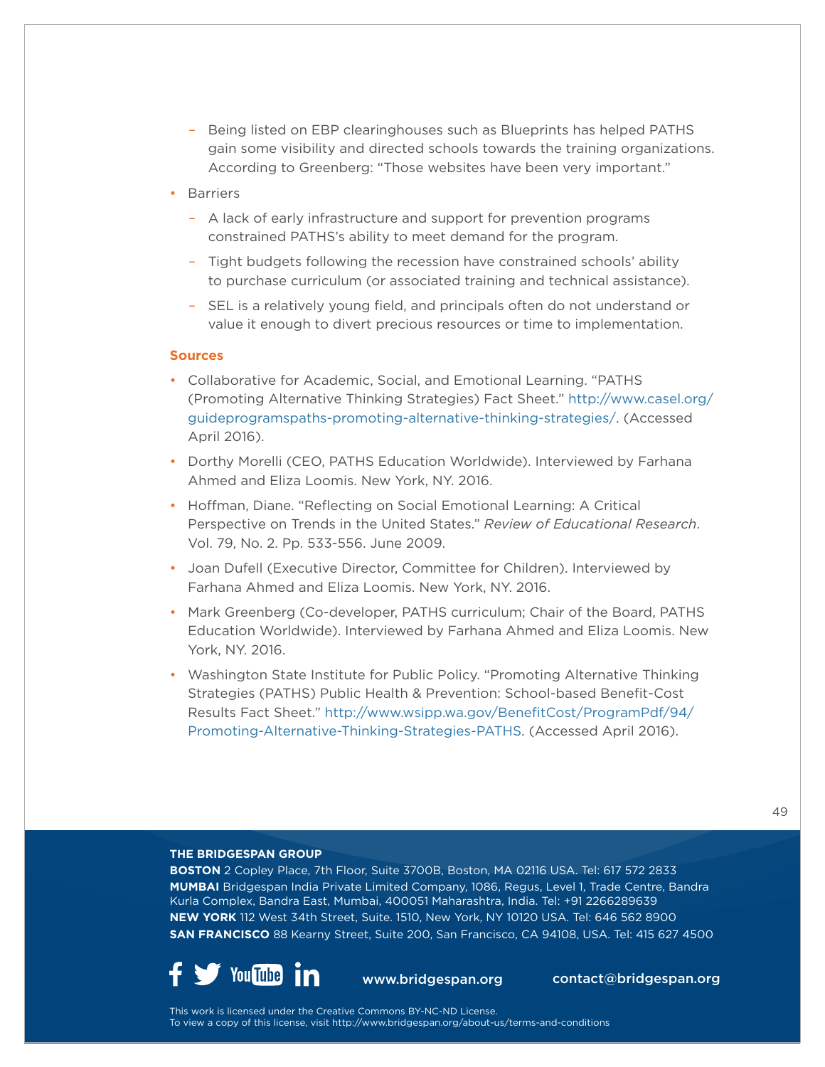- Being listed on EBP clearinghouses such as Blueprints has helped PATHS gain some visibility and directed schools towards the training organizations. According to Greenberg: "Those websites have been very important."
- Barriers
  - A lack of early infrastructure and support for prevention programs constrained PATHS's ability to meet demand for the program.
  - Tight budgets following the recession have constrained schools' ability to purchase curriculum (or associated training and technical assistance).
  - SEL is a relatively young field, and principals often do not understand or value it enough to divert precious resources or time to implementation.

**Sources**

- Collaborative for Academic, Social, and Emotional Learning. "PATHS (Promoting Alternative Thinking Strategies) Fact Sheet." http://www.casel.org/guideprogramspaths-promoting-alternative-thinking-strategies/. (Accessed April 2016).
- Dorthy Morelli (CEO, PATHS Education Worldwide). Interviewed by Farhana Ahmed and Eliza Loomis. New York, NY. 2016.
- Hoffman, Diane. "Reflecting on Social Emotional Learning: A Critical Perspective on Trends in the United States." *Review of Educational Research*. Vol. 79, No. 2. Pp. 533-556. June 2009.
- Joan Dufell (Executive Director, Committee for Children). Interviewed by Farhana Ahmed and Eliza Loomis. New York, NY. 2016.
- Mark Greenberg (Co-developer, PATHS curriculum; Chair of the Board, PATHS Education Worldwide). Interviewed by Farhana Ahmed and Eliza Loomis. New York, NY. 2016.
- Washington State Institute for Public Policy. "Promoting Alternative Thinking Strategies (PATHS) Public Health & Prevention: School-based Benefit-Cost Results Fact Sheet." http://www.wsipp.wa.gov/BenefitCost/ProgramPdf/94/Promoting-Alternative-Thinking-Strategies-PATHS. (Accessed April 2016).

**THE BRIDGESPAN GROUP**

**BOSTON** 2 Copley Place, 7th Floor, Suite 3700B, Boston, MA 02116 USA. Tel: 617 572 2833
**MUMBAI** Bridgespan India Private Limited Company, 1086, Regus, Level 1, Trade Centre, Bandra Kurla Complex, Bandra East, Mumbai, 400051 Maharashtra, India. Tel: +91 2266289639
**NEW YORK** 112 West 34th Street, Suite. 1510, New York, NY 10120 USA. Tel: 646 562 8900
**SAN FRANCISCO** 88 Kearny Street, Suite 200, San Francisco, CA 94108, USA. Tel: 415 627 4500

www.bridgespan.org    contact@bridgespan.org

This work is licensed under the Creative Commons BY-NC-ND License.
To view a copy of this license, visit http://www.bridgespan.org/about-us/terms-and-conditions